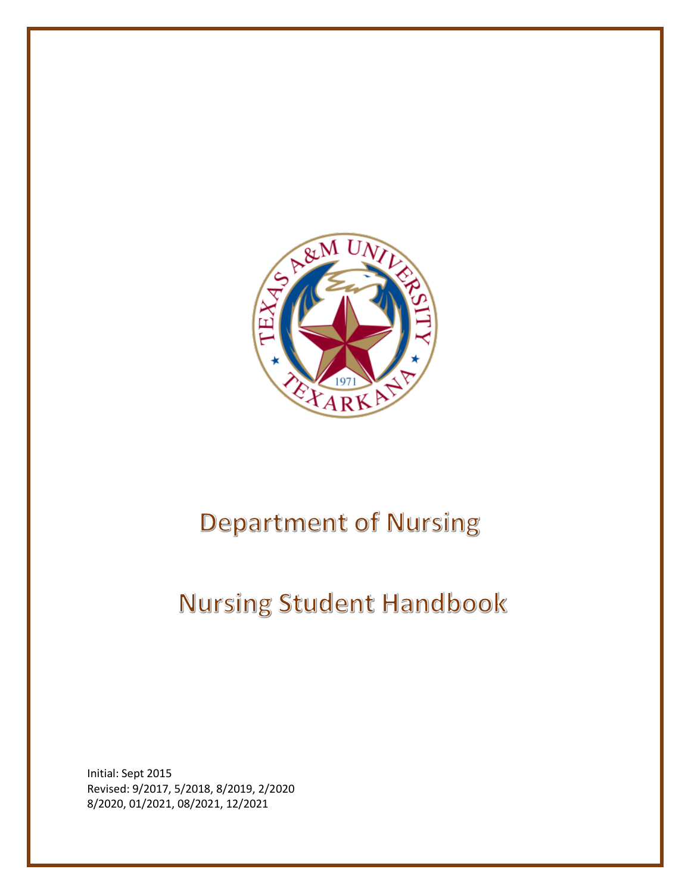# Department of Nursing

# Nursing Student Handbook

Initial: Sept 2015
Revised: 9/2017, 5/2018, 8/2019, 2/2020
8/2020, 01/2021, 08/2021, 12/2021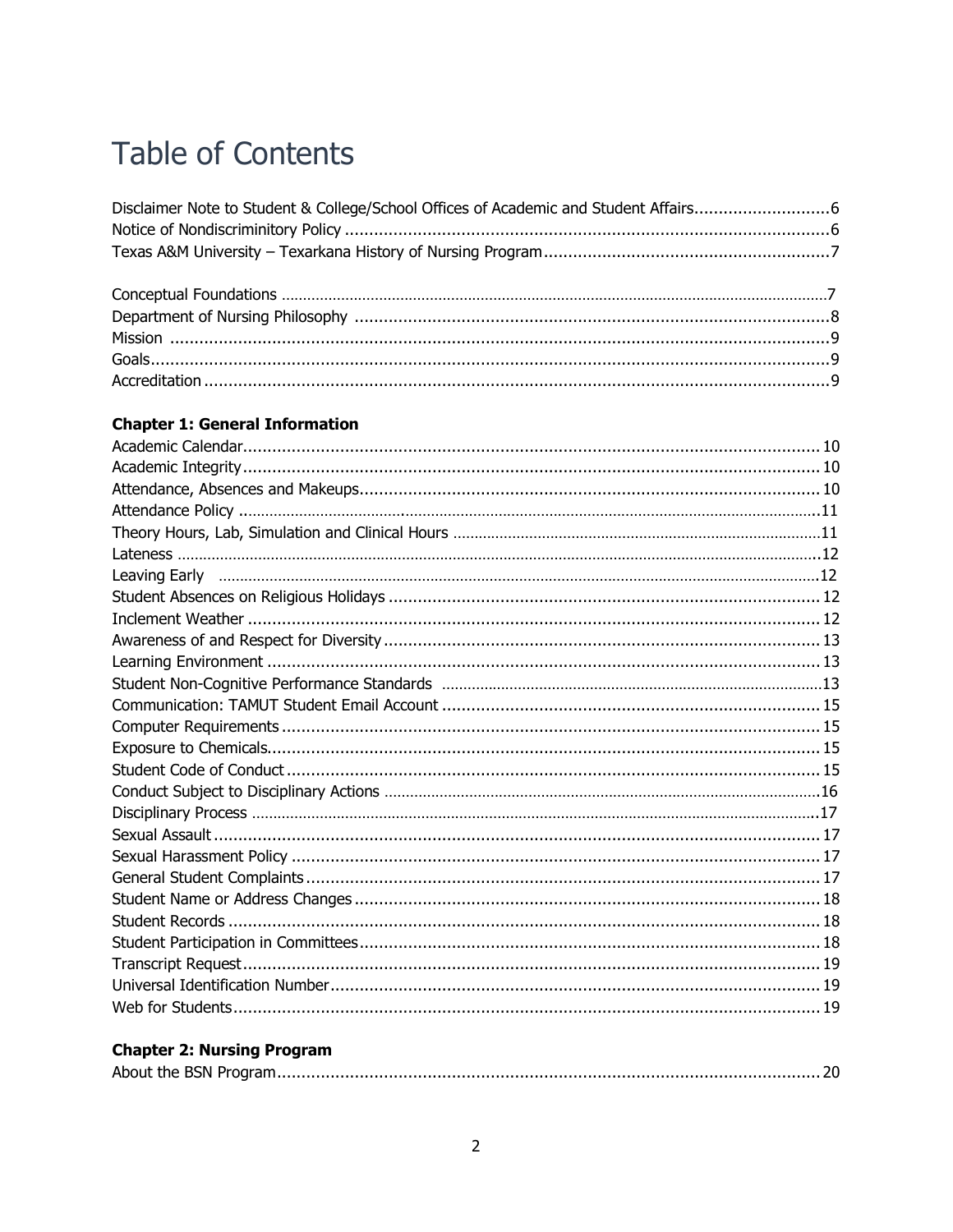# Table of Contents

Disclaimer Note to Student & College/School Offices of Academic and Student Affairs....6
Notice of Nondiscriminitory Policy....6
Texas A&M University – Texarkana History of Nursing Program....7

Conceptual Foundations....7
Department of Nursing Philosophy....8
Mission....9
Goals....9
Accreditation....9

**Chapter 1: General Information**

Academic Calendar....10
Academic Integrity....10
Attendance, Absences and Makeups....10
Attendance Policy....11
Theory Hours, Lab, Simulation and Clinical Hours....11
Lateness....12
Leaving Early....12
Student Absences on Religious Holidays....12
Inclement Weather....12
Awareness of and Respect for Diversity....13
Learning Environment....13
Student Non-Cognitive Performance Standards....13
Communication: TAMUT Student Email Account....15
Computer Requirements....15
Exposure to Chemicals....15
Student Code of Conduct....15
Conduct Subject to Disciplinary Actions....16
Disciplinary Process....17
Sexual Assault....17
Sexual Harassment Policy....17
General Student Complaints....17
Student Name or Address Changes....18
Student Records....18
Student Participation in Committees....18
Transcript Request....19
Universal Identification Number....19
Web for Students....19

**Chapter 2: Nursing Program**

About the BSN Program....20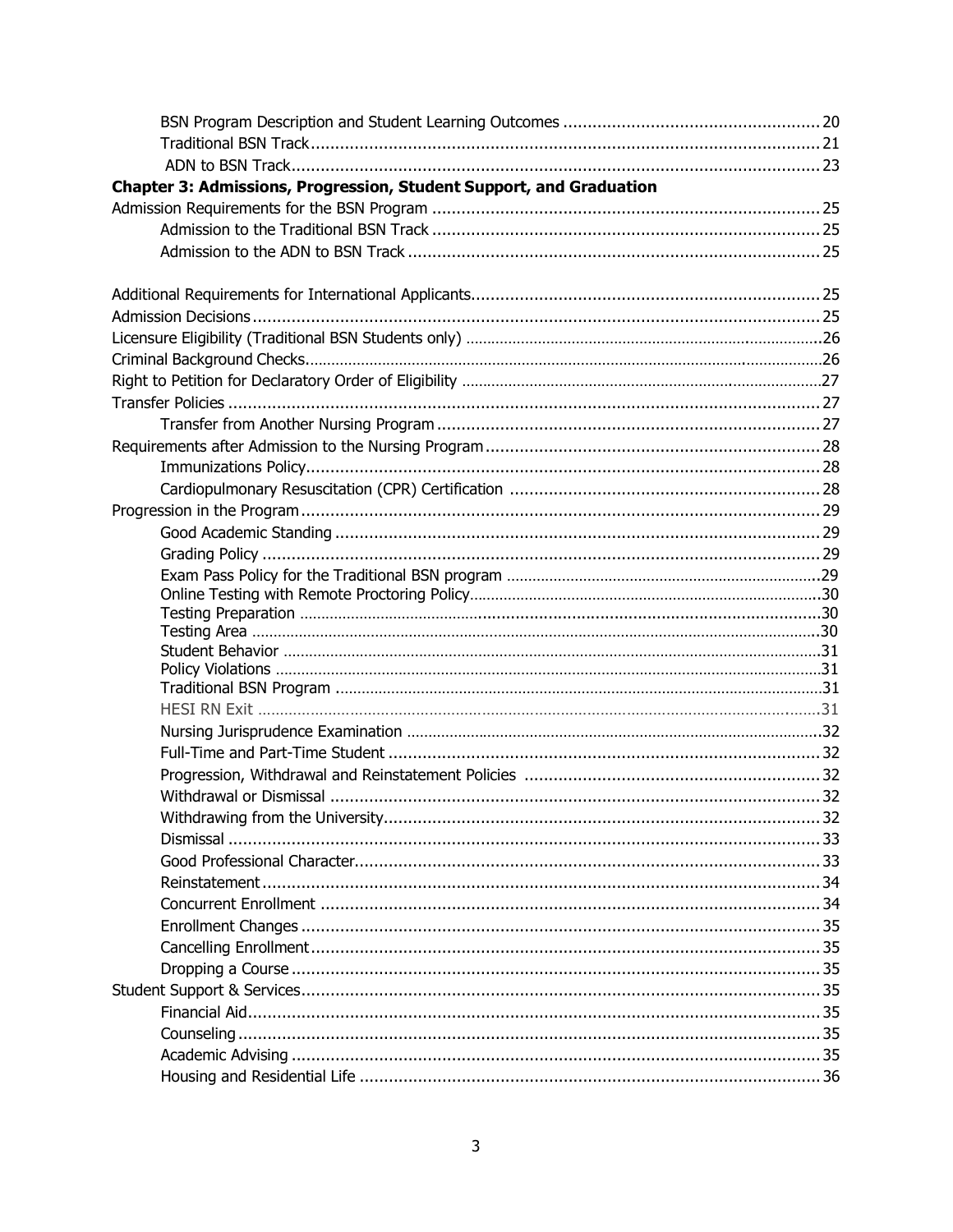BSN Program Description and Student Learning Outcomes ..... 20
Traditional BSN Track ..... 21
ADN to BSN Track ..... 23

**Chapter 3: Admissions, Progression, Student Support, and Graduation**

Admission Requirements for the BSN Program ..... 25
Admission to the Traditional BSN Track ..... 25
Admission to the ADN to BSN Track ..... 25

Additional Requirements for International Applicants ..... 25
Admission Decisions ..... 25
Licensure Eligibility (Traditional BSN Students only) ..... 26
Criminal Background Checks ..... 26
Right to Petition for Declaratory Order of Eligibility ..... 27
Transfer Policies ..... 27
Transfer from Another Nursing Program ..... 27
Requirements after Admission to the Nursing Program ..... 28
Immunizations Policy ..... 28
Cardiopulmonary Resuscitation (CPR) Certification ..... 28
Progression in the Program ..... 29
Good Academic Standing ..... 29
Grading Policy ..... 29
Exam Pass Policy for the Traditional BSN program ..... 29
Online Testing with Remote Proctoring Policy ..... 30
Testing Preparation ..... 30
Testing Area ..... 30
Student Behavior ..... 31
Policy Violations ..... 31
Traditional BSN Program ..... 31
HESI RN Exit ..... 31
Nursing Jurisprudence Examination ..... 32
Full-Time and Part-Time Student ..... 32
Progression, Withdrawal and Reinstatement Policies ..... 32
Withdrawal or Dismissal ..... 32
Withdrawing from the University ..... 32
Dismissal ..... 33
Good Professional Character ..... 33
Reinstatement ..... 34
Concurrent Enrollment ..... 34
Enrollment Changes ..... 35
Cancelling Enrollment ..... 35
Dropping a Course ..... 35
Student Support & Services ..... 35
Financial Aid ..... 35
Counseling ..... 35
Academic Advising ..... 35
Housing and Residential Life ..... 36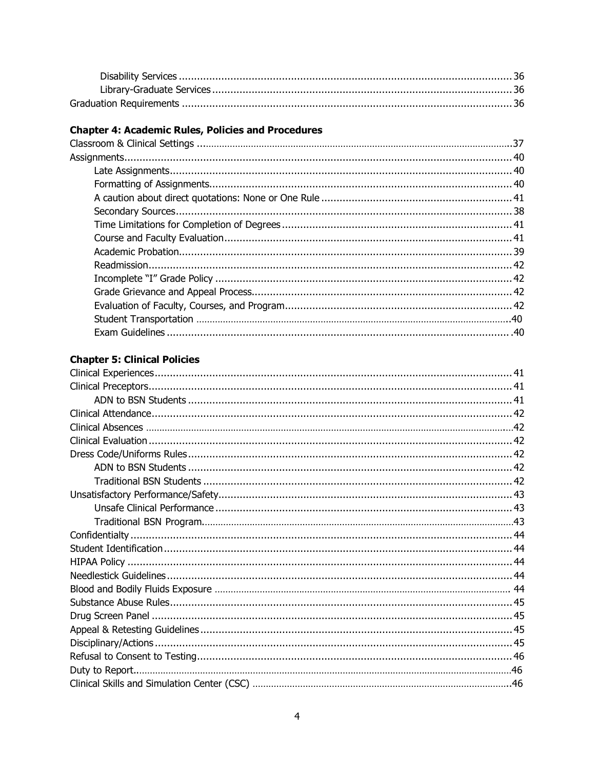Disability Services ............................................................................................................ 36
Library-Graduate Services ................................................................................................. 36
Graduation Requirements ........................................................................................................... 36

### Chapter 4: Academic Rules, Policies and Procedures

Classroom & Clinical Settings .......................................................................................................37
Assignments.............................................................................................................................. 40
- Late Assignments................................................................................................................ 40
- Formatting of Assignments.................................................................................................. 40
- A caution about direct quotations: None or One Rule ............................................................ 41
- Secondary Sources.............................................................................................................. 38
- Time Limitations for Completion of Degrees .......................................................................... 41
- Course and Faculty Evaluation............................................................................................. 41
- Academic Probation............................................................................................................ 39
- Readmission....................................................................................................................... 42
- Incomplete "I" Grade Policy ................................................................................................. 42
- Grade Grievance and Appeal Process..................................................................................... 42
- Evaluation of Faculty, Courses, and Program.......................................................................... 42
- Student Transportation .......................................................................................................40
- Exam Guidelines ................................................................................................................ .40

### Chapter 5: Clinical Policies

Clinical Experiences.................................................................................................................... 41
Clinical Preceptors...................................................................................................................... 41
- ADN to BSN Students .......................................................................................................... 41

Clinical Attendance..................................................................................................................... 42
Clinical Absences ........................................................................................................................42
Clinical Evaluation ...................................................................................................................... 42
Dress Code/Uniforms Rules.......................................................................................................... 42
- ADN to BSN Students ......................................................................................................... 42
- Traditional BSN Students .................................................................................................... 42

Unsatisfactory Performance/Safety................................................................................................ 43
- Unsafe Clinical Performance ................................................................................................ 43
- Traditional BSN Program......................................................................................................43

Confidentialty ............................................................................................................................ 44
Student Identification ................................................................................................................. 44
HIPAA Policy ............................................................................................................................. 44
Needlestick Guidelines................................................................................................................ 44
Blood and Bodily Fluids Exposure ............................................................................................... 44
Substance Abuse Rules................................................................................................................ 45
Drug Screen Panel ...................................................................................................................... 45
Appeal & Retesting Guidelines...................................................................................................... 45
Disciplinary/Actions..................................................................................................................... 45
Refusal to Consent to Testing....................................................................................................... 46
Duty to Report.............................................................................................................................46
Clinical Skills and Simulation Center (CSC) ....................................................................................46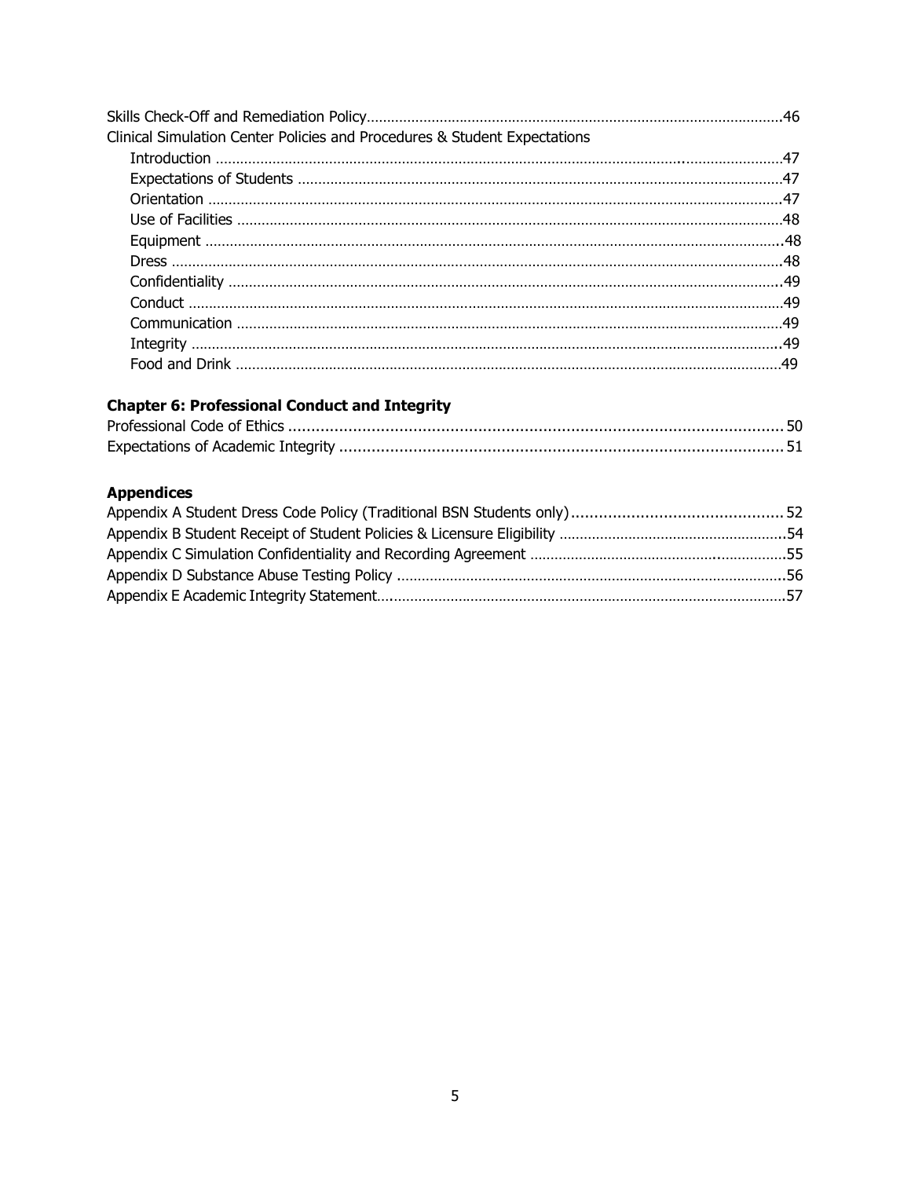Skills Check-Off and Remediation Policy....................................................................................................46

Clinical Simulation Center Policies and Procedures & Student Expectations

- Introduction ....................................................................................................................47
- Expectations of Students ................................................................................................47
- Orientation .....................................................................................................................47
- Use of Facilities ..............................................................................................................48
- Equipment .....................................................................................................................48
- Dress ..............................................................................................................................48
- Confidentiality ................................................................................................................49
- Conduct ..........................................................................................................................49
- Communication ...............................................................................................................49
- Integrity .........................................................................................................................49
- Food and Drink ...............................................................................................................49

**Chapter 6: Professional Conduct and Integrity**

Professional Code of Ethics .......................................................................................................50

Expectations of Academic Integrity ...........................................................................................51

**Appendices**

Appendix A Student Dress Code Policy (Traditional BSN Students only)..............................................52

Appendix B Student Receipt of Student Policies & Licensure Eligibility .......................................................54

Appendix C Simulation Confidentiality and Recording Agreement ................................................................55

Appendix D Substance Abuse Testing Policy ...............................................................................................56

Appendix E Academic Integrity Statement...................................................................................................57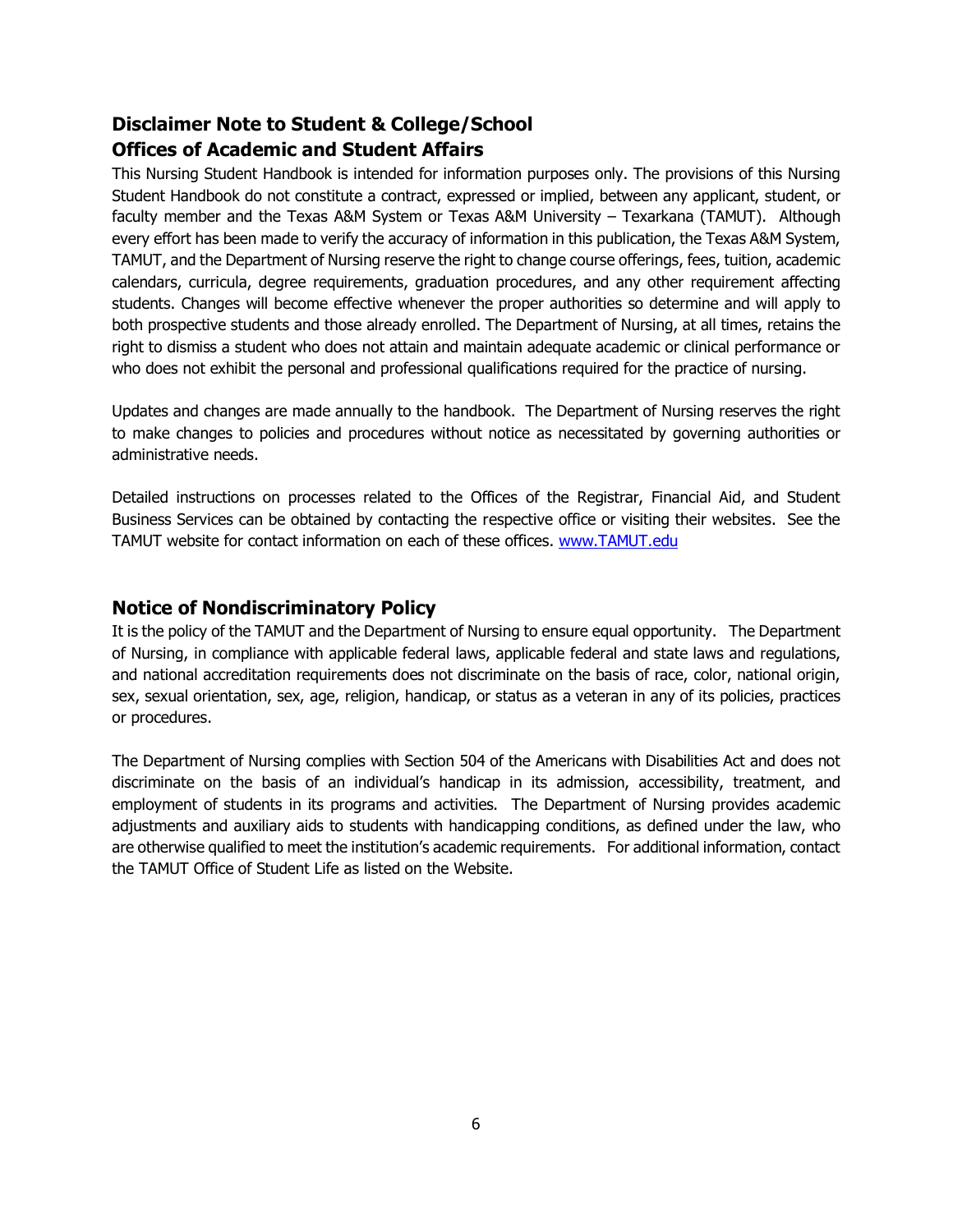## Disclaimer Note to Student & College/School Offices of Academic and Student Affairs

This Nursing Student Handbook is intended for information purposes only. The provisions of this Nursing Student Handbook do not constitute a contract, expressed or implied, between any applicant, student, or faculty member and the Texas A&M System or Texas A&M University – Texarkana (TAMUT). Although every effort has been made to verify the accuracy of information in this publication, the Texas A&M System, TAMUT, and the Department of Nursing reserve the right to change course offerings, fees, tuition, academic calendars, curricula, degree requirements, graduation procedures, and any other requirement affecting students. Changes will become effective whenever the proper authorities so determine and will apply to both prospective students and those already enrolled. The Department of Nursing, at all times, retains the right to dismiss a student who does not attain and maintain adequate academic or clinical performance or who does not exhibit the personal and professional qualifications required for the practice of nursing.

Updates and changes are made annually to the handbook. The Department of Nursing reserves the right to make changes to policies and procedures without notice as necessitated by governing authorities or administrative needs.

Detailed instructions on processes related to the Offices of the Registrar, Financial Aid, and Student Business Services can be obtained by contacting the respective office or visiting their websites. See the TAMUT website for contact information on each of these offices. [www.TAMUT.edu](http://www.TAMUT.edu)

## Notice of Nondiscriminatory Policy

It is the policy of the TAMUT and the Department of Nursing to ensure equal opportunity. The Department of Nursing, in compliance with applicable federal laws, applicable federal and state laws and regulations, and national accreditation requirements does not discriminate on the basis of race, color, national origin, sex, sexual orientation, sex, age, religion, handicap, or status as a veteran in any of its policies, practices or procedures.

The Department of Nursing complies with Section 504 of the Americans with Disabilities Act and does not discriminate on the basis of an individual's handicap in its admission, accessibility, treatment, and employment of students in its programs and activities. The Department of Nursing provides academic adjustments and auxiliary aids to students with handicapping conditions, as defined under the law, who are otherwise qualified to meet the institution's academic requirements. For additional information, contact the TAMUT Office of Student Life as listed on the Website.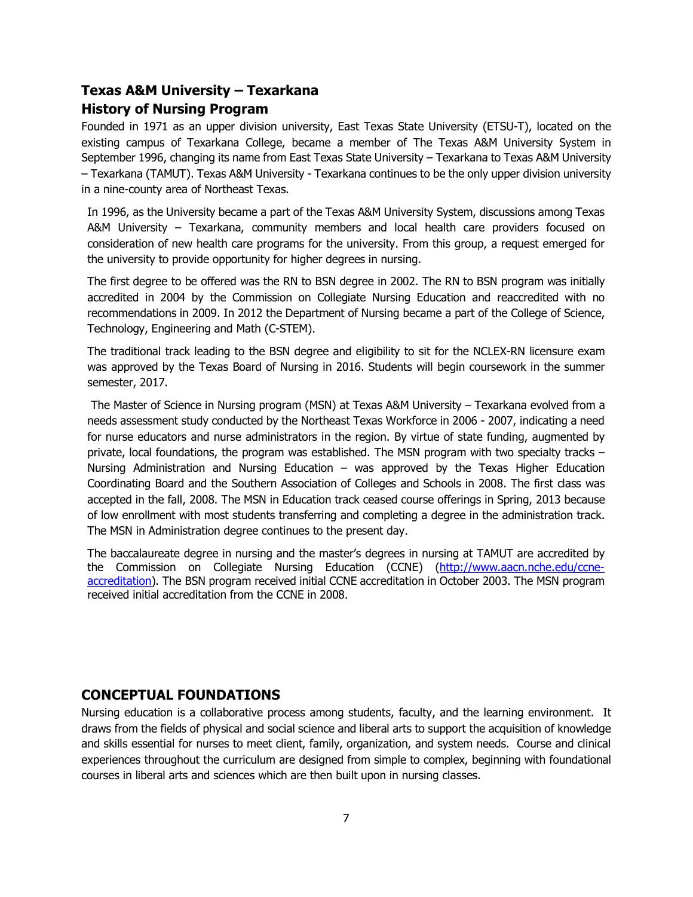## Texas A&M University – Texarkana
## History of Nursing Program

Founded in 1971 as an upper division university, East Texas State University (ETSU-T), located on the existing campus of Texarkana College, became a member of The Texas A&M University System in September 1996, changing its name from East Texas State University – Texarkana to Texas A&M University – Texarkana (TAMUT). Texas A&M University - Texarkana continues to be the only upper division university in a nine-county area of Northeast Texas.

In 1996, as the University became a part of the Texas A&M University System, discussions among Texas A&M University – Texarkana, community members and local health care providers focused on consideration of new health care programs for the university. From this group, a request emerged for the university to provide opportunity for higher degrees in nursing.

The first degree to be offered was the RN to BSN degree in 2002. The RN to BSN program was initially accredited in 2004 by the Commission on Collegiate Nursing Education and reaccredited with no recommendations in 2009. In 2012 the Department of Nursing became a part of the College of Science, Technology, Engineering and Math (C-STEM).

The traditional track leading to the BSN degree and eligibility to sit for the NCLEX-RN licensure exam was approved by the Texas Board of Nursing in 2016. Students will begin coursework in the summer semester, 2017.

The Master of Science in Nursing program (MSN) at Texas A&M University – Texarkana evolved from a needs assessment study conducted by the Northeast Texas Workforce in 2006 - 2007, indicating a need for nurse educators and nurse administrators in the region. By virtue of state funding, augmented by private, local foundations, the program was established. The MSN program with two specialty tracks – Nursing Administration and Nursing Education – was approved by the Texas Higher Education Coordinating Board and the Southern Association of Colleges and Schools in 2008. The first class was accepted in the fall, 2008. The MSN in Education track ceased course offerings in Spring, 2013 because of low enrollment with most students transferring and completing a degree in the administration track. The MSN in Administration degree continues to the present day.

The baccalaureate degree in nursing and the master's degrees in nursing at TAMUT are accredited by the Commission on Collegiate Nursing Education (CCNE) (http://www.aacn.nche.edu/ccne-accreditation). The BSN program received initial CCNE accreditation in October 2003. The MSN program received initial accreditation from the CCNE in 2008.

## CONCEPTUAL FOUNDATIONS

Nursing education is a collaborative process among students, faculty, and the learning environment. It draws from the fields of physical and social science and liberal arts to support the acquisition of knowledge and skills essential for nurses to meet client, family, organization, and system needs. Course and clinical experiences throughout the curriculum are designed from simple to complex, beginning with foundational courses in liberal arts and sciences which are then built upon in nursing classes.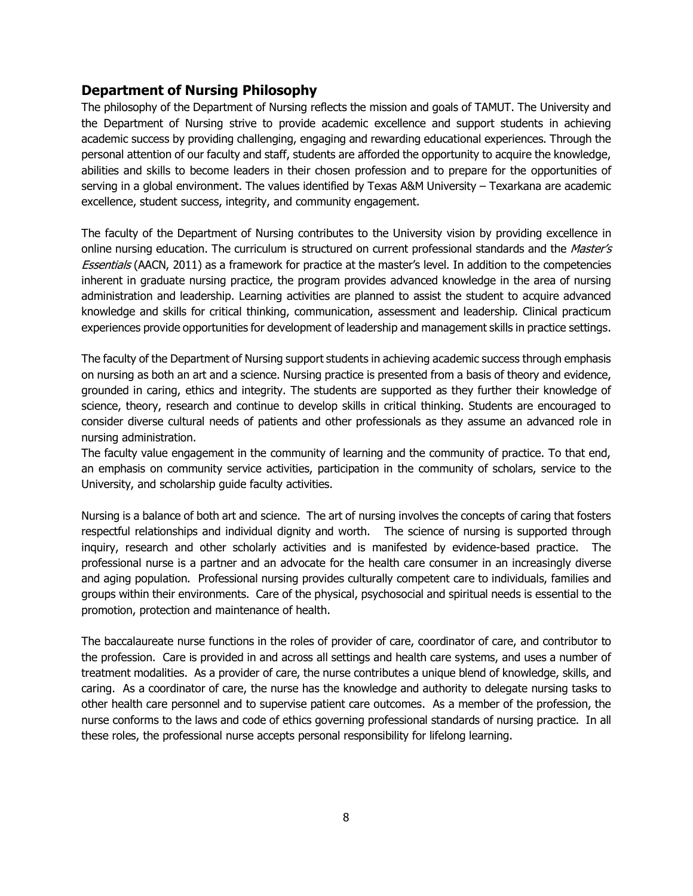## Department of Nursing Philosophy

The philosophy of the Department of Nursing reflects the mission and goals of TAMUT. The University and the Department of Nursing strive to provide academic excellence and support students in achieving academic success by providing challenging, engaging and rewarding educational experiences. Through the personal attention of our faculty and staff, students are afforded the opportunity to acquire the knowledge, abilities and skills to become leaders in their chosen profession and to prepare for the opportunities of serving in a global environment. The values identified by Texas A&M University – Texarkana are academic excellence, student success, integrity, and community engagement.

The faculty of the Department of Nursing contributes to the University vision by providing excellence in online nursing education. The curriculum is structured on current professional standards and the *Master's Essentials* (AACN, 2011) as a framework for practice at the master's level. In addition to the competencies inherent in graduate nursing practice, the program provides advanced knowledge in the area of nursing administration and leadership. Learning activities are planned to assist the student to acquire advanced knowledge and skills for critical thinking, communication, assessment and leadership. Clinical practicum experiences provide opportunities for development of leadership and management skills in practice settings.

The faculty of the Department of Nursing support students in achieving academic success through emphasis on nursing as both an art and a science. Nursing practice is presented from a basis of theory and evidence, grounded in caring, ethics and integrity. The students are supported as they further their knowledge of science, theory, research and continue to develop skills in critical thinking. Students are encouraged to consider diverse cultural needs of patients and other professionals as they assume an advanced role in nursing administration.

The faculty value engagement in the community of learning and the community of practice. To that end, an emphasis on community service activities, participation in the community of scholars, service to the University, and scholarship guide faculty activities.

Nursing is a balance of both art and science. The art of nursing involves the concepts of caring that fosters respectful relationships and individual dignity and worth. The science of nursing is supported through inquiry, research and other scholarly activities and is manifested by evidence-based practice. The professional nurse is a partner and an advocate for the health care consumer in an increasingly diverse and aging population. Professional nursing provides culturally competent care to individuals, families and groups within their environments. Care of the physical, psychosocial and spiritual needs is essential to the promotion, protection and maintenance of health.

The baccalaureate nurse functions in the roles of provider of care, coordinator of care, and contributor to the profession. Care is provided in and across all settings and health care systems, and uses a number of treatment modalities. As a provider of care, the nurse contributes a unique blend of knowledge, skills, and caring. As a coordinator of care, the nurse has the knowledge and authority to delegate nursing tasks to other health care personnel and to supervise patient care outcomes. As a member of the profession, the nurse conforms to the laws and code of ethics governing professional standards of nursing practice. In all these roles, the professional nurse accepts personal responsibility for lifelong learning.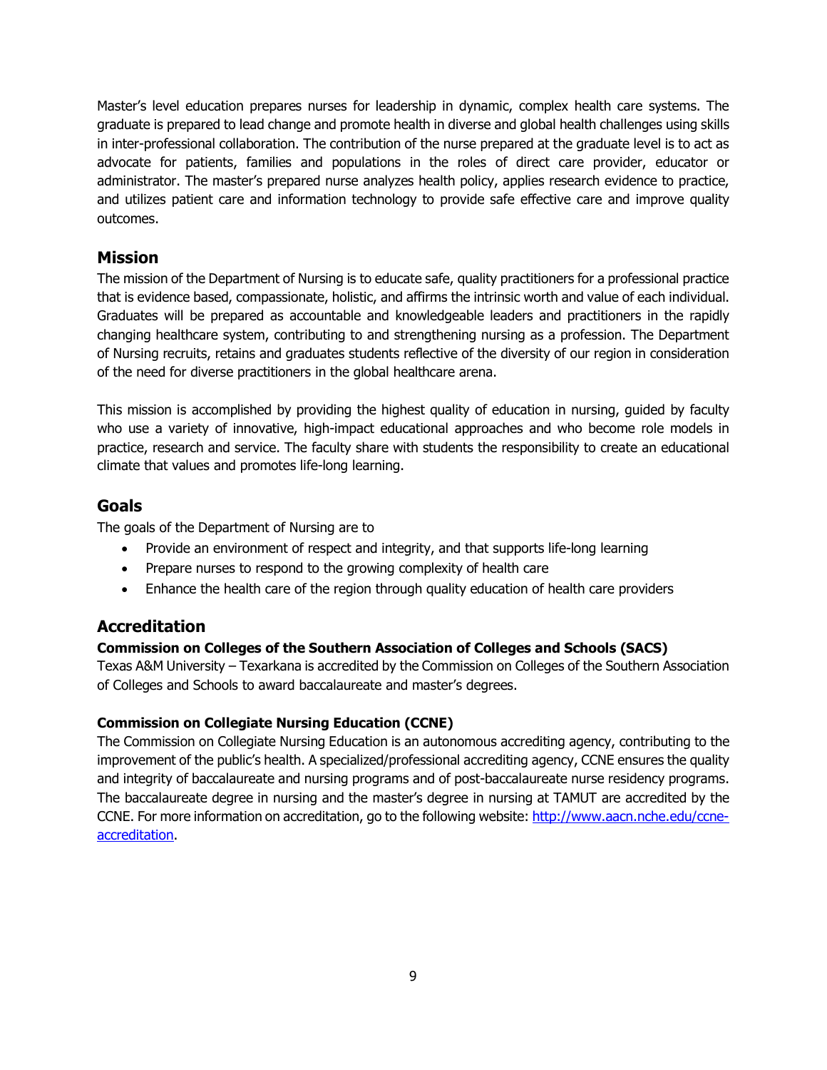Master's level education prepares nurses for leadership in dynamic, complex health care systems. The graduate is prepared to lead change and promote health in diverse and global health challenges using skills in inter-professional collaboration. The contribution of the nurse prepared at the graduate level is to act as advocate for patients, families and populations in the roles of direct care provider, educator or administrator. The master's prepared nurse analyzes health policy, applies research evidence to practice, and utilizes patient care and information technology to provide safe effective care and improve quality outcomes.

## Mission

The mission of the Department of Nursing is to educate safe, quality practitioners for a professional practice that is evidence based, compassionate, holistic, and affirms the intrinsic worth and value of each individual. Graduates will be prepared as accountable and knowledgeable leaders and practitioners in the rapidly changing healthcare system, contributing to and strengthening nursing as a profession. The Department of Nursing recruits, retains and graduates students reflective of the diversity of our region in consideration of the need for diverse practitioners in the global healthcare arena.

This mission is accomplished by providing the highest quality of education in nursing, guided by faculty who use a variety of innovative, high-impact educational approaches and who become role models in practice, research and service. The faculty share with students the responsibility to create an educational climate that values and promotes life-long learning.

## Goals

The goals of the Department of Nursing are to

- Provide an environment of respect and integrity, and that supports life-long learning
- Prepare nurses to respond to the growing complexity of health care
- Enhance the health care of the region through quality education of health care providers

## Accreditation

**Commission on Colleges of the Southern Association of Colleges and Schools (SACS)**

Texas A&M University – Texarkana is accredited by the Commission on Colleges of the Southern Association of Colleges and Schools to award baccalaureate and master's degrees.

**Commission on Collegiate Nursing Education (CCNE)**

The Commission on Collegiate Nursing Education is an autonomous accrediting agency, contributing to the improvement of the public's health. A specialized/professional accrediting agency, CCNE ensures the quality and integrity of baccalaureate and nursing programs and of post-baccalaureate nurse residency programs. The baccalaureate degree in nursing and the master's degree in nursing at TAMUT are accredited by the CCNE. For more information on accreditation, go to the following website: [http://www.aacn.nche.edu/ccne-accreditation](http://www.aacn.nche.edu/ccne-accreditation).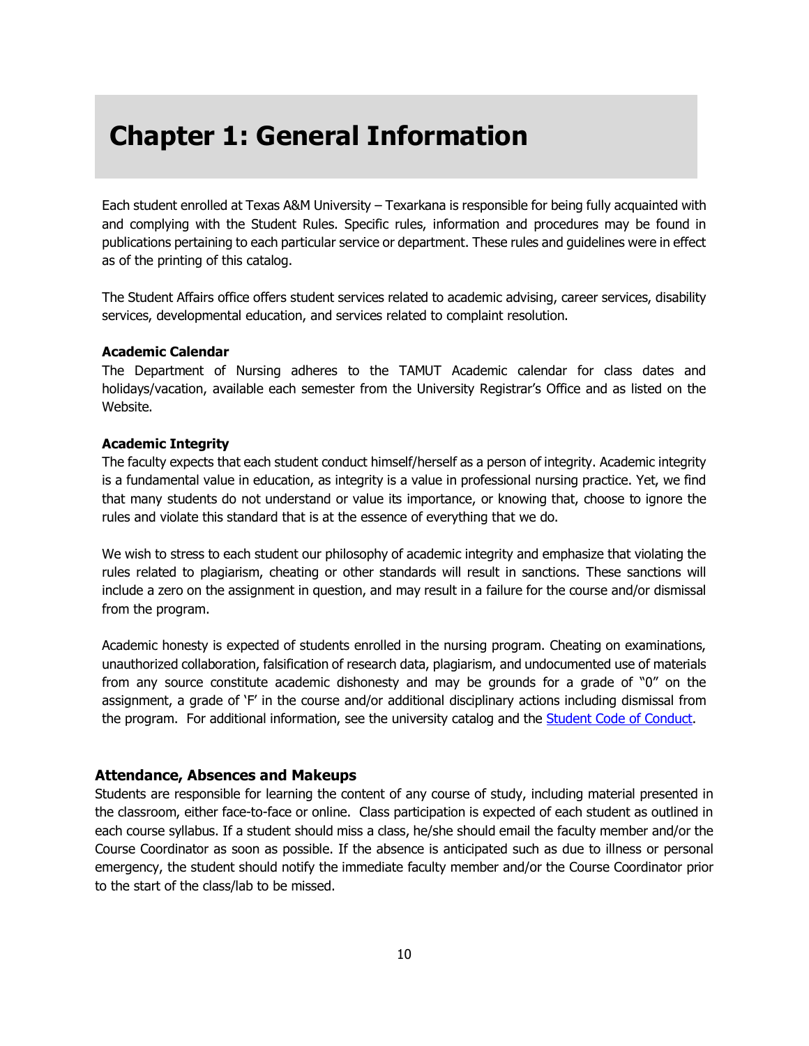# Chapter 1: General Information

Each student enrolled at Texas A&M University – Texarkana is responsible for being fully acquainted with and complying with the Student Rules. Specific rules, information and procedures may be found in publications pertaining to each particular service or department. These rules and guidelines were in effect as of the printing of this catalog.

The Student Affairs office offers student services related to academic advising, career services, disability services, developmental education, and services related to complaint resolution.

**Academic Calendar**
The Department of Nursing adheres to the TAMUT Academic calendar for class dates and holidays/vacation, available each semester from the University Registrar's Office and as listed on the Website.

**Academic Integrity**
The faculty expects that each student conduct himself/herself as a person of integrity. Academic integrity is a fundamental value in education, as integrity is a value in professional nursing practice. Yet, we find that many students do not understand or value its importance, or knowing that, choose to ignore the rules and violate this standard that is at the essence of everything that we do.

We wish to stress to each student our philosophy of academic integrity and emphasize that violating the rules related to plagiarism, cheating or other standards will result in sanctions. These sanctions will include a zero on the assignment in question, and may result in a failure for the course and/or dismissal from the program.

Academic honesty is expected of students enrolled in the nursing program. Cheating on examinations, unauthorized collaboration, falsification of research data, plagiarism, and undocumented use of materials from any source constitute academic dishonesty and may be grounds for a grade of "0" on the assignment, a grade of 'F' in the course and/or additional disciplinary actions including dismissal from the program. For additional information, see the university catalog and the Student Code of Conduct.

### Attendance, Absences and Makeups

Students are responsible for learning the content of any course of study, including material presented in the classroom, either face-to-face or online. Class participation is expected of each student as outlined in each course syllabus. If a student should miss a class, he/she should email the faculty member and/or the Course Coordinator as soon as possible. If the absence is anticipated such as due to illness or personal emergency, the student should notify the immediate faculty member and/or the Course Coordinator prior to the start of the class/lab to be missed.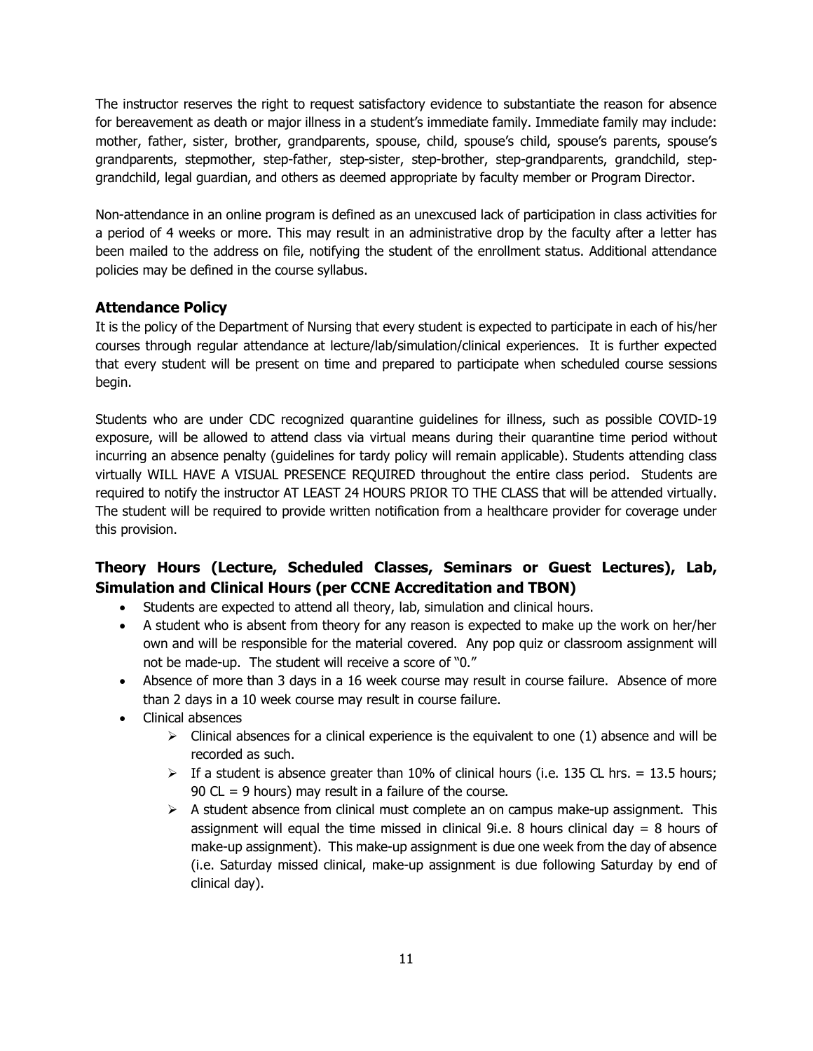The instructor reserves the right to request satisfactory evidence to substantiate the reason for absence for bereavement as death or major illness in a student's immediate family. Immediate family may include: mother, father, sister, brother, grandparents, spouse, child, spouse's child, spouse's parents, spouse's grandparents, stepmother, step-father, step-sister, step-brother, step-grandparents, grandchild, step-grandchild, legal guardian, and others as deemed appropriate by faculty member or Program Director.

Non-attendance in an online program is defined as an unexcused lack of participation in class activities for a period of 4 weeks or more. This may result in an administrative drop by the faculty after a letter has been mailed to the address on file, notifying the student of the enrollment status. Additional attendance policies may be defined in the course syllabus.

### Attendance Policy

It is the policy of the Department of Nursing that every student is expected to participate in each of his/her courses through regular attendance at lecture/lab/simulation/clinical experiences. It is further expected that every student will be present on time and prepared to participate when scheduled course sessions begin.

Students who are under CDC recognized quarantine guidelines for illness, such as possible COVID-19 exposure, will be allowed to attend class via virtual means during their quarantine time period without incurring an absence penalty (guidelines for tardy policy will remain applicable). Students attending class virtually WILL HAVE A VISUAL PRESENCE REQUIRED throughout the entire class period. Students are required to notify the instructor AT LEAST 24 HOURS PRIOR TO THE CLASS that will be attended virtually. The student will be required to provide written notification from a healthcare provider for coverage under this provision.

### Theory Hours (Lecture, Scheduled Classes, Seminars or Guest Lectures), Lab, Simulation and Clinical Hours (per CCNE Accreditation and TBON)

- Students are expected to attend all theory, lab, simulation and clinical hours.
- A student who is absent from theory for any reason is expected to make up the work on her/her own and will be responsible for the material covered. Any pop quiz or classroom assignment will not be made-up. The student will receive a score of "0."
- Absence of more than 3 days in a 16 week course may result in course failure. Absence of more than 2 days in a 10 week course may result in course failure.
- Clinical absences
  - Clinical absences for a clinical experience is the equivalent to one (1) absence and will be recorded as such.
  - If a student is absence greater than 10% of clinical hours (i.e. 135 CL hrs. = 13.5 hours; 90 CL = 9 hours) may result in a failure of the course.
  - A student absence from clinical must complete an on campus make-up assignment. This assignment will equal the time missed in clinical 9i.e. 8 hours clinical day = 8 hours of make-up assignment). This make-up assignment is due one week from the day of absence (i.e. Saturday missed clinical, make-up assignment is due following Saturday by end of clinical day).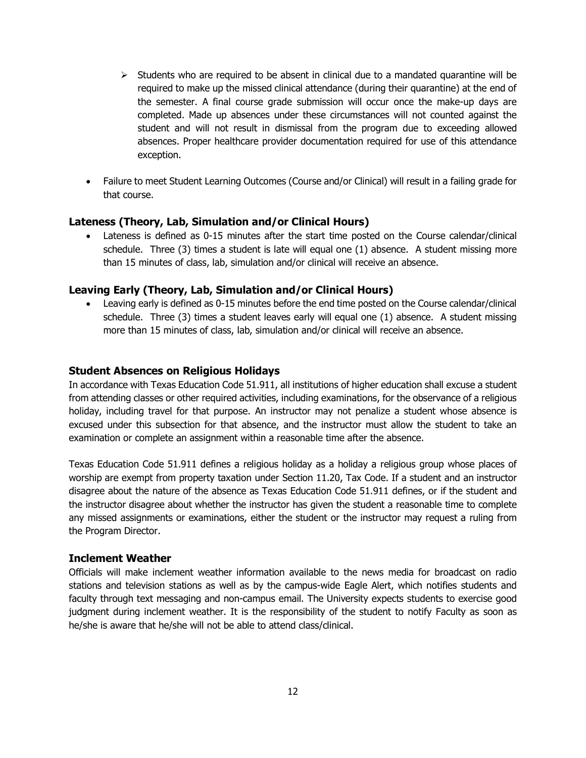- Students who are required to be absent in clinical due to a mandated quarantine will be required to make up the missed clinical attendance (during their quarantine) at the end of the semester. A final course grade submission will occur once the make-up days are completed. Made up absences under these circumstances will not counted against the student and will not result in dismissal from the program due to exceeding allowed absences. Proper healthcare provider documentation required for use of this attendance exception.

- Failure to meet Student Learning Outcomes (Course and/or Clinical) will result in a failing grade for that course.

### Lateness (Theory, Lab, Simulation and/or Clinical Hours)

- Lateness is defined as 0-15 minutes after the start time posted on the Course calendar/clinical schedule. Three (3) times a student is late will equal one (1) absence. A student missing more than 15 minutes of class, lab, simulation and/or clinical will receive an absence.

### Leaving Early (Theory, Lab, Simulation and/or Clinical Hours)

- Leaving early is defined as 0-15 minutes before the end time posted on the Course calendar/clinical schedule. Three (3) times a student leaves early will equal one (1) absence. A student missing more than 15 minutes of class, lab, simulation and/or clinical will receive an absence.

### Student Absences on Religious Holidays

In accordance with Texas Education Code 51.911, all institutions of higher education shall excuse a student from attending classes or other required activities, including examinations, for the observance of a religious holiday, including travel for that purpose. An instructor may not penalize a student whose absence is excused under this subsection for that absence, and the instructor must allow the student to take an examination or complete an assignment within a reasonable time after the absence.

Texas Education Code 51.911 defines a religious holiday as a holiday a religious group whose places of worship are exempt from property taxation under Section 11.20, Tax Code. If a student and an instructor disagree about the nature of the absence as Texas Education Code 51.911 defines, or if the student and the instructor disagree about whether the instructor has given the student a reasonable time to complete any missed assignments or examinations, either the student or the instructor may request a ruling from the Program Director.

### Inclement Weather

Officials will make inclement weather information available to the news media for broadcast on radio stations and television stations as well as by the campus-wide Eagle Alert, which notifies students and faculty through text messaging and non-campus email. The University expects students to exercise good judgment during inclement weather. It is the responsibility of the student to notify Faculty as soon as he/she is aware that he/she will not be able to attend class/clinical.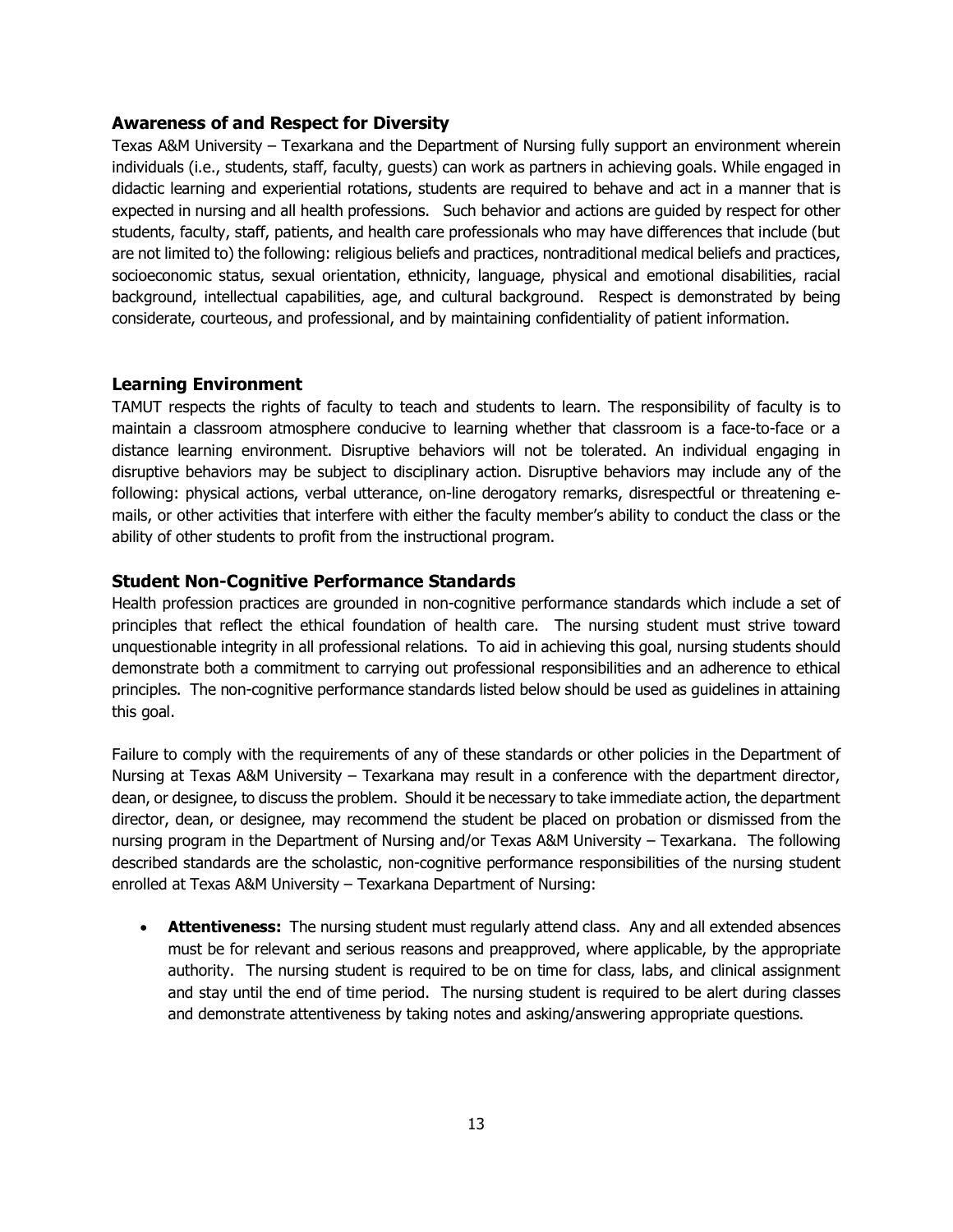## Awareness of and Respect for Diversity

Texas A&M University – Texarkana and the Department of Nursing fully support an environment wherein individuals (i.e., students, staff, faculty, guests) can work as partners in achieving goals. While engaged in didactic learning and experiential rotations, students are required to behave and act in a manner that is expected in nursing and all health professions. Such behavior and actions are guided by respect for other students, faculty, staff, patients, and health care professionals who may have differences that include (but are not limited to) the following: religious beliefs and practices, nontraditional medical beliefs and practices, socioeconomic status, sexual orientation, ethnicity, language, physical and emotional disabilities, racial background, intellectual capabilities, age, and cultural background. Respect is demonstrated by being considerate, courteous, and professional, and by maintaining confidentiality of patient information.

## Learning Environment

TAMUT respects the rights of faculty to teach and students to learn. The responsibility of faculty is to maintain a classroom atmosphere conducive to learning whether that classroom is a face-to-face or a distance learning environment. Disruptive behaviors will not be tolerated. An individual engaging in disruptive behaviors may be subject to disciplinary action. Disruptive behaviors may include any of the following: physical actions, verbal utterance, on-line derogatory remarks, disrespectful or threatening e-mails, or other activities that interfere with either the faculty member's ability to conduct the class or the ability of other students to profit from the instructional program.

## Student Non-Cognitive Performance Standards

Health profession practices are grounded in non-cognitive performance standards which include a set of principles that reflect the ethical foundation of health care. The nursing student must strive toward unquestionable integrity in all professional relations. To aid in achieving this goal, nursing students should demonstrate both a commitment to carrying out professional responsibilities and an adherence to ethical principles. The non-cognitive performance standards listed below should be used as guidelines in attaining this goal.

Failure to comply with the requirements of any of these standards or other policies in the Department of Nursing at Texas A&M University – Texarkana may result in a conference with the department director, dean, or designee, to discuss the problem. Should it be necessary to take immediate action, the department director, dean, or designee, may recommend the student be placed on probation or dismissed from the nursing program in the Department of Nursing and/or Texas A&M University – Texarkana. The following described standards are the scholastic, non-cognitive performance responsibilities of the nursing student enrolled at Texas A&M University – Texarkana Department of Nursing:

- **Attentiveness:** The nursing student must regularly attend class. Any and all extended absences must be for relevant and serious reasons and preapproved, where applicable, by the appropriate authority. The nursing student is required to be on time for class, labs, and clinical assignment and stay until the end of time period. The nursing student is required to be alert during classes and demonstrate attentiveness by taking notes and asking/answering appropriate questions.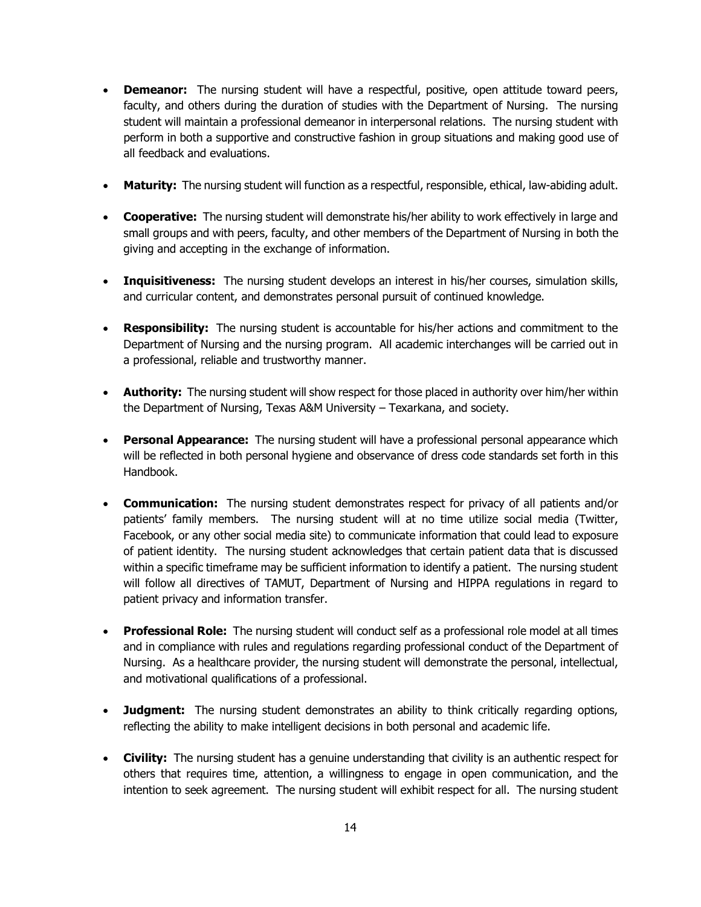- **Demeanor:** The nursing student will have a respectful, positive, open attitude toward peers, faculty, and others during the duration of studies with the Department of Nursing. The nursing student will maintain a professional demeanor in interpersonal relations. The nursing student with perform in both a supportive and constructive fashion in group situations and making good use of all feedback and evaluations.

- **Maturity:** The nursing student will function as a respectful, responsible, ethical, law-abiding adult.

- **Cooperative:** The nursing student will demonstrate his/her ability to work effectively in large and small groups and with peers, faculty, and other members of the Department of Nursing in both the giving and accepting in the exchange of information.

- **Inquisitiveness:** The nursing student develops an interest in his/her courses, simulation skills, and curricular content, and demonstrates personal pursuit of continued knowledge.

- **Responsibility:** The nursing student is accountable for his/her actions and commitment to the Department of Nursing and the nursing program. All academic interchanges will be carried out in a professional, reliable and trustworthy manner.

- **Authority:** The nursing student will show respect for those placed in authority over him/her within the Department of Nursing, Texas A&M University – Texarkana, and society.

- **Personal Appearance:** The nursing student will have a professional personal appearance which will be reflected in both personal hygiene and observance of dress code standards set forth in this Handbook.

- **Communication:** The nursing student demonstrates respect for privacy of all patients and/or patients' family members. The nursing student will at no time utilize social media (Twitter, Facebook, or any other social media site) to communicate information that could lead to exposure of patient identity. The nursing student acknowledges that certain patient data that is discussed within a specific timeframe may be sufficient information to identify a patient. The nursing student will follow all directives of TAMUT, Department of Nursing and HIPPA regulations in regard to patient privacy and information transfer.

- **Professional Role:** The nursing student will conduct self as a professional role model at all times and in compliance with rules and regulations regarding professional conduct of the Department of Nursing. As a healthcare provider, the nursing student will demonstrate the personal, intellectual, and motivational qualifications of a professional.

- **Judgment:** The nursing student demonstrates an ability to think critically regarding options, reflecting the ability to make intelligent decisions in both personal and academic life.

- **Civility:** The nursing student has a genuine understanding that civility is an authentic respect for others that requires time, attention, a willingness to engage in open communication, and the intention to seek agreement. The nursing student will exhibit respect for all. The nursing student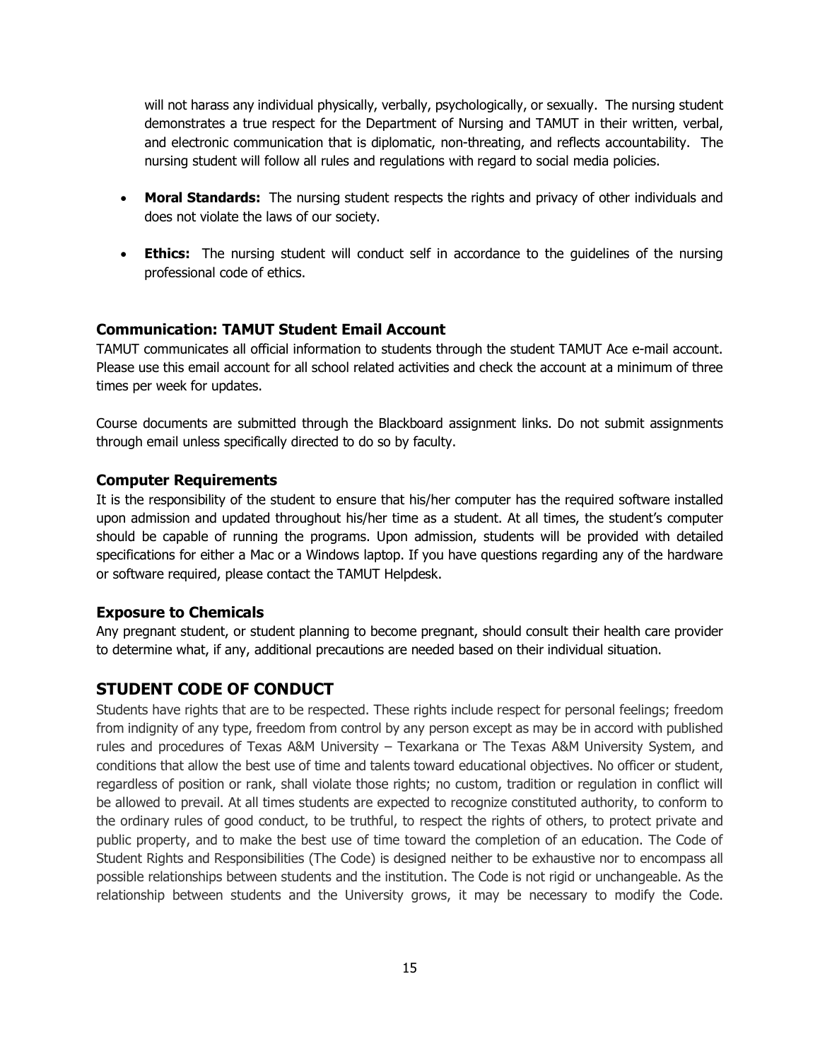will not harass any individual physically, verbally, psychologically, or sexually. The nursing student demonstrates a true respect for the Department of Nursing and TAMUT in their written, verbal, and electronic communication that is diplomatic, non-threating, and reflects accountability. The nursing student will follow all rules and regulations with regard to social media policies.

- **Moral Standards:** The nursing student respects the rights and privacy of other individuals and does not violate the laws of our society.
- **Ethics:** The nursing student will conduct self in accordance to the guidelines of the nursing professional code of ethics.

### Communication: TAMUT Student Email Account

TAMUT communicates all official information to students through the student TAMUT Ace e-mail account. Please use this email account for all school related activities and check the account at a minimum of three times per week for updates.

Course documents are submitted through the Blackboard assignment links. Do not submit assignments through email unless specifically directed to do so by faculty.

### Computer Requirements

It is the responsibility of the student to ensure that his/her computer has the required software installed upon admission and updated throughout his/her time as a student. At all times, the student's computer should be capable of running the programs. Upon admission, students will be provided with detailed specifications for either a Mac or a Windows laptop. If you have questions regarding any of the hardware or software required, please contact the TAMUT Helpdesk.

### Exposure to Chemicals

Any pregnant student, or student planning to become pregnant, should consult their health care provider to determine what, if any, additional precautions are needed based on their individual situation.

## STUDENT CODE OF CONDUCT

Students have rights that are to be respected. These rights include respect for personal feelings; freedom from indignity of any type, freedom from control by any person except as may be in accord with published rules and procedures of Texas A&M University – Texarkana or The Texas A&M University System, and conditions that allow the best use of time and talents toward educational objectives. No officer or student, regardless of position or rank, shall violate those rights; no custom, tradition or regulation in conflict will be allowed to prevail. At all times students are expected to recognize constituted authority, to conform to the ordinary rules of good conduct, to be truthful, to respect the rights of others, to protect private and public property, and to make the best use of time toward the completion of an education. The Code of Student Rights and Responsibilities (The Code) is designed neither to be exhaustive nor to encompass all possible relationships between students and the institution. The Code is not rigid or unchangeable. As the relationship between students and the University grows, it may be necessary to modify the Code.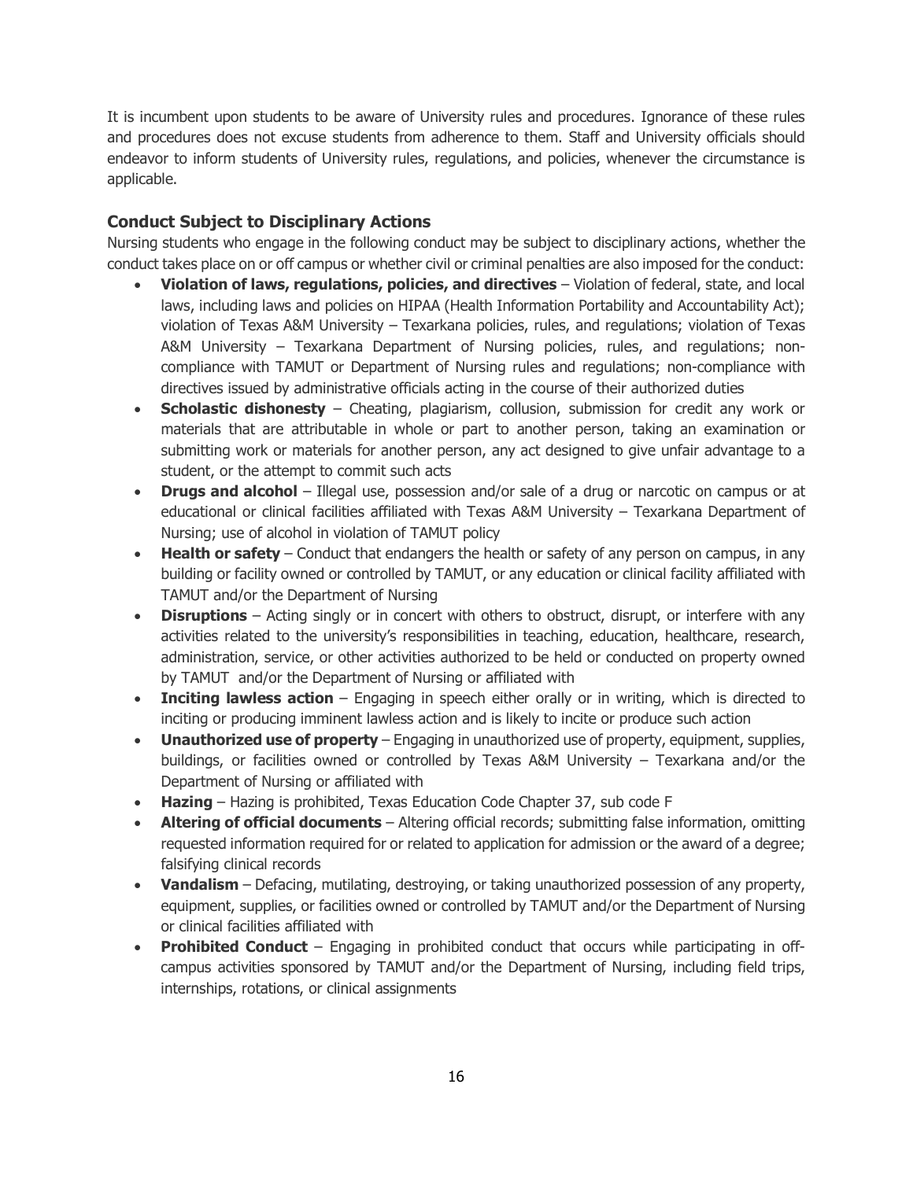It is incumbent upon students to be aware of University rules and procedures. Ignorance of these rules and procedures does not excuse students from adherence to them. Staff and University officials should endeavor to inform students of University rules, regulations, and policies, whenever the circumstance is applicable.

### Conduct Subject to Disciplinary Actions

Nursing students who engage in the following conduct may be subject to disciplinary actions, whether the conduct takes place on or off campus or whether civil or criminal penalties are also imposed for the conduct:

- **Violation of laws, regulations, policies, and directives** – Violation of federal, state, and local laws, including laws and policies on HIPAA (Health Information Portability and Accountability Act); violation of Texas A&M University – Texarkana policies, rules, and regulations; violation of Texas A&M University – Texarkana Department of Nursing policies, rules, and regulations; non-compliance with TAMUT or Department of Nursing rules and regulations; non-compliance with directives issued by administrative officials acting in the course of their authorized duties
- **Scholastic dishonesty** – Cheating, plagiarism, collusion, submission for credit any work or materials that are attributable in whole or part to another person, taking an examination or submitting work or materials for another person, any act designed to give unfair advantage to a student, or the attempt to commit such acts
- **Drugs and alcohol** – Illegal use, possession and/or sale of a drug or narcotic on campus or at educational or clinical facilities affiliated with Texas A&M University – Texarkana Department of Nursing; use of alcohol in violation of TAMUT policy
- **Health or safety** – Conduct that endangers the health or safety of any person on campus, in any building or facility owned or controlled by TAMUT, or any education or clinical facility affiliated with TAMUT and/or the Department of Nursing
- **Disruptions** – Acting singly or in concert with others to obstruct, disrupt, or interfere with any activities related to the university's responsibilities in teaching, education, healthcare, research, administration, service, or other activities authorized to be held or conducted on property owned by TAMUT and/or the Department of Nursing or affiliated with
- **Inciting lawless action** – Engaging in speech either orally or in writing, which is directed to inciting or producing imminent lawless action and is likely to incite or produce such action
- **Unauthorized use of property** – Engaging in unauthorized use of property, equipment, supplies, buildings, or facilities owned or controlled by Texas A&M University – Texarkana and/or the Department of Nursing or affiliated with
- **Hazing** – Hazing is prohibited, Texas Education Code Chapter 37, sub code F
- **Altering of official documents** – Altering official records; submitting false information, omitting requested information required for or related to application for admission or the award of a degree; falsifying clinical records
- **Vandalism** – Defacing, mutilating, destroying, or taking unauthorized possession of any property, equipment, supplies, or facilities owned or controlled by TAMUT and/or the Department of Nursing or clinical facilities affiliated with
- **Prohibited Conduct** – Engaging in prohibited conduct that occurs while participating in off-campus activities sponsored by TAMUT and/or the Department of Nursing, including field trips, internships, rotations, or clinical assignments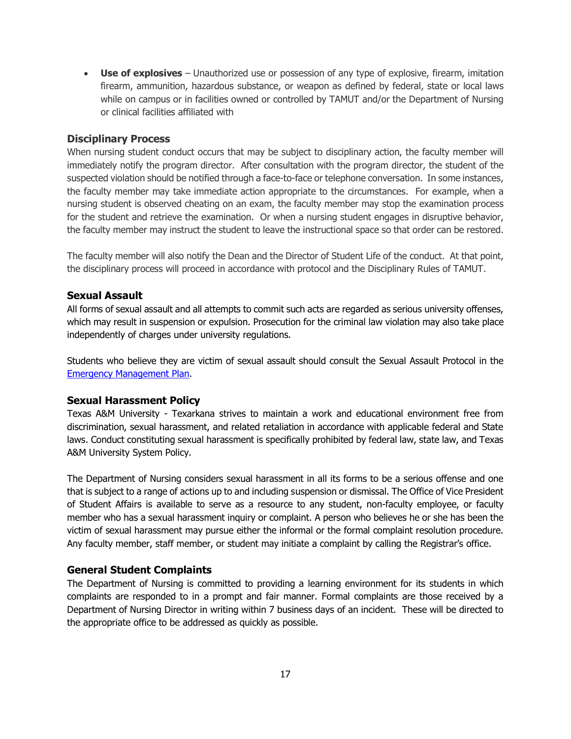- **Use of explosives** – Unauthorized use or possession of any type of explosive, firearm, imitation firearm, ammunition, hazardous substance, or weapon as defined by federal, state or local laws while on campus or in facilities owned or controlled by TAMUT and/or the Department of Nursing or clinical facilities affiliated with

### Disciplinary Process

When nursing student conduct occurs that may be subject to disciplinary action, the faculty member will immediately notify the program director. After consultation with the program director, the student of the suspected violation should be notified through a face-to-face or telephone conversation. In some instances, the faculty member may take immediate action appropriate to the circumstances. For example, when a nursing student is observed cheating on an exam, the faculty member may stop the examination process for the student and retrieve the examination. Or when a nursing student engages in disruptive behavior, the faculty member may instruct the student to leave the instructional space so that order can be restored.

The faculty member will also notify the Dean and the Director of Student Life of the conduct. At that point, the disciplinary process will proceed in accordance with protocol and the Disciplinary Rules of TAMUT.

### Sexual Assault

All forms of sexual assault and all attempts to commit such acts are regarded as serious university offenses, which may result in suspension or expulsion. Prosecution for the criminal law violation may also take place independently of charges under university regulations.

Students who believe they are victim of sexual assault should consult the Sexual Assault Protocol in the [Emergency Management Plan](#).

### Sexual Harassment Policy

Texas A&M University - Texarkana strives to maintain a work and educational environment free from discrimination, sexual harassment, and related retaliation in accordance with applicable federal and State laws. Conduct constituting sexual harassment is specifically prohibited by federal law, state law, and Texas A&M University System Policy.

The Department of Nursing considers sexual harassment in all its forms to be a serious offense and one that is subject to a range of actions up to and including suspension or dismissal. The Office of Vice President of Student Affairs is available to serve as a resource to any student, non-faculty employee, or faculty member who has a sexual harassment inquiry or complaint. A person who believes he or she has been the victim of sexual harassment may pursue either the informal or the formal complaint resolution procedure. Any faculty member, staff member, or student may initiate a complaint by calling the Registrar's office.

### General Student Complaints

The Department of Nursing is committed to providing a learning environment for its students in which complaints are responded to in a prompt and fair manner. Formal complaints are those received by a Department of Nursing Director in writing within 7 business days of an incident. These will be directed to the appropriate office to be addressed as quickly as possible.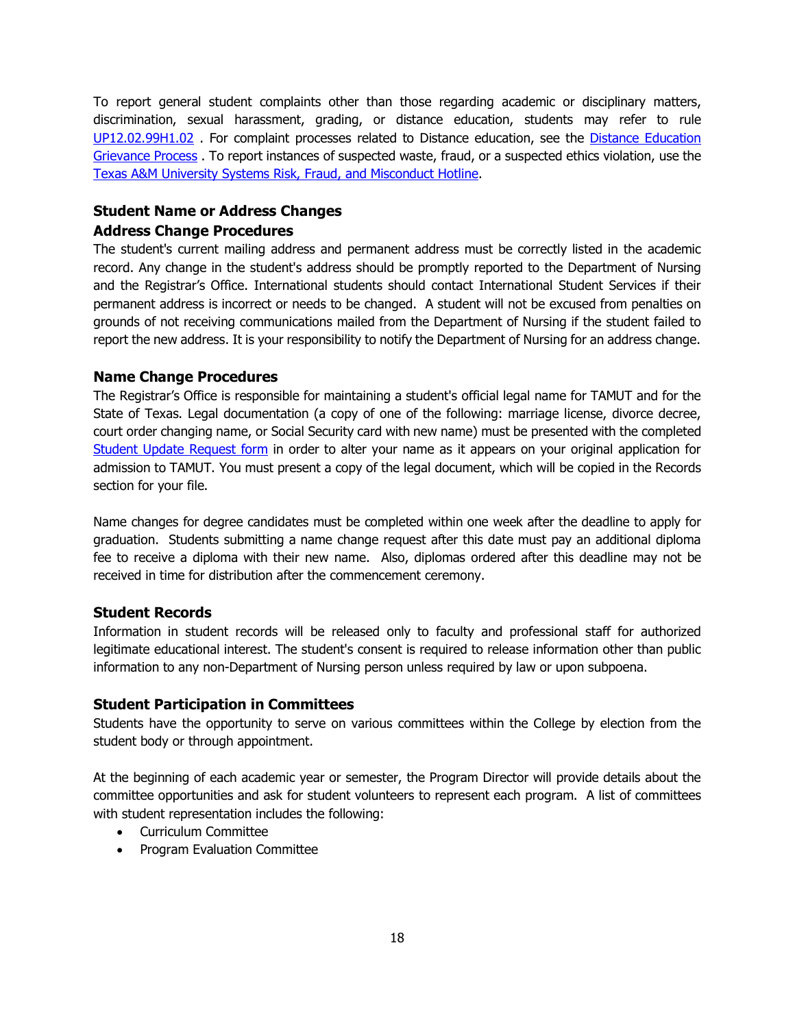To report general student complaints other than those regarding academic or disciplinary matters, discrimination, sexual harassment, grading, or distance education, students may refer to rule UP12.02.99H1.02 . For complaint processes related to Distance education, see the Distance Education Grievance Process . To report instances of suspected waste, fraud, or a suspected ethics violation, use the Texas A&M University Systems Risk, Fraud, and Misconduct Hotline.

### Student Name or Address Changes

### Address Change Procedures

The student's current mailing address and permanent address must be correctly listed in the academic record. Any change in the student's address should be promptly reported to the Department of Nursing and the Registrar's Office. International students should contact International Student Services if their permanent address is incorrect or needs to be changed. A student will not be excused from penalties on grounds of not receiving communications mailed from the Department of Nursing if the student failed to report the new address. It is your responsibility to notify the Department of Nursing for an address change.

### Name Change Procedures

The Registrar's Office is responsible for maintaining a student's official legal name for TAMUT and for the State of Texas. Legal documentation (a copy of one of the following: marriage license, divorce decree, court order changing name, or Social Security card with new name) must be presented with the completed Student Update Request form in order to alter your name as it appears on your original application for admission to TAMUT. You must present a copy of the legal document, which will be copied in the Records section for your file.

Name changes for degree candidates must be completed within one week after the deadline to apply for graduation. Students submitting a name change request after this date must pay an additional diploma fee to receive a diploma with their new name. Also, diplomas ordered after this deadline may not be received in time for distribution after the commencement ceremony.

### Student Records

Information in student records will be released only to faculty and professional staff for authorized legitimate educational interest. The student's consent is required to release information other than public information to any non-Department of Nursing person unless required by law or upon subpoena.

### Student Participation in Committees

Students have the opportunity to serve on various committees within the College by election from the student body or through appointment.

At the beginning of each academic year or semester, the Program Director will provide details about the committee opportunities and ask for student volunteers to represent each program. A list of committees with student representation includes the following:

- Curriculum Committee
- Program Evaluation Committee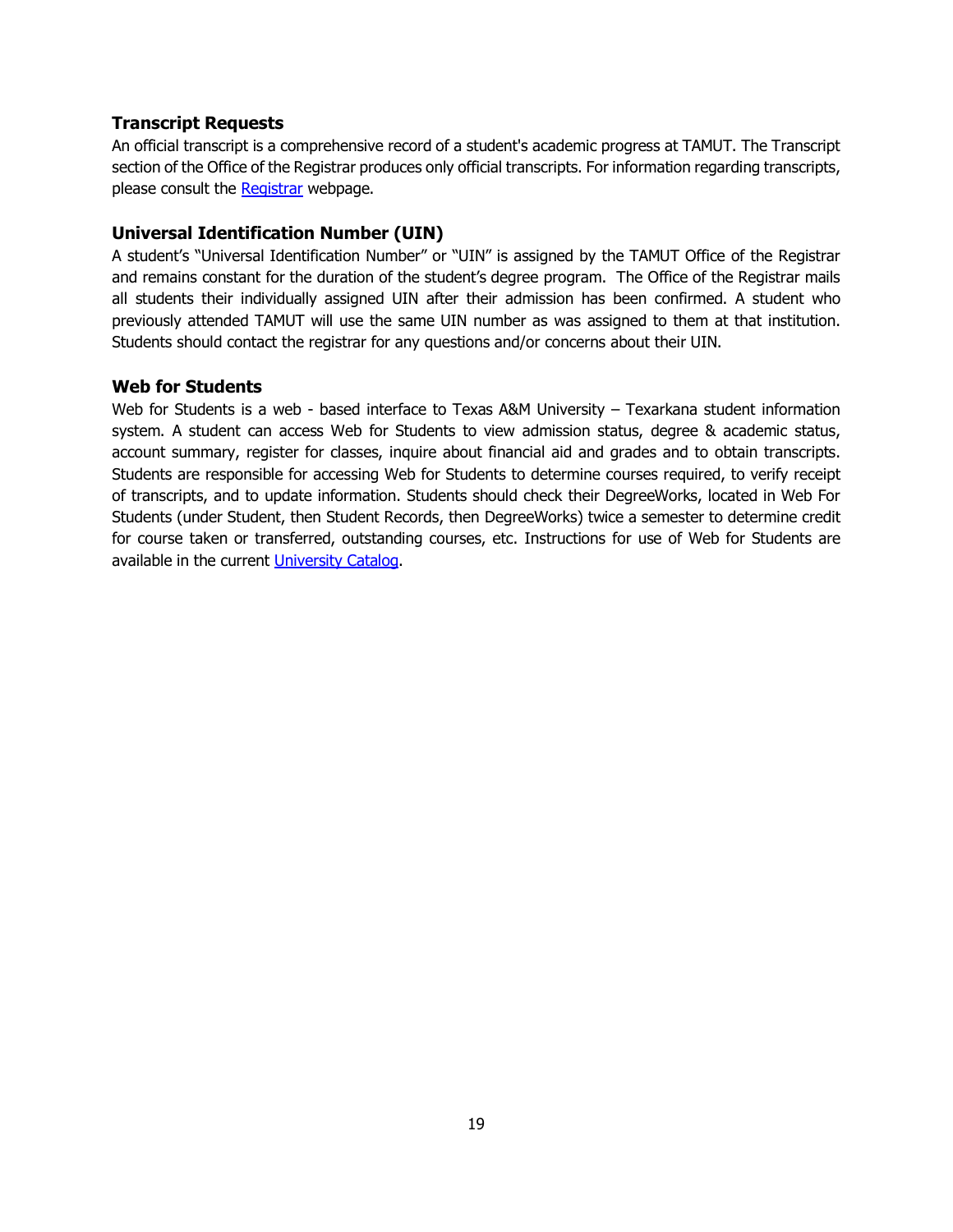### Transcript Requests

An official transcript is a comprehensive record of a student's academic progress at TAMUT. The Transcript section of the Office of the Registrar produces only official transcripts. For information regarding transcripts, please consult the Registrar webpage.

### Universal Identification Number (UIN)

A student's "Universal Identification Number" or "UIN" is assigned by the TAMUT Office of the Registrar and remains constant for the duration of the student's degree program. The Office of the Registrar mails all students their individually assigned UIN after their admission has been confirmed. A student who previously attended TAMUT will use the same UIN number as was assigned to them at that institution. Students should contact the registrar for any questions and/or concerns about their UIN.

### Web for Students

Web for Students is a web - based interface to Texas A&M University – Texarkana student information system. A student can access Web for Students to view admission status, degree & academic status, account summary, register for classes, inquire about financial aid and grades and to obtain transcripts. Students are responsible for accessing Web for Students to determine courses required, to verify receipt of transcripts, and to update information. Students should check their DegreeWorks, located in Web For Students (under Student, then Student Records, then DegreeWorks) twice a semester to determine credit for course taken or transferred, outstanding courses, etc. Instructions for use of Web for Students are available in the current University Catalog.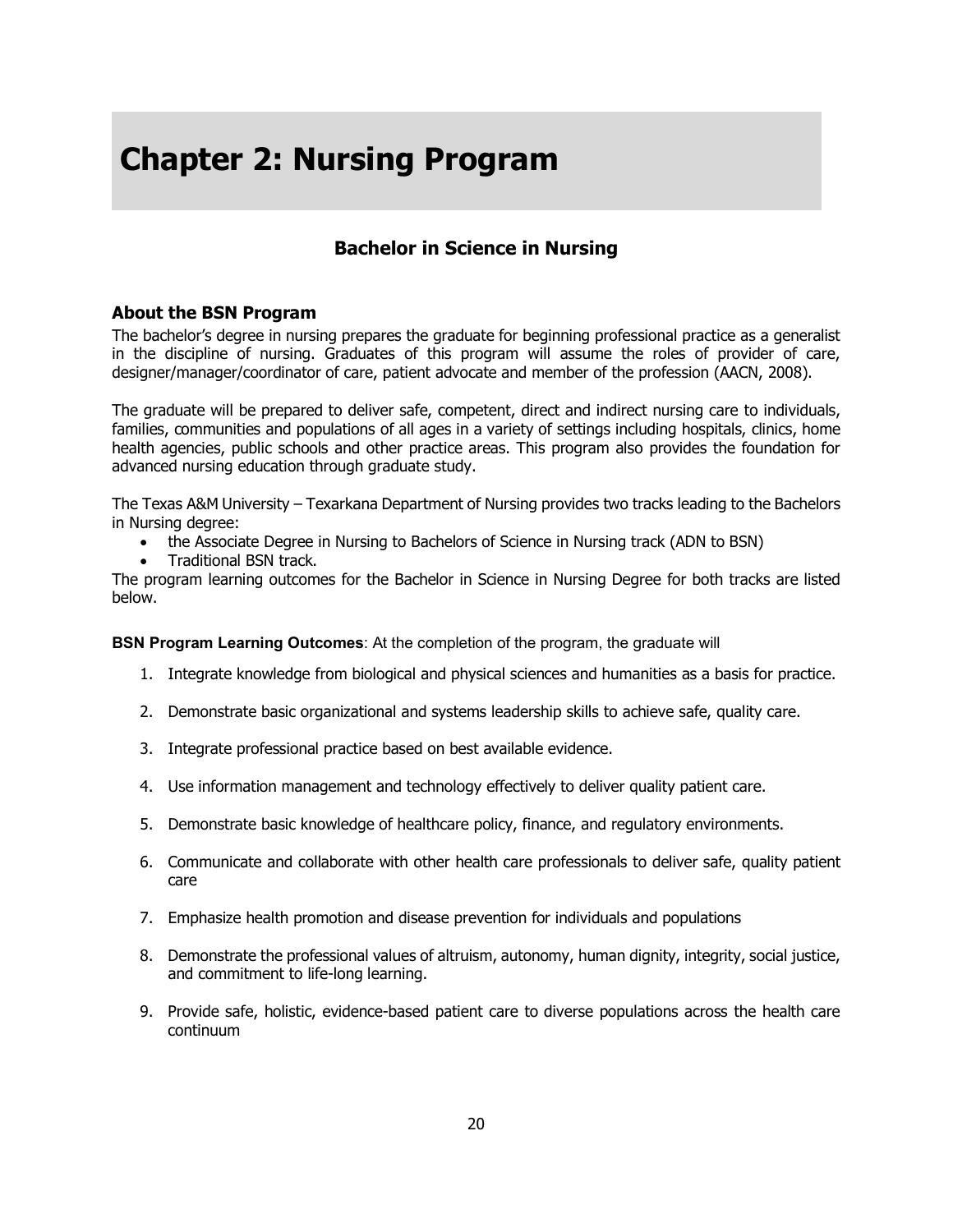# Chapter 2: Nursing Program

## Bachelor in Science in Nursing

### About the BSN Program

The bachelor's degree in nursing prepares the graduate for beginning professional practice as a generalist in the discipline of nursing. Graduates of this program will assume the roles of provider of care, designer/manager/coordinator of care, patient advocate and member of the profession (AACN, 2008).

The graduate will be prepared to deliver safe, competent, direct and indirect nursing care to individuals, families, communities and populations of all ages in a variety of settings including hospitals, clinics, home health agencies, public schools and other practice areas. This program also provides the foundation for advanced nursing education through graduate study.

The Texas A&M University – Texarkana Department of Nursing provides two tracks leading to the Bachelors in Nursing degree:

- the Associate Degree in Nursing to Bachelors of Science in Nursing track (ADN to BSN)
- Traditional BSN track.

The program learning outcomes for the Bachelor in Science in Nursing Degree for both tracks are listed below.

**BSN Program Learning Outcomes**: At the completion of the program, the graduate will

1. Integrate knowledge from biological and physical sciences and humanities as a basis for practice.
2. Demonstrate basic organizational and systems leadership skills to achieve safe, quality care.
3. Integrate professional practice based on best available evidence.
4. Use information management and technology effectively to deliver quality patient care.
5. Demonstrate basic knowledge of healthcare policy, finance, and regulatory environments.
6. Communicate and collaborate with other health care professionals to deliver safe, quality patient care
7. Emphasize health promotion and disease prevention for individuals and populations
8. Demonstrate the professional values of altruism, autonomy, human dignity, integrity, social justice, and commitment to life-long learning.
9. Provide safe, holistic, evidence-based patient care to diverse populations across the health care continuum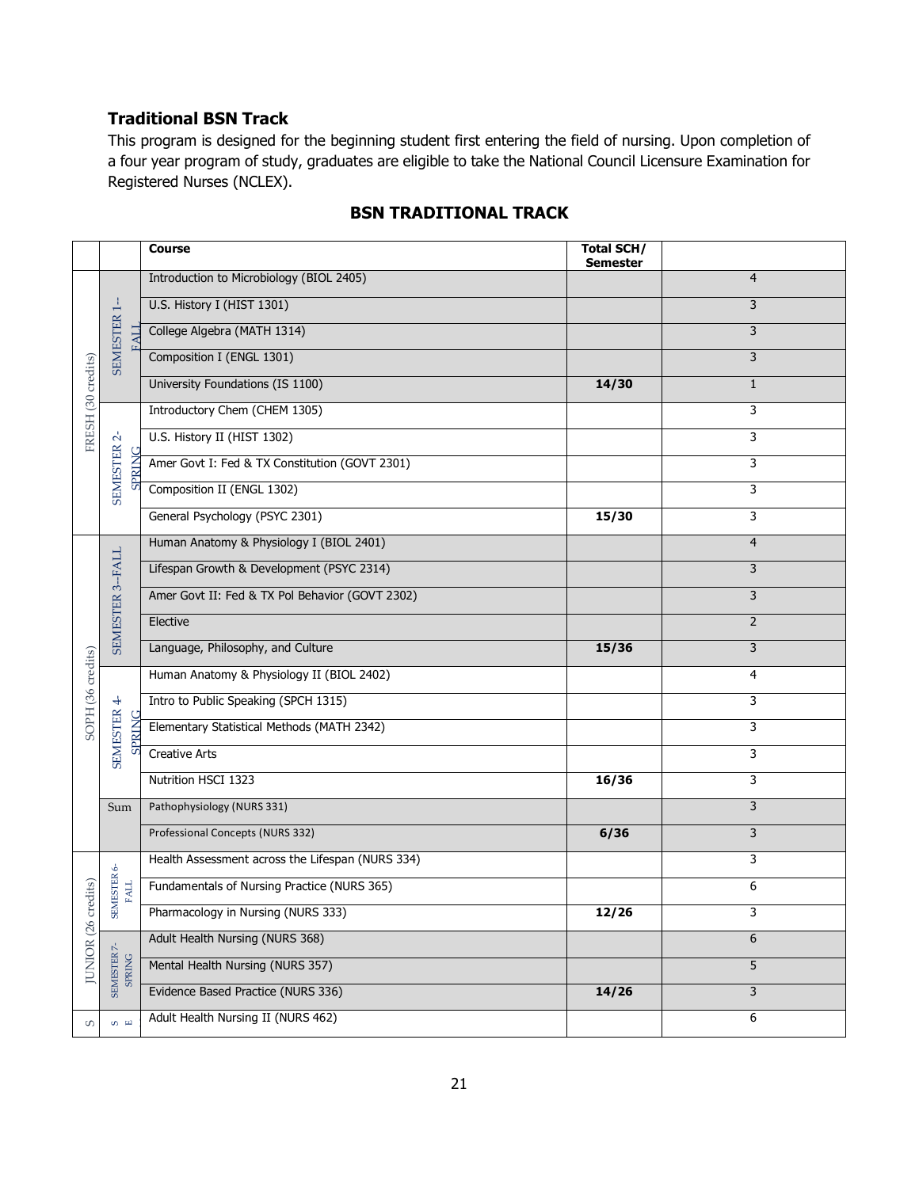### Traditional BSN Track

This program is designed for the beginning student first entering the field of nursing. Upon completion of a four year program of study, graduates are eligible to take the National Council Licensure Examination for Registered Nurses (NCLEX).

## BSN TRADITIONAL TRACK

| | | Course | Total SCH/ Semester | |
|---|---|---|---|---|
| FRESH (30 credits) | SEMESTER 1-- FALL | Introduction to Microbiology (BIOL 2405) | | 4 |
| | | U.S. History I (HIST 1301) | | 3 |
| | | College Algebra (MATH 1314) | | 3 |
| | | Composition I (ENGL 1301) | | 3 |
| | | University Foundations (IS 1100) | 14/30 | 1 |
| | SEMESTER 2- SPRING | Introductory Chem (CHEM 1305) | | 3 |
| | | U.S. History II (HIST 1302) | | 3 |
| | | Amer Govt I: Fed & TX Constitution (GOVT 2301) | | 3 |
| | | Composition II (ENGL 1302) | | 3 |
| | | General Psychology (PSYC 2301) | 15/30 | 3 |
| SOPH (36 credits) | SEMESTER 3--FALL | Human Anatomy & Physiology I (BIOL 2401) | | 4 |
| | | Lifespan Growth & Development (PSYC 2314) | | 3 |
| | | Amer Govt II: Fed & TX Pol Behavior (GOVT 2302) | | 3 |
| | | Elective | | 2 |
| | | Language, Philosophy, and Culture | 15/36 | 3 |
| | SEMESTER 4- SPRING | Human Anatomy & Physiology II (BIOL 2402) | | 4 |
| | | Intro to Public Speaking (SPCH 1315) | | 3 |
| | | Elementary Statistical Methods (MATH 2342) | | 3 |
| | | Creative Arts | | 3 |
| | | Nutrition HSCI 1323 | 16/36 | 3 |
| | Sum | Pathophysiology (NURS 331) | | 3 |
| | | Professional Concepts (NURS 332) | 6/36 | 3 |
| JUNIOR (26 credits) | SEMESTER 6- FALL | Health Assessment across the Lifespan (NURS 334) | | 3 |
| | | Fundamentals of Nursing Practice (NURS 365) | | 6 |
| | | Pharmacology in Nursing (NURS 333) | 12/26 | 3 |
| | SEMESTER 7- SPRING | Adult Health Nursing (NURS 368) | | 6 |
| | | Mental Health Nursing (NURS 357) | | 5 |
| | | Evidence Based Practice (NURS 336) | 14/26 | 3 |
| S | S E | Adult Health Nursing II (NURS 462) | | 6 |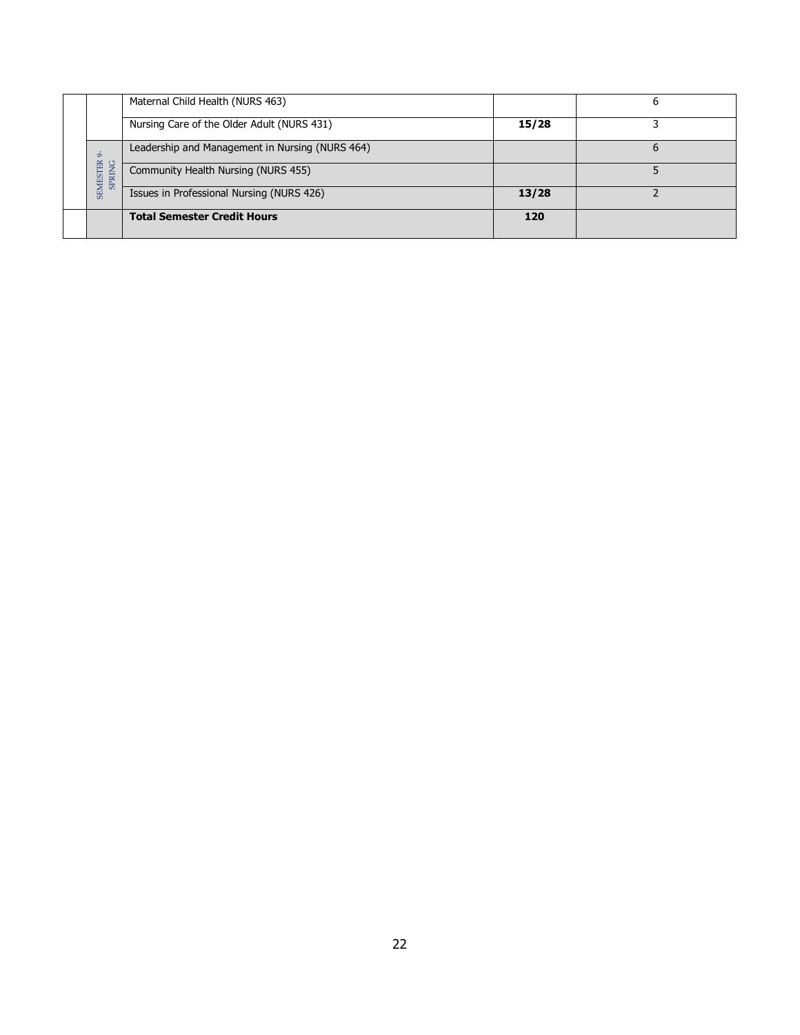| | | | | |
|---|---|---|---|---|
| | | Maternal Child Health (NURS 463) | | 6 |
| | | Nursing Care of the Older Adult (NURS 431) | **15/28** | 3 |
| | SEMESTER 9-SPRING | Leadership and Management in Nursing (NURS 464) | | 6 |
| | | Community Health Nursing (NURS 455) | | 5 |
| | | Issues in Professional Nursing (NURS 426) | **13/28** | 2 |
| | | **Total Semester Credit Hours** | **120** | |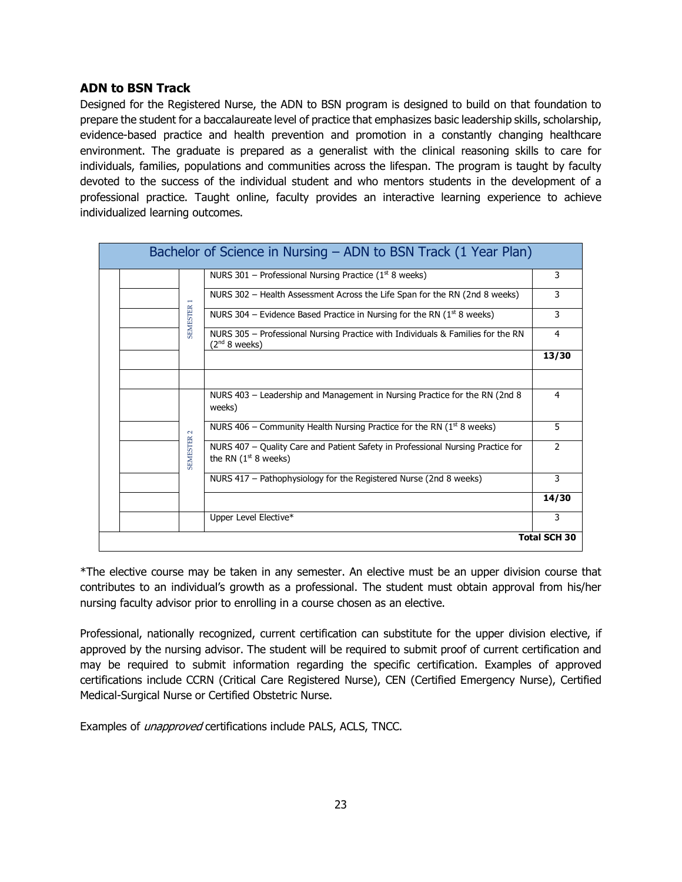### ADN to BSN Track

Designed for the Registered Nurse, the ADN to BSN program is designed to build on that foundation to prepare the student for a baccalaureate level of practice that emphasizes basic leadership skills, scholarship, evidence-based practice and health prevention and promotion in a constantly changing healthcare environment. The graduate is prepared as a generalist with the clinical reasoning skills to care for individuals, families, populations and communities across the lifespan. The program is taught by faculty devoted to the success of the individual student and who mentors students in the development of a professional practice. Taught online, faculty provides an interactive learning experience to achieve individualized learning outcomes.

| Bachelor of Science in Nursing – ADN to BSN Track (1 Year Plan) | | | | |
|---|---|---|---|---|
| | | SEMESTER 1 | NURS 301 – Professional Nursing Practice (1st 8 weeks) | 3 |
| | | | NURS 302 – Health Assessment Across the Life Span for the RN (2nd 8 weeks) | 3 |
| | | | NURS 304 – Evidence Based Practice in Nursing for the RN (1st 8 weeks) | 3 |
| | | | NURS 305 – Professional Nursing Practice with Individuals & Families for the RN (2nd 8 weeks) | 4 |
| | | | | **13/30** |
| | | | | |
| | | SEMESTER 2 | NURS 403 – Leadership and Management in Nursing Practice for the RN (2nd 8 weeks) | 4 |
| | | | NURS 406 – Community Health Nursing Practice for the RN (1st 8 weeks) | 5 |
| | | | NURS 407 – Quality Care and Patient Safety in Professional Nursing Practice for the RN (1st 8 weeks) | 2 |
| | | | NURS 417 – Pathophysiology for the Registered Nurse (2nd 8 weeks) | 3 |
| | | | | **14/30** |
| | | | Upper Level Elective* | 3 |
| | | | | **Total SCH 30** |

*The elective course may be taken in any semester. An elective must be an upper division course that contributes to an individual's growth as a professional. The student must obtain approval from his/her nursing faculty advisor prior to enrolling in a course chosen as an elective.

Professional, nationally recognized, current certification can substitute for the upper division elective, if approved by the nursing advisor. The student will be required to submit proof of current certification and may be required to submit information regarding the specific certification. Examples of approved certifications include CCRN (Critical Care Registered Nurse), CEN (Certified Emergency Nurse), Certified Medical-Surgical Nurse or Certified Obstetric Nurse.

Examples of *unapproved* certifications include PALS, ACLS, TNCC.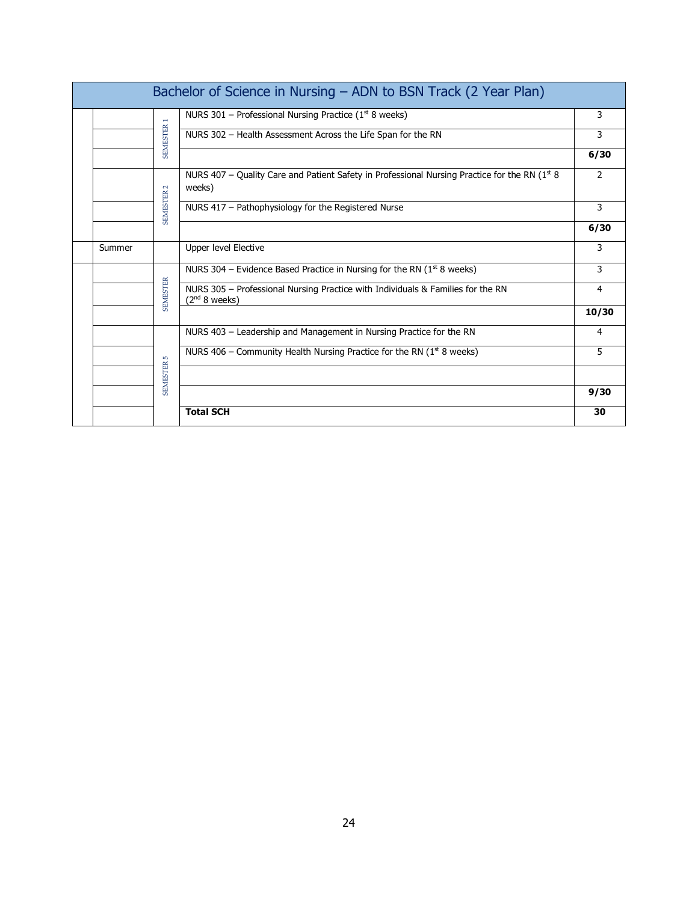| Bachelor of Science in Nursing – ADN to BSN Track (2 Year Plan) | | | | |
|---|---|---|---|---|
| | | SEMESTER 1 | NURS 301 – Professional Nursing Practice (1st 8 weeks) | 3 |
| | | | NURS 302 – Health Assessment Across the Life Span for the RN | 3 |
| | | | | **6/30** |
| | | SEMESTER 2 | NURS 407 – Quality Care and Patient Safety in Professional Nursing Practice for the RN (1st 8 weeks) | 2 |
| | | | NURS 417 – Pathophysiology for the Registered Nurse | 3 |
| | | | | **6/30** |
| | Summer | | Upper level Elective | 3 |
| | | SEMESTER | NURS 304 – Evidence Based Practice in Nursing for the RN (1st 8 weeks) | 3 |
| | | | NURS 305 – Professional Nursing Practice with Individuals & Families for the RN (2nd 8 weeks) | 4 |
| | | | | **10/30** |
| | | SEMESTER 5 | NURS 403 – Leadership and Management in Nursing Practice for the RN | 4 |
| | | | NURS 406 – Community Health Nursing Practice for the RN (1st 8 weeks) | 5 |
| | | | | |
| | | | | **9/30** |
| | | | **Total SCH** | **30** |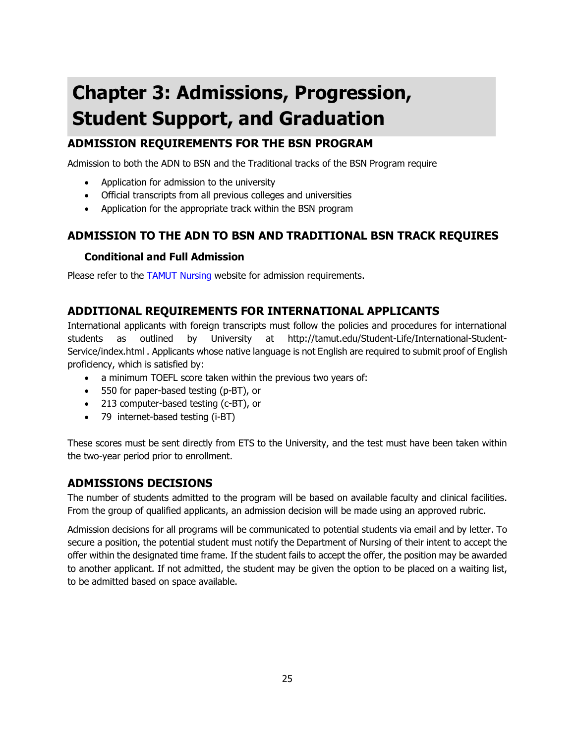# Chapter 3: Admissions, Progression, Student Support, and Graduation

## ADMISSION REQUIREMENTS FOR THE BSN PROGRAM

Admission to both the ADN to BSN and the Traditional tracks of the BSN Program require

- Application for admission to the university
- Official transcripts from all previous colleges and universities
- Application for the appropriate track within the BSN program

## ADMISSION TO THE ADN TO BSN AND TRADITIONAL BSN TRACK REQUIRES

### Conditional and Full Admission

Please refer to the TAMUT Nursing website for admission requirements.

## ADDITIONAL REQUIREMENTS FOR INTERNATIONAL APPLICANTS

International applicants with foreign transcripts must follow the policies and procedures for international students as outlined by University at http://tamut.edu/Student-Life/International-Student-Service/index.html . Applicants whose native language is not English are required to submit proof of English proficiency, which is satisfied by:

- a minimum TOEFL score taken within the previous two years of:
- 550 for paper-based testing (p-BT), or
- 213 computer-based testing (c-BT), or
- 79 internet-based testing (i-BT)

These scores must be sent directly from ETS to the University, and the test must have been taken within the two-year period prior to enrollment.

## ADMISSIONS DECISIONS

The number of students admitted to the program will be based on available faculty and clinical facilities. From the group of qualified applicants, an admission decision will be made using an approved rubric.

Admission decisions for all programs will be communicated to potential students via email and by letter. To secure a position, the potential student must notify the Department of Nursing of their intent to accept the offer within the designated time frame. If the student fails to accept the offer, the position may be awarded to another applicant. If not admitted, the student may be given the option to be placed on a waiting list, to be admitted based on space available.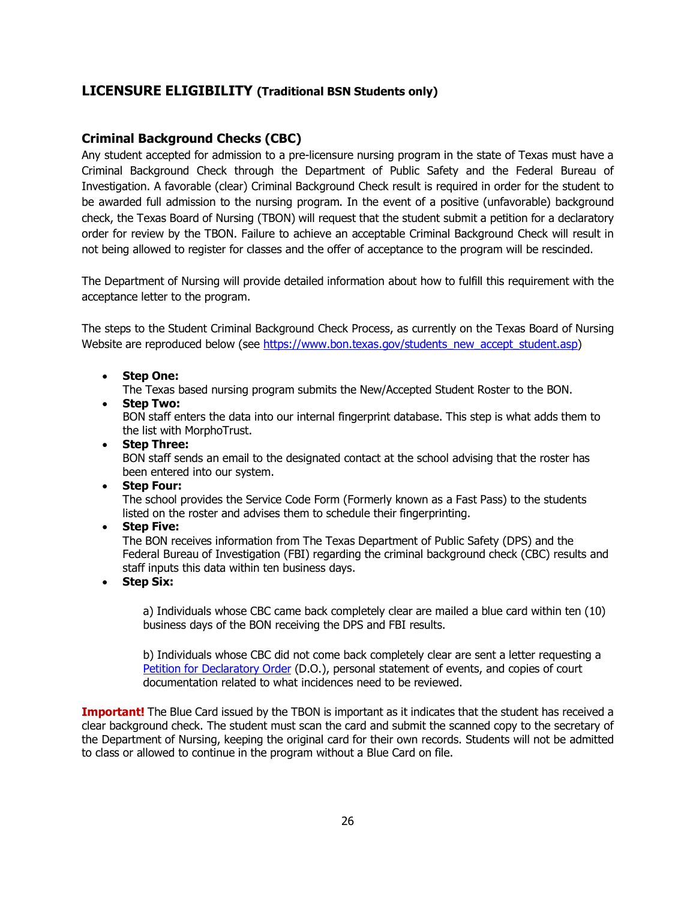## LICENSURE ELIGIBILITY (Traditional BSN Students only)

### Criminal Background Checks (CBC)

Any student accepted for admission to a pre-licensure nursing program in the state of Texas must have a Criminal Background Check through the Department of Public Safety and the Federal Bureau of Investigation. A favorable (clear) Criminal Background Check result is required in order for the student to be awarded full admission to the nursing program. In the event of a positive (unfavorable) background check, the Texas Board of Nursing (TBON) will request that the student submit a petition for a declaratory order for review by the TBON. Failure to achieve an acceptable Criminal Background Check will result in not being allowed to register for classes and the offer of acceptance to the program will be rescinded.

The Department of Nursing will provide detailed information about how to fulfill this requirement with the acceptance letter to the program.

The steps to the Student Criminal Background Check Process, as currently on the Texas Board of Nursing Website are reproduced below (see https://www.bon.texas.gov/students_new_accept_student.asp)

- **Step One:**
  The Texas based nursing program submits the New/Accepted Student Roster to the BON.
- **Step Two:**
  BON staff enters the data into our internal fingerprint database. This step is what adds them to the list with MorphoTrust.
- **Step Three:**
  BON staff sends an email to the designated contact at the school advising that the roster has been entered into our system.
- **Step Four:**
  The school provides the Service Code Form (Formerly known as a Fast Pass) to the students listed on the roster and advises them to schedule their fingerprinting.
- **Step Five:**
  The BON receives information from The Texas Department of Public Safety (DPS) and the Federal Bureau of Investigation (FBI) regarding the criminal background check (CBC) results and staff inputs this data within ten business days.
- **Step Six:**

  a) Individuals whose CBC came back completely clear are mailed a blue card within ten (10) business days of the BON receiving the DPS and FBI results.

  b) Individuals whose CBC did not come back completely clear are sent a letter requesting a Petition for Declaratory Order (D.O.), personal statement of events, and copies of court documentation related to what incidences need to be reviewed.

**Important!** The Blue Card issued by the TBON is important as it indicates that the student has received a clear background check. The student must scan the card and submit the scanned copy to the secretary of the Department of Nursing, keeping the original card for their own records. Students will not be admitted to class or allowed to continue in the program without a Blue Card on file.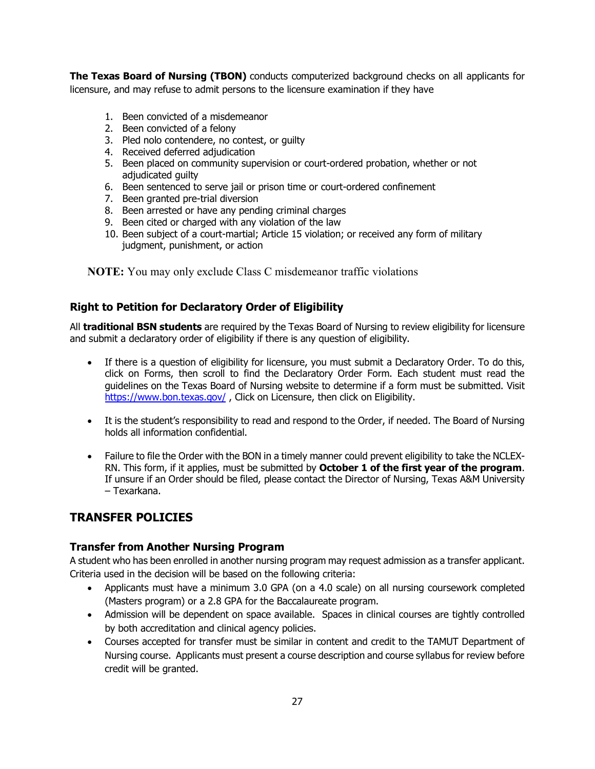**The Texas Board of Nursing (TBON)** conducts computerized background checks on all applicants for licensure, and may refuse to admit persons to the licensure examination if they have

1. Been convicted of a misdemeanor
2. Been convicted of a felony
3. Pled nolo contendere, no contest, or guilty
4. Received deferred adjudication
5. Been placed on community supervision or court-ordered probation, whether or not adjudicated guilty
6. Been sentenced to serve jail or prison time or court-ordered confinement
7. Been granted pre-trial diversion
8. Been arrested or have any pending criminal charges
9. Been cited or charged with any violation of the law
10. Been subject of a court-martial; Article 15 violation; or received any form of military judgment, punishment, or action

**NOTE:** You may only exclude Class C misdemeanor traffic violations

### Right to Petition for Declaratory Order of Eligibility

All **traditional BSN students** are required by the Texas Board of Nursing to review eligibility for licensure and submit a declaratory order of eligibility if there is any question of eligibility.

- If there is a question of eligibility for licensure, you must submit a Declaratory Order. To do this, click on Forms, then scroll to find the Declaratory Order Form. Each student must read the guidelines on the Texas Board of Nursing website to determine if a form must be submitted. Visit [https://www.bon.texas.gov/](https://www.bon.texas.gov/) , Click on Licensure, then click on Eligibility.

- It is the student's responsibility to read and respond to the Order, if needed. The Board of Nursing holds all information confidential.

- Failure to file the Order with the BON in a timely manner could prevent eligibility to take the NCLEX-RN. This form, if it applies, must be submitted by **October 1 of the first year of the program**. If unsure if an Order should be filed, please contact the Director of Nursing, Texas A&M University – Texarkana.

## TRANSFER POLICIES

### Transfer from Another Nursing Program

A student who has been enrolled in another nursing program may request admission as a transfer applicant. Criteria used in the decision will be based on the following criteria:

- Applicants must have a minimum 3.0 GPA (on a 4.0 scale) on all nursing coursework completed (Masters program) or a 2.8 GPA for the Baccalaureate program.
- Admission will be dependent on space available. Spaces in clinical courses are tightly controlled by both accreditation and clinical agency policies.
- Courses accepted for transfer must be similar in content and credit to the TAMUT Department of Nursing course. Applicants must present a course description and course syllabus for review before credit will be granted.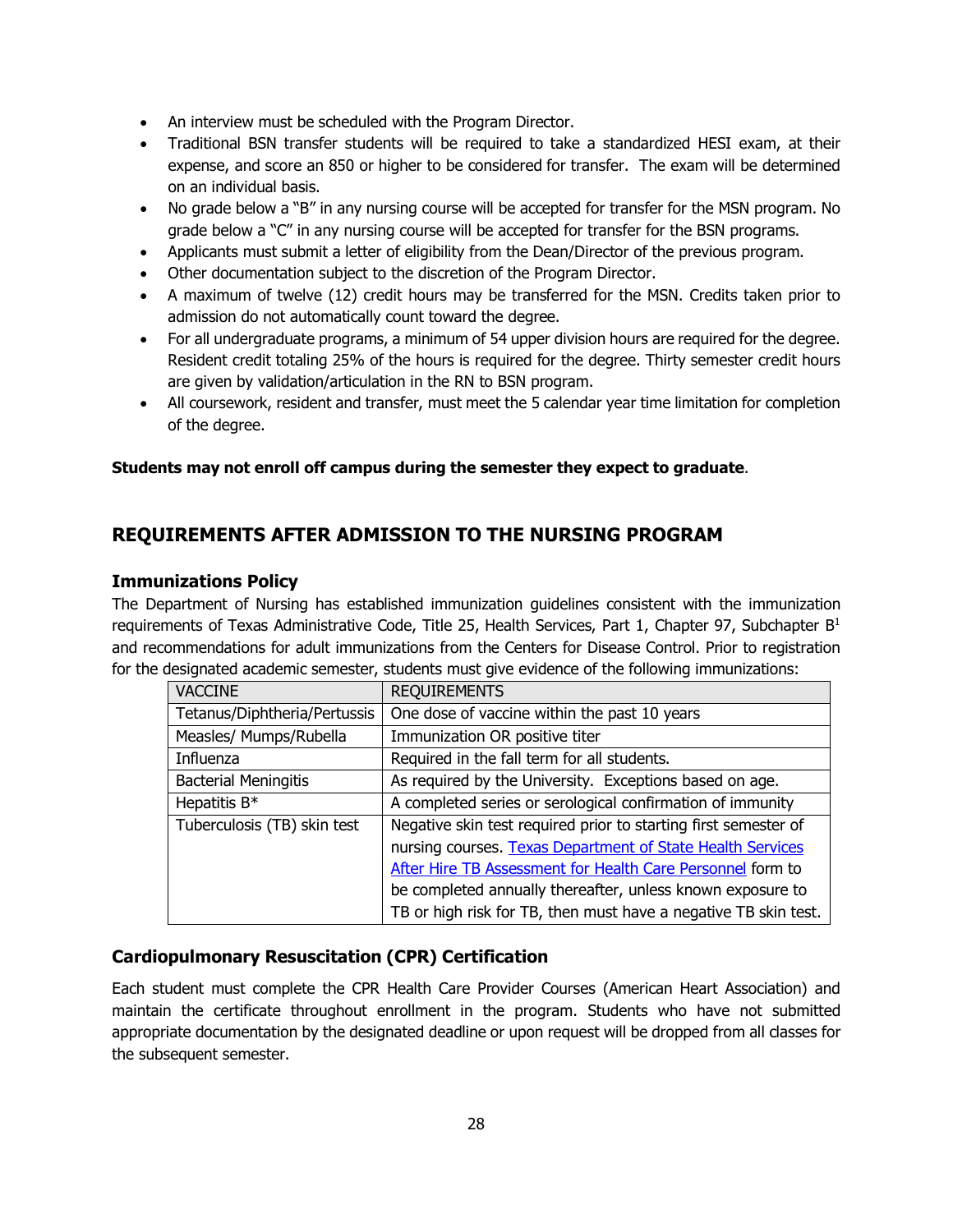- An interview must be scheduled with the Program Director.
- Traditional BSN transfer students will be required to take a standardized HESI exam, at their expense, and score an 850 or higher to be considered for transfer. The exam will be determined on an individual basis.
- No grade below a "B" in any nursing course will be accepted for transfer for the MSN program. No grade below a "C" in any nursing course will be accepted for transfer for the BSN programs.
- Applicants must submit a letter of eligibility from the Dean/Director of the previous program.
- Other documentation subject to the discretion of the Program Director.
- A maximum of twelve (12) credit hours may be transferred for the MSN. Credits taken prior to admission do not automatically count toward the degree.
- For all undergraduate programs, a minimum of 54 upper division hours are required for the degree. Resident credit totaling 25% of the hours is required for the degree. Thirty semester credit hours are given by validation/articulation in the RN to BSN program.
- All coursework, resident and transfer, must meet the 5 calendar year time limitation for completion of the degree.

**Students may not enroll off campus during the semester they expect to graduate**.

## REQUIREMENTS AFTER ADMISSION TO THE NURSING PROGRAM

### Immunizations Policy

The Department of Nursing has established immunization guidelines consistent with the immunization requirements of Texas Administrative Code, Title 25, Health Services, Part 1, Chapter 97, Subchapter B[1] and recommendations for adult immunizations from the Centers for Disease Control. Prior to registration for the designated academic semester, students must give evidence of the following immunizations:

| VACCINE | REQUIREMENTS |
|---|---|
| Tetanus/Diphtheria/Pertussis | One dose of vaccine within the past 10 years |
| Measles/ Mumps/Rubella | Immunization OR positive titer |
| Influenza | Required in the fall term for all students. |
| Bacterial Meningitis | As required by the University. Exceptions based on age. |
| Hepatitis B* | A completed series or serological confirmation of immunity |
| Tuberculosis (TB) skin test | Negative skin test required prior to starting first semester of nursing courses. Texas Department of State Health Services After Hire TB Assessment for Health Care Personnel form to be completed annually thereafter, unless known exposure to TB or high risk for TB, then must have a negative TB skin test. |

### Cardiopulmonary Resuscitation (CPR) Certification

Each student must complete the CPR Health Care Provider Courses (American Heart Association) and maintain the certificate throughout enrollment in the program. Students who have not submitted appropriate documentation by the designated deadline or upon request will be dropped from all classes for the subsequent semester.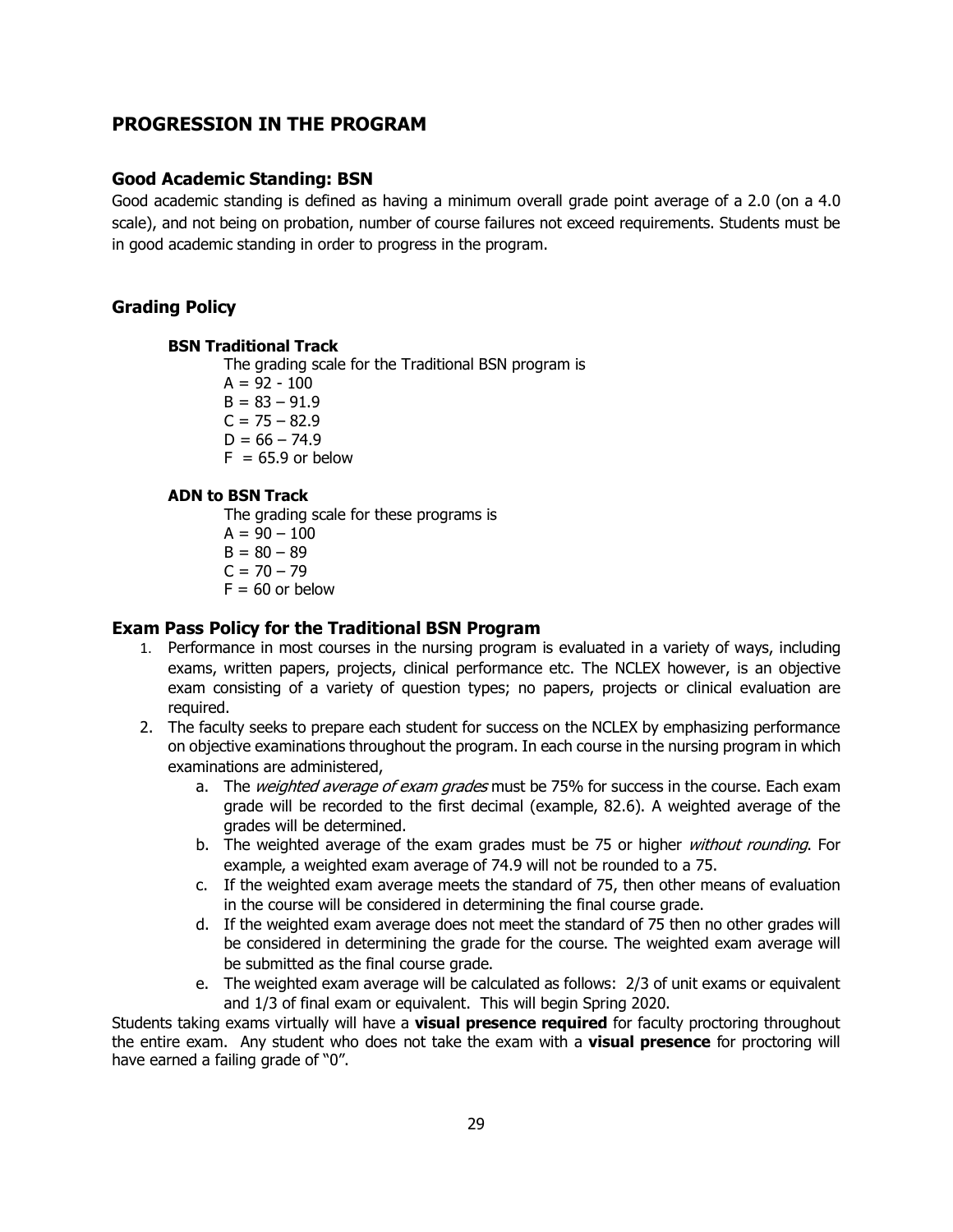## PROGRESSION IN THE PROGRAM

### Good Academic Standing: BSN

Good academic standing is defined as having a minimum overall grade point average of a 2.0 (on a 4.0 scale), and not being on probation, number of course failures not exceed requirements. Students must be in good academic standing in order to progress in the program.

### Grading Policy

#### BSN Traditional Track

The grading scale for the Traditional BSN program is

A = 92 - 100
B = 83 – 91.9
C = 75 – 82.9
D = 66 – 74.9
F = 65.9 or below

#### ADN to BSN Track

The grading scale for these programs is

A = 90 – 100
B = 80 – 89
C = 70 – 79
F = 60 or below

### Exam Pass Policy for the Traditional BSN Program

1. Performance in most courses in the nursing program is evaluated in a variety of ways, including exams, written papers, projects, clinical performance etc. The NCLEX however, is an objective exam consisting of a variety of question types; no papers, projects or clinical evaluation are required.
2. The faculty seeks to prepare each student for success on the NCLEX by emphasizing performance on objective examinations throughout the program. In each course in the nursing program in which examinations are administered,
   a. The *weighted average of exam grades* must be 75% for success in the course. Each exam grade will be recorded to the first decimal (example, 82.6). A weighted average of the grades will be determined.
   b. The weighted average of the exam grades must be 75 or higher *without rounding*. For example, a weighted exam average of 74.9 will not be rounded to a 75.
   c. If the weighted exam average meets the standard of 75, then other means of evaluation in the course will be considered in determining the final course grade.
   d. If the weighted exam average does not meet the standard of 75 then no other grades will be considered in determining the grade for the course. The weighted exam average will be submitted as the final course grade.
   e. The weighted exam average will be calculated as follows: 2/3 of unit exams or equivalent and 1/3 of final exam or equivalent. This will begin Spring 2020.

Students taking exams virtually will have a **visual presence required** for faculty proctoring throughout the entire exam. Any student who does not take the exam with a **visual presence** for proctoring will have earned a failing grade of "0".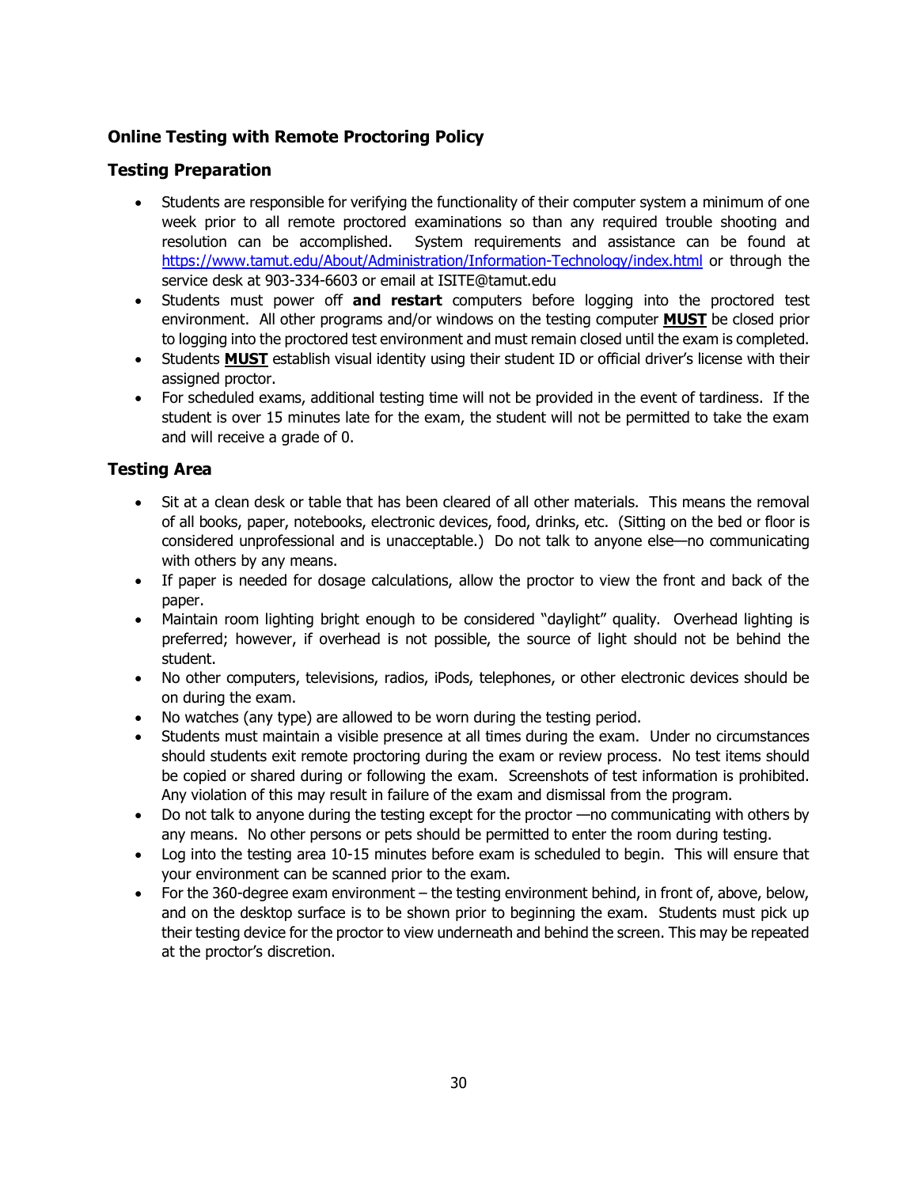## Online Testing with Remote Proctoring Policy

### Testing Preparation

- Students are responsible for verifying the functionality of their computer system a minimum of one week prior to all remote proctored examinations so than any required trouble shooting and resolution can be accomplished. System requirements and assistance can be found at [https://www.tamut.edu/About/Administration/Information-Technology/index.html](https://www.tamut.edu/About/Administration/Information-Technology/index.html) or through the service desk at 903-334-6603 or email at ISITE@tamut.edu
- Students must power off **and restart** computers before logging into the proctored test environment. All other programs and/or windows on the testing computer **MUST** be closed prior to logging into the proctored test environment and must remain closed until the exam is completed.
- Students **MUST** establish visual identity using their student ID or official driver's license with their assigned proctor.
- For scheduled exams, additional testing time will not be provided in the event of tardiness. If the student is over 15 minutes late for the exam, the student will not be permitted to take the exam and will receive a grade of 0.

### Testing Area

- Sit at a clean desk or table that has been cleared of all other materials. This means the removal of all books, paper, notebooks, electronic devices, food, drinks, etc. (Sitting on the bed or floor is considered unprofessional and is unacceptable.) Do not talk to anyone else—no communicating with others by any means.
- If paper is needed for dosage calculations, allow the proctor to view the front and back of the paper.
- Maintain room lighting bright enough to be considered "daylight" quality. Overhead lighting is preferred; however, if overhead is not possible, the source of light should not be behind the student.
- No other computers, televisions, radios, iPods, telephones, or other electronic devices should be on during the exam.
- No watches (any type) are allowed to be worn during the testing period.
- Students must maintain a visible presence at all times during the exam. Under no circumstances should students exit remote proctoring during the exam or review process. No test items should be copied or shared during or following the exam. Screenshots of test information is prohibited. Any violation of this may result in failure of the exam and dismissal from the program.
- Do not talk to anyone during the testing except for the proctor —no communicating with others by any means. No other persons or pets should be permitted to enter the room during testing.
- Log into the testing area 10-15 minutes before exam is scheduled to begin. This will ensure that your environment can be scanned prior to the exam.
- For the 360-degree exam environment – the testing environment behind, in front of, above, below, and on the desktop surface is to be shown prior to beginning the exam. Students must pick up their testing device for the proctor to view underneath and behind the screen. This may be repeated at the proctor's discretion.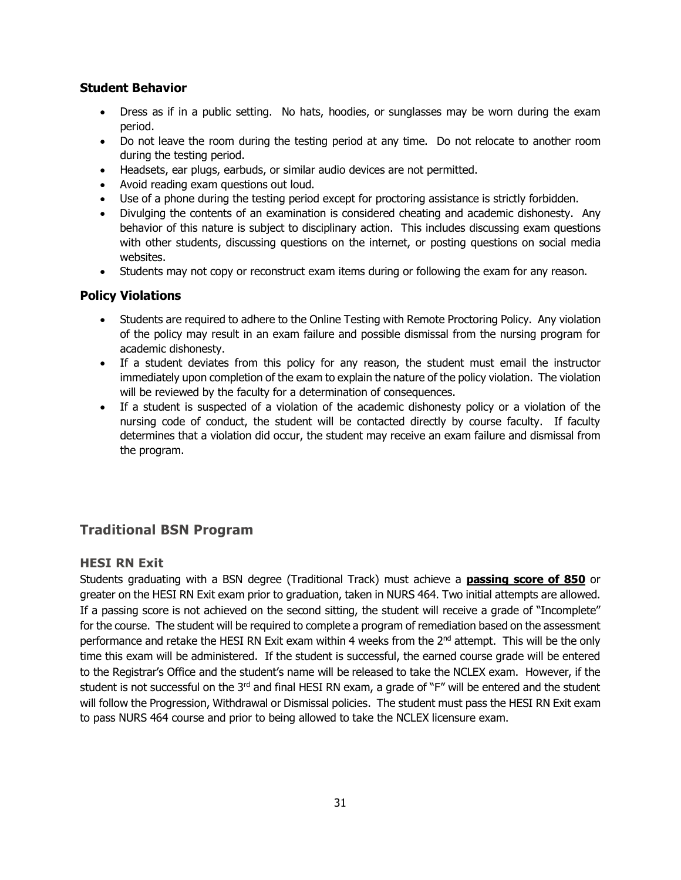### Student Behavior

- Dress as if in a public setting. No hats, hoodies, or sunglasses may be worn during the exam period.
- Do not leave the room during the testing period at any time. Do not relocate to another room during the testing period.
- Headsets, ear plugs, earbuds, or similar audio devices are not permitted.
- Avoid reading exam questions out loud.
- Use of a phone during the testing period except for proctoring assistance is strictly forbidden.
- Divulging the contents of an examination is considered cheating and academic dishonesty. Any behavior of this nature is subject to disciplinary action. This includes discussing exam questions with other students, discussing questions on the internet, or posting questions on social media websites.
- Students may not copy or reconstruct exam items during or following the exam for any reason.

### Policy Violations

- Students are required to adhere to the Online Testing with Remote Proctoring Policy. Any violation of the policy may result in an exam failure and possible dismissal from the nursing program for academic dishonesty.
- If a student deviates from this policy for any reason, the student must email the instructor immediately upon completion of the exam to explain the nature of the policy violation. The violation will be reviewed by the faculty for a determination of consequences.
- If a student is suspected of a violation of the academic dishonesty policy or a violation of the nursing code of conduct, the student will be contacted directly by course faculty. If faculty determines that a violation did occur, the student may receive an exam failure and dismissal from the program.

## Traditional BSN Program

### HESI RN Exit

Students graduating with a BSN degree (Traditional Track) must achieve a **passing score of 850** or greater on the HESI RN Exit exam prior to graduation, taken in NURS 464. Two initial attempts are allowed. If a passing score is not achieved on the second sitting, the student will receive a grade of "Incomplete" for the course. The student will be required to complete a program of remediation based on the assessment performance and retake the HESI RN Exit exam within 4 weeks from the 2nd attempt. This will be the only time this exam will be administered. If the student is successful, the earned course grade will be entered to the Registrar's Office and the student's name will be released to take the NCLEX exam. However, if the student is not successful on the 3rd and final HESI RN exam, a grade of "F" will be entered and the student will follow the Progression, Withdrawal or Dismissal policies. The student must pass the HESI RN Exit exam to pass NURS 464 course and prior to being allowed to take the NCLEX licensure exam.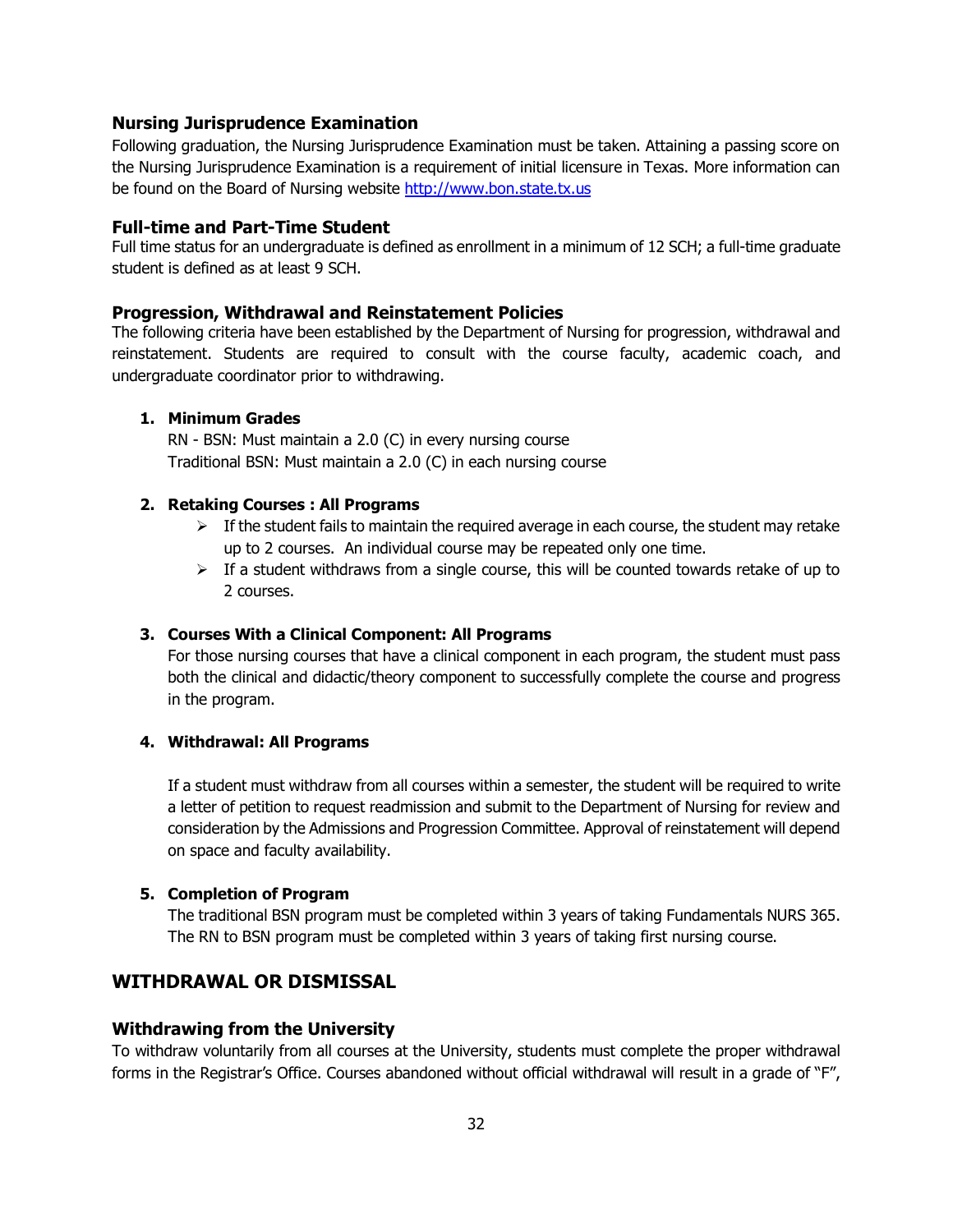### Nursing Jurisprudence Examination

Following graduation, the Nursing Jurisprudence Examination must be taken. Attaining a passing score on the Nursing Jurisprudence Examination is a requirement of initial licensure in Texas. More information can be found on the Board of Nursing website http://www.bon.state.tx.us

### Full-time and Part-Time Student

Full time status for an undergraduate is defined as enrollment in a minimum of 12 SCH; a full-time graduate student is defined as at least 9 SCH.

### Progression, Withdrawal and Reinstatement Policies

The following criteria have been established by the Department of Nursing for progression, withdrawal and reinstatement. Students are required to consult with the course faculty, academic coach, and undergraduate coordinator prior to withdrawing.

1. **Minimum Grades**

   RN - BSN: Must maintain a 2.0 (C) in every nursing course
   Traditional BSN: Must maintain a 2.0 (C) in each nursing course

2. **Retaking Courses : All Programs**
   - If the student fails to maintain the required average in each course, the student may retake up to 2 courses. An individual course may be repeated only one time.
   - If a student withdraws from a single course, this will be counted towards retake of up to 2 courses.

3. **Courses With a Clinical Component: All Programs**

   For those nursing courses that have a clinical component in each program, the student must pass both the clinical and didactic/theory component to successfully complete the course and progress in the program.

4. **Withdrawal: All Programs**

   If a student must withdraw from all courses within a semester, the student will be required to write a letter of petition to request readmission and submit to the Department of Nursing for review and consideration by the Admissions and Progression Committee. Approval of reinstatement will depend on space and faculty availability.

5. **Completion of Program**

   The traditional BSN program must be completed within 3 years of taking Fundamentals NURS 365. The RN to BSN program must be completed within 3 years of taking first nursing course.

## WITHDRAWAL OR DISMISSAL

### Withdrawing from the University

To withdraw voluntarily from all courses at the University, students must complete the proper withdrawal forms in the Registrar's Office. Courses abandoned without official withdrawal will result in a grade of "F",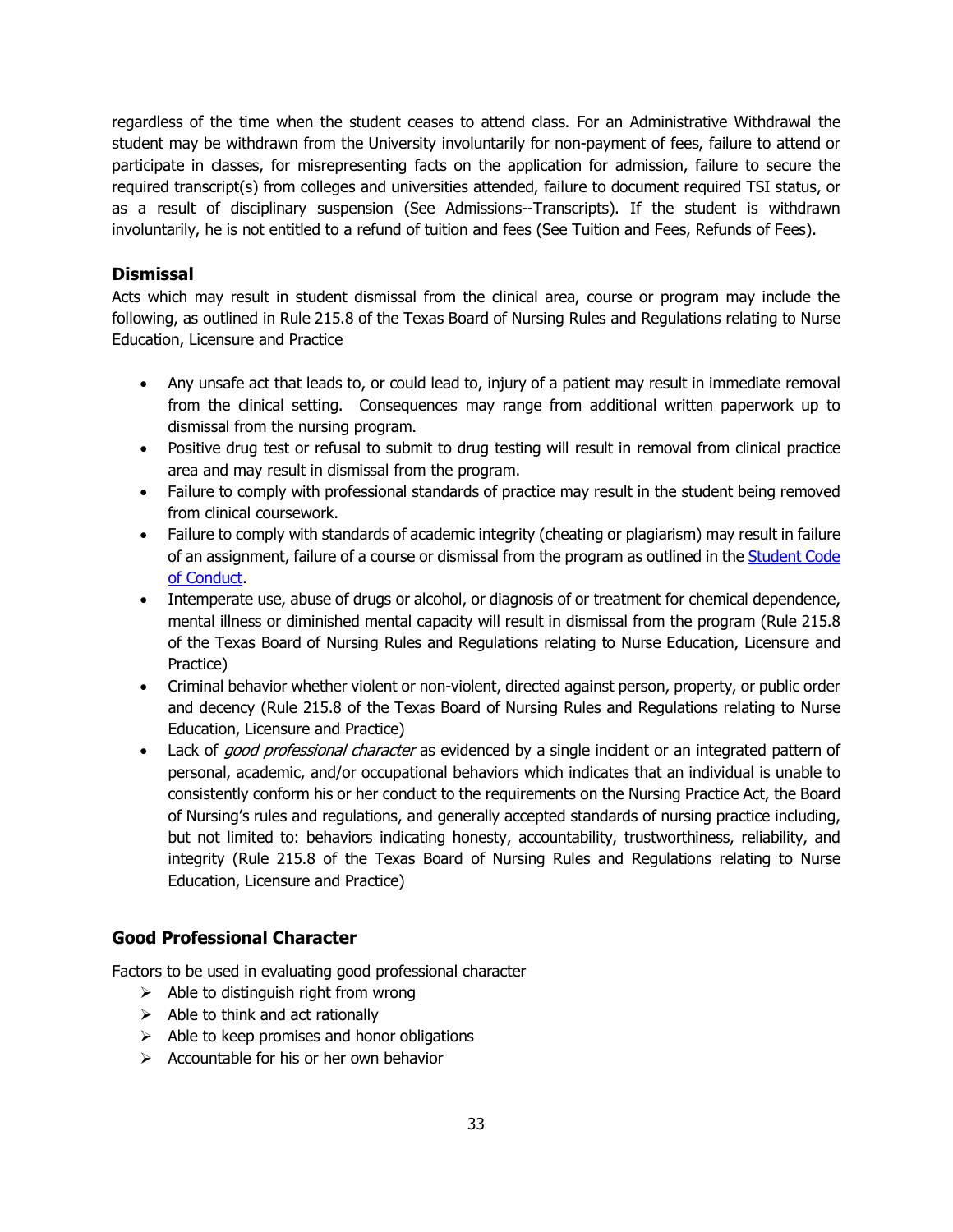regardless of the time when the student ceases to attend class. For an Administrative Withdrawal the student may be withdrawn from the University involuntarily for non-payment of fees, failure to attend or participate in classes, for misrepresenting facts on the application for admission, failure to secure the required transcript(s) from colleges and universities attended, failure to document required TSI status, or as a result of disciplinary suspension (See Admissions--Transcripts). If the student is withdrawn involuntarily, he is not entitled to a refund of tuition and fees (See Tuition and Fees, Refunds of Fees).

### Dismissal

Acts which may result in student dismissal from the clinical area, course or program may include the following, as outlined in Rule 215.8 of the Texas Board of Nursing Rules and Regulations relating to Nurse Education, Licensure and Practice

- Any unsafe act that leads to, or could lead to, injury of a patient may result in immediate removal from the clinical setting. Consequences may range from additional written paperwork up to dismissal from the nursing program.
- Positive drug test or refusal to submit to drug testing will result in removal from clinical practice area and may result in dismissal from the program.
- Failure to comply with professional standards of practice may result in the student being removed from clinical coursework.
- Failure to comply with standards of academic integrity (cheating or plagiarism) may result in failure of an assignment, failure of a course or dismissal from the program as outlined in the Student Code of Conduct.
- Intemperate use, abuse of drugs or alcohol, or diagnosis of or treatment for chemical dependence, mental illness or diminished mental capacity will result in dismissal from the program (Rule 215.8 of the Texas Board of Nursing Rules and Regulations relating to Nurse Education, Licensure and Practice)
- Criminal behavior whether violent or non-violent, directed against person, property, or public order and decency (Rule 215.8 of the Texas Board of Nursing Rules and Regulations relating to Nurse Education, Licensure and Practice)
- Lack of *good professional character* as evidenced by a single incident or an integrated pattern of personal, academic, and/or occupational behaviors which indicates that an individual is unable to consistently conform his or her conduct to the requirements on the Nursing Practice Act, the Board of Nursing's rules and regulations, and generally accepted standards of nursing practice including, but not limited to: behaviors indicating honesty, accountability, trustworthiness, reliability, and integrity (Rule 215.8 of the Texas Board of Nursing Rules and Regulations relating to Nurse Education, Licensure and Practice)

### Good Professional Character

Factors to be used in evaluating good professional character

- Able to distinguish right from wrong
- Able to think and act rationally
- Able to keep promises and honor obligations
- Accountable for his or her own behavior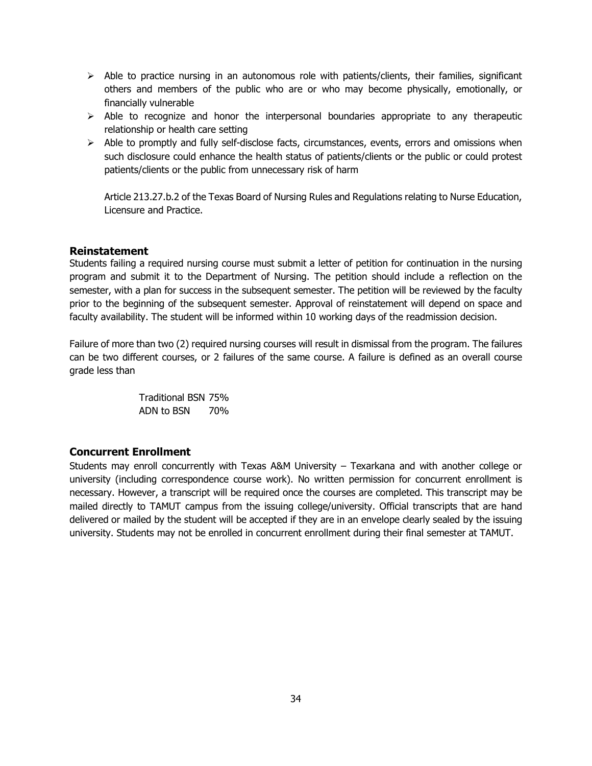- Able to practice nursing in an autonomous role with patients/clients, their families, significant others and members of the public who are or who may become physically, emotionally, or financially vulnerable
- Able to recognize and honor the interpersonal boundaries appropriate to any therapeutic relationship or health care setting
- Able to promptly and fully self-disclose facts, circumstances, events, errors and omissions when such disclosure could enhance the health status of patients/clients or the public or could protest patients/clients or the public from unnecessary risk of harm

Article 213.27.b.2 of the Texas Board of Nursing Rules and Regulations relating to Nurse Education, Licensure and Practice.

### Reinstatement

Students failing a required nursing course must submit a letter of petition for continuation in the nursing program and submit it to the Department of Nursing. The petition should include a reflection on the semester, with a plan for success in the subsequent semester. The petition will be reviewed by the faculty prior to the beginning of the subsequent semester. Approval of reinstatement will depend on space and faculty availability. The student will be informed within 10 working days of the readmission decision.

Failure of more than two (2) required nursing courses will result in dismissal from the program. The failures can be two different courses, or 2 failures of the same course. A failure is defined as an overall course grade less than

Traditional BSN 75%
ADN to BSN 70%

### Concurrent Enrollment

Students may enroll concurrently with Texas A&M University – Texarkana and with another college or university (including correspondence course work). No written permission for concurrent enrollment is necessary. However, a transcript will be required once the courses are completed. This transcript may be mailed directly to TAMUT campus from the issuing college/university. Official transcripts that are hand delivered or mailed by the student will be accepted if they are in an envelope clearly sealed by the issuing university. Students may not be enrolled in concurrent enrollment during their final semester at TAMUT.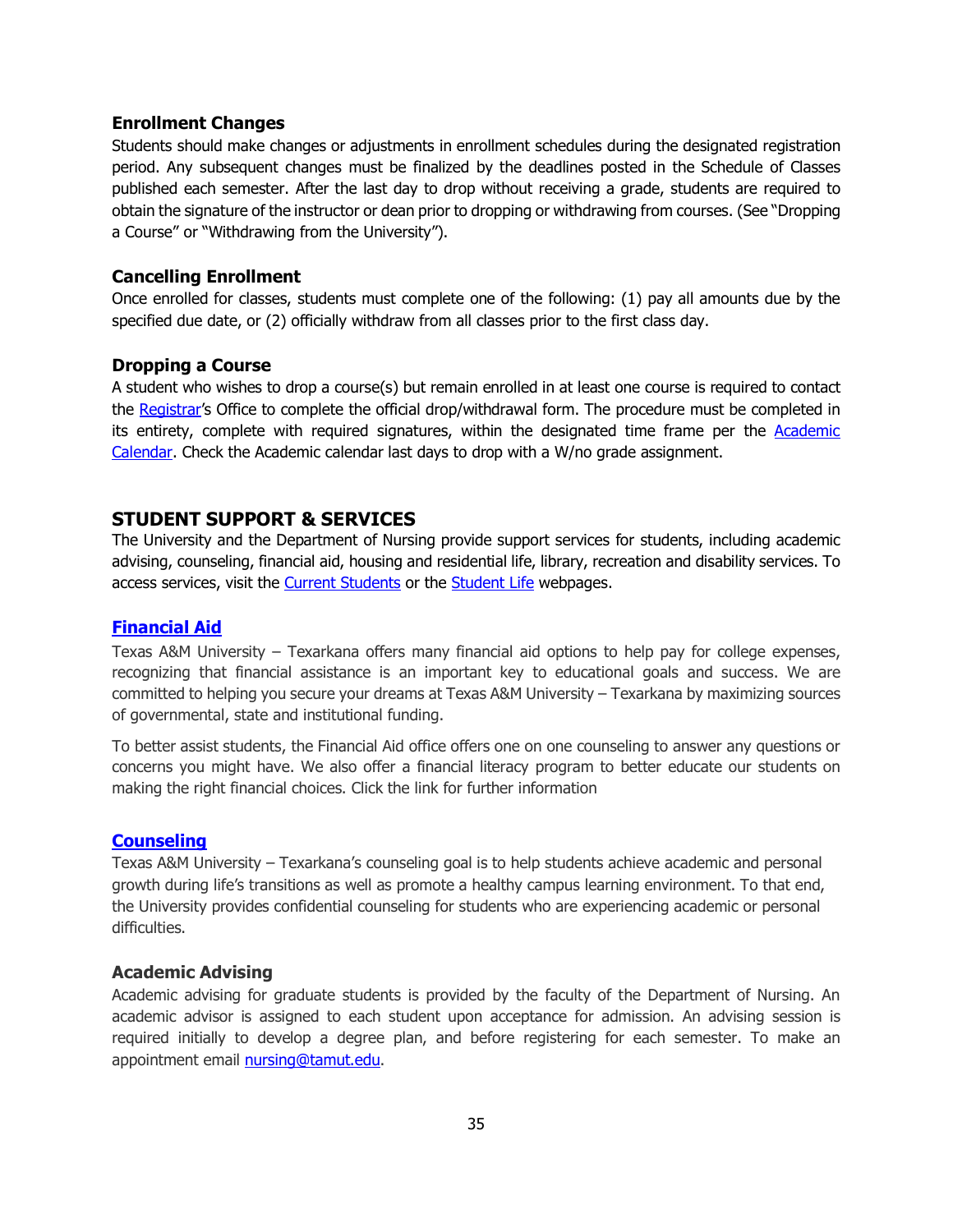### Enrollment Changes

Students should make changes or adjustments in enrollment schedules during the designated registration period. Any subsequent changes must be finalized by the deadlines posted in the Schedule of Classes published each semester. After the last day to drop without receiving a grade, students are required to obtain the signature of the instructor or dean prior to dropping or withdrawing from courses. (See "Dropping a Course" or "Withdrawing from the University").

### Cancelling Enrollment

Once enrolled for classes, students must complete one of the following: (1) pay all amounts due by the specified due date, or (2) officially withdraw from all classes prior to the first class day.

### Dropping a Course

A student who wishes to drop a course(s) but remain enrolled in at least one course is required to contact the Registrar's Office to complete the official drop/withdrawal form. The procedure must be completed in its entirety, complete with required signatures, within the designated time frame per the Academic Calendar. Check the Academic calendar last days to drop with a W/no grade assignment.

## STUDENT SUPPORT & SERVICES

The University and the Department of Nursing provide support services for students, including academic advising, counseling, financial aid, housing and residential life, library, recreation and disability services. To access services, visit the Current Students or the Student Life webpages.

### Financial Aid

Texas A&M University – Texarkana offers many financial aid options to help pay for college expenses, recognizing that financial assistance is an important key to educational goals and success. We are committed to helping you secure your dreams at Texas A&M University – Texarkana by maximizing sources of governmental, state and institutional funding.

To better assist students, the Financial Aid office offers one on one counseling to answer any questions or concerns you might have. We also offer a financial literacy program to better educate our students on making the right financial choices. Click the link for further information

### Counseling

Texas A&M University – Texarkana's counseling goal is to help students achieve academic and personal growth during life's transitions as well as promote a healthy campus learning environment. To that end, the University provides confidential counseling for students who are experiencing academic or personal difficulties.

### Academic Advising

Academic advising for graduate students is provided by the faculty of the Department of Nursing. An academic advisor is assigned to each student upon acceptance for admission. An advising session is required initially to develop a degree plan, and before registering for each semester. To make an appointment email nursing@tamut.edu.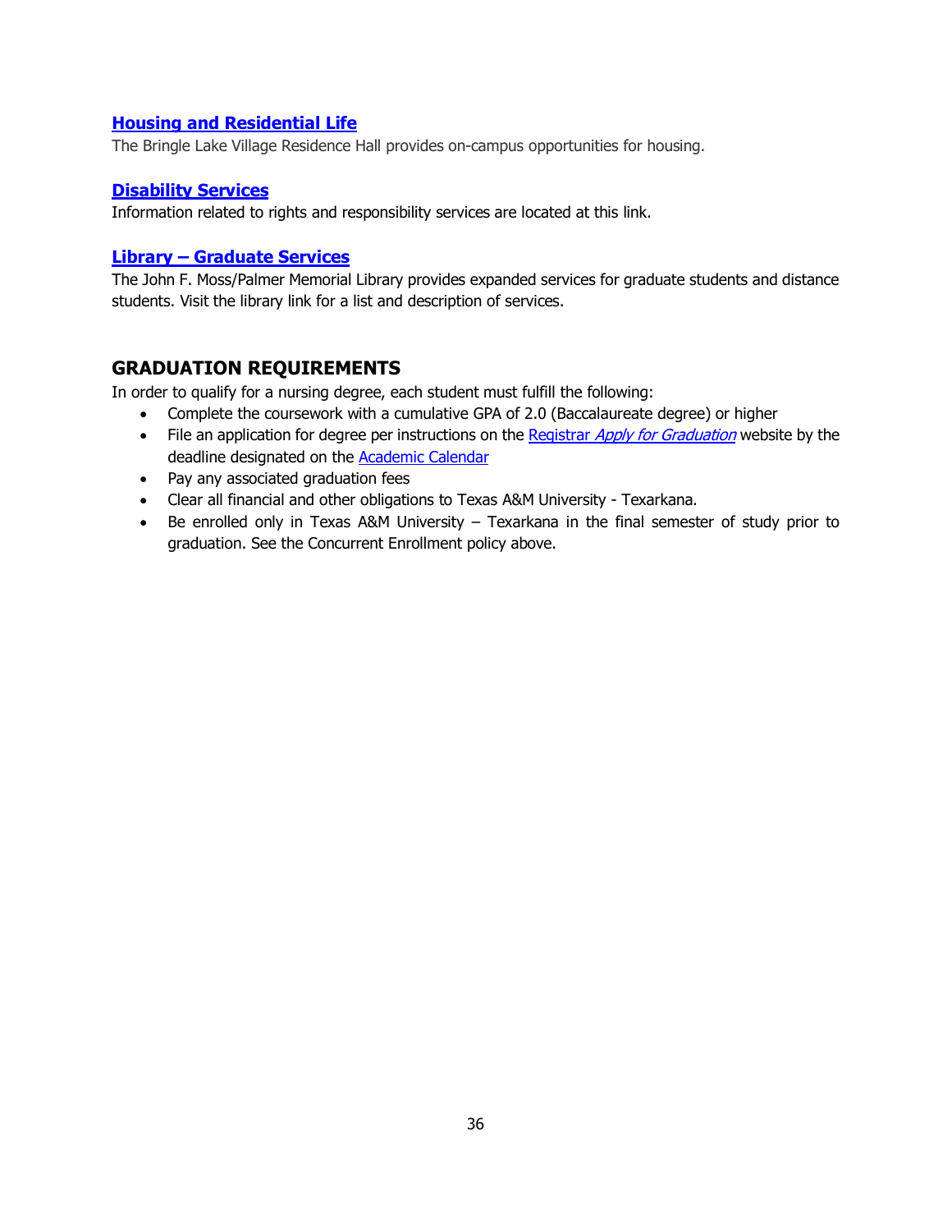### **Housing and Residential Life**

The Bringle Lake Village Residence Hall provides on-campus opportunities for housing.

### **Disability Services**

Information related to rights and responsibility services are located at this link.

### **Library – Graduate Services**

The John F. Moss/Palmer Memorial Library provides expanded services for graduate students and distance students. Visit the library link for a list and description of services.

## GRADUATION REQUIREMENTS

In order to qualify for a nursing degree, each student must fulfill the following:

- Complete the coursework with a cumulative GPA of 2.0 (Baccalaureate degree) or higher
- File an application for degree per instructions on the Registrar *Apply for Graduation* website by the deadline designated on the Academic Calendar
- Pay any associated graduation fees
- Clear all financial and other obligations to Texas A&M University - Texarkana.
- Be enrolled only in Texas A&M University – Texarkana in the final semester of study prior to graduation. See the Concurrent Enrollment policy above.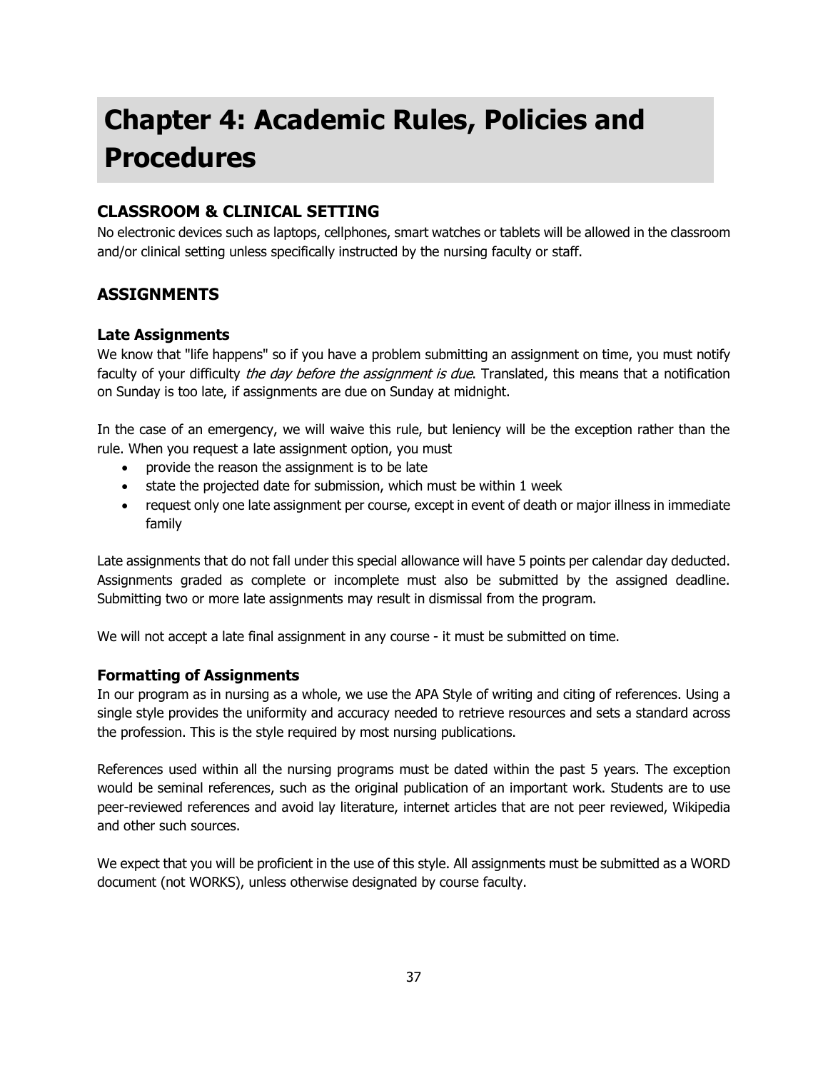# Chapter 4: Academic Rules, Policies and Procedures

## CLASSROOM & CLINICAL SETTING

No electronic devices such as laptops, cellphones, smart watches or tablets will be allowed in the classroom and/or clinical setting unless specifically instructed by the nursing faculty or staff.

## ASSIGNMENTS

### Late Assignments

We know that "life happens" so if you have a problem submitting an assignment on time, you must notify faculty of your difficulty *the day before the assignment is due*. Translated, this means that a notification on Sunday is too late, if assignments are due on Sunday at midnight.

In the case of an emergency, we will waive this rule, but leniency will be the exception rather than the rule. When you request a late assignment option, you must

- provide the reason the assignment is to be late
- state the projected date for submission, which must be within 1 week
- request only one late assignment per course, except in event of death or major illness in immediate family

Late assignments that do not fall under this special allowance will have 5 points per calendar day deducted. Assignments graded as complete or incomplete must also be submitted by the assigned deadline. Submitting two or more late assignments may result in dismissal from the program.

We will not accept a late final assignment in any course - it must be submitted on time.

### Formatting of Assignments

In our program as in nursing as a whole, we use the APA Style of writing and citing of references. Using a single style provides the uniformity and accuracy needed to retrieve resources and sets a standard across the profession. This is the style required by most nursing publications.

References used within all the nursing programs must be dated within the past 5 years. The exception would be seminal references, such as the original publication of an important work. Students are to use peer-reviewed references and avoid lay literature, internet articles that are not peer reviewed, Wikipedia and other such sources.

We expect that you will be proficient in the use of this style. All assignments must be submitted as a WORD document (not WORKS), unless otherwise designated by course faculty.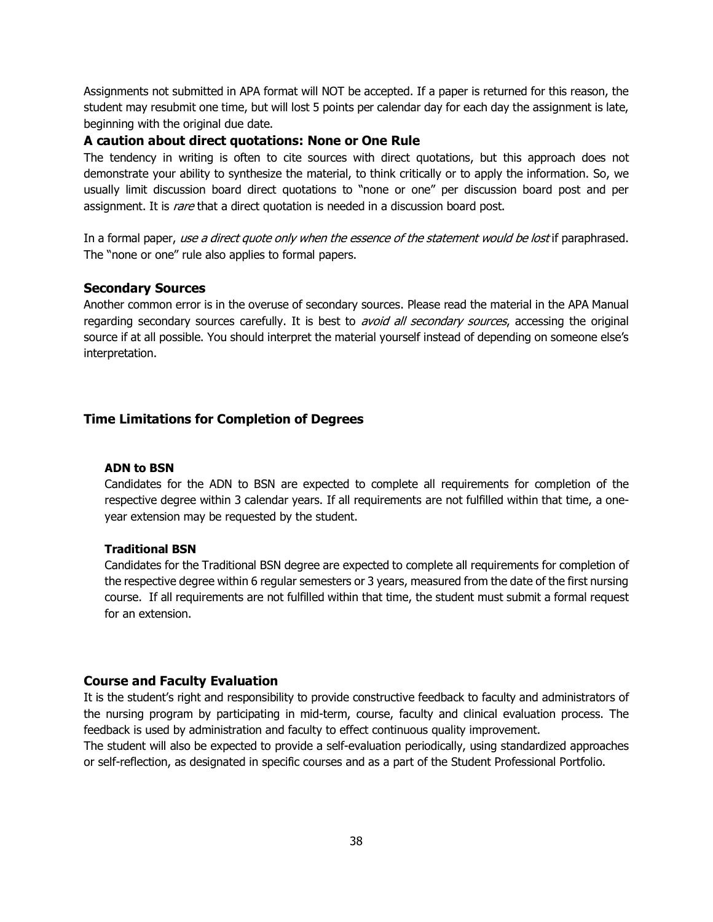Assignments not submitted in APA format will NOT be accepted. If a paper is returned for this reason, the student may resubmit one time, but will lost 5 points per calendar day for each day the assignment is late, beginning with the original due date.

### A caution about direct quotations: None or One Rule

The tendency in writing is often to cite sources with direct quotations, but this approach does not demonstrate your ability to synthesize the material, to think critically or to apply the information. So, we usually limit discussion board direct quotations to "none or one" per discussion board post and per assignment. It is *rare* that a direct quotation is needed in a discussion board post.

In a formal paper, *use a direct quote only when the essence of the statement would be lost* if paraphrased. The "none or one" rule also applies to formal papers.

### Secondary Sources

Another common error is in the overuse of secondary sources. Please read the material in the APA Manual regarding secondary sources carefully. It is best to *avoid all secondary sources*, accessing the original source if at all possible. You should interpret the material yourself instead of depending on someone else's interpretation.

## Time Limitations for Completion of Degrees

#### ADN to BSN

Candidates for the ADN to BSN are expected to complete all requirements for completion of the respective degree within 3 calendar years. If all requirements are not fulfilled within that time, a one-year extension may be requested by the student.

#### Traditional BSN

Candidates for the Traditional BSN degree are expected to complete all requirements for completion of the respective degree within 6 regular semesters or 3 years, measured from the date of the first nursing course. If all requirements are not fulfilled within that time, the student must submit a formal request for an extension.

## Course and Faculty Evaluation

It is the student's right and responsibility to provide constructive feedback to faculty and administrators of the nursing program by participating in mid-term, course, faculty and clinical evaluation process. The feedback is used by administration and faculty to effect continuous quality improvement.

The student will also be expected to provide a self-evaluation periodically, using standardized approaches or self-reflection, as designated in specific courses and as a part of the Student Professional Portfolio.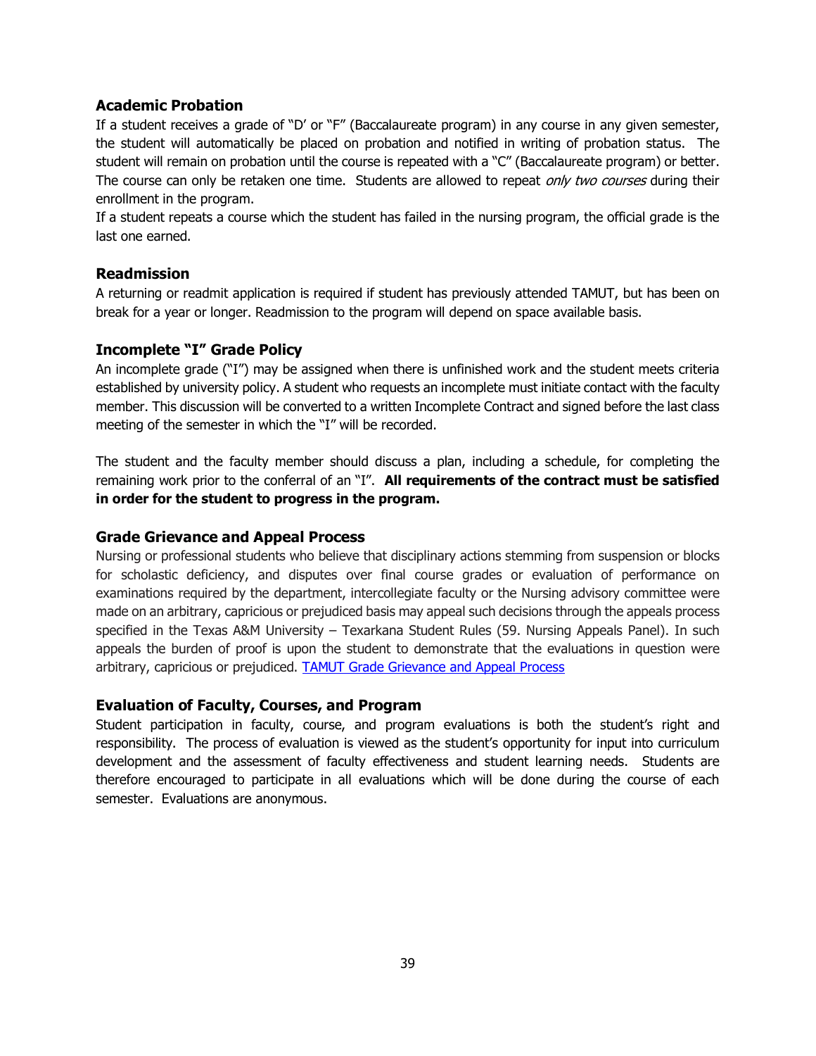### Academic Probation

If a student receives a grade of "D' or "F" (Baccalaureate program) in any course in any given semester, the student will automatically be placed on probation and notified in writing of probation status. The student will remain on probation until the course is repeated with a "C" (Baccalaureate program) or better. The course can only be retaken one time. Students are allowed to repeat *only two courses* during their enrollment in the program.

If a student repeats a course which the student has failed in the nursing program, the official grade is the last one earned.

### Readmission

A returning or readmit application is required if student has previously attended TAMUT, but has been on break for a year or longer. Readmission to the program will depend on space available basis.

### Incomplete "I" Grade Policy

An incomplete grade ("I") may be assigned when there is unfinished work and the student meets criteria established by university policy. A student who requests an incomplete must initiate contact with the faculty member. This discussion will be converted to a written Incomplete Contract and signed before the last class meeting of the semester in which the "I" will be recorded.

The student and the faculty member should discuss a plan, including a schedule, for completing the remaining work prior to the conferral of an "I". **All requirements of the contract must be satisfied in order for the student to progress in the program.**

### Grade Grievance and Appeal Process

Nursing or professional students who believe that disciplinary actions stemming from suspension or blocks for scholastic deficiency, and disputes over final course grades or evaluation of performance on examinations required by the department, intercollegiate faculty or the Nursing advisory committee were made on an arbitrary, capricious or prejudiced basis may appeal such decisions through the appeals process specified in the Texas A&M University – Texarkana Student Rules (59. Nursing Appeals Panel). In such appeals the burden of proof is upon the student to demonstrate that the evaluations in question were arbitrary, capricious or prejudiced. TAMUT Grade Grievance and Appeal Process

### Evaluation of Faculty, Courses, and Program

Student participation in faculty, course, and program evaluations is both the student's right and responsibility. The process of evaluation is viewed as the student's opportunity for input into curriculum development and the assessment of faculty effectiveness and student learning needs. Students are therefore encouraged to participate in all evaluations which will be done during the course of each semester. Evaluations are anonymous.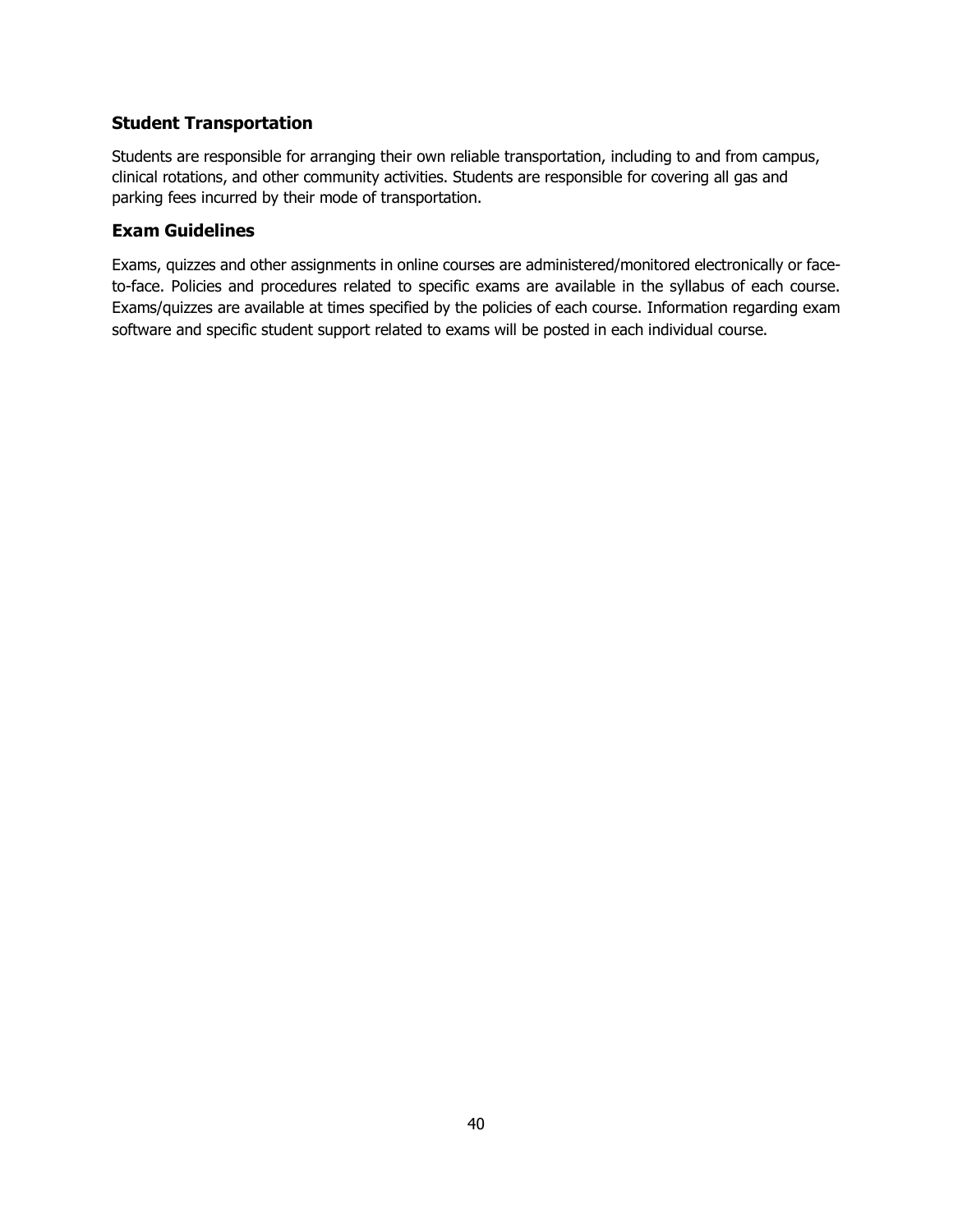## Student Transportation

Students are responsible for arranging their own reliable transportation, including to and from campus, clinical rotations, and other community activities. Students are responsible for covering all gas and parking fees incurred by their mode of transportation.

## Exam Guidelines

Exams, quizzes and other assignments in online courses are administered/monitored electronically or face-to-face. Policies and procedures related to specific exams are available in the syllabus of each course. Exams/quizzes are available at times specified by the policies of each course. Information regarding exam software and specific student support related to exams will be posted in each individual course.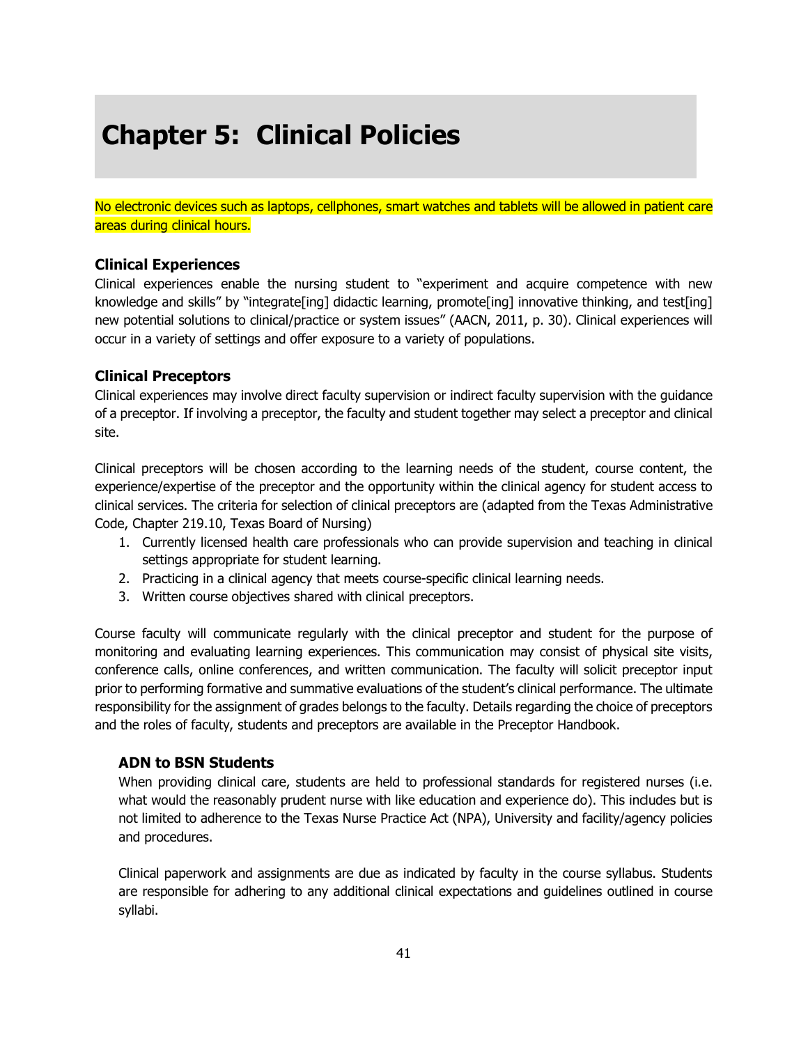# Chapter 5: Clinical Policies

No electronic devices such as laptops, cellphones, smart watches and tablets will be allowed in patient care areas during clinical hours.

### Clinical Experiences

Clinical experiences enable the nursing student to "experiment and acquire competence with new knowledge and skills" by "integrate[ing] didactic learning, promote[ing] innovative thinking, and test[ing] new potential solutions to clinical/practice or system issues" (AACN, 2011, p. 30). Clinical experiences will occur in a variety of settings and offer exposure to a variety of populations.

### Clinical Preceptors

Clinical experiences may involve direct faculty supervision or indirect faculty supervision with the guidance of a preceptor. If involving a preceptor, the faculty and student together may select a preceptor and clinical site.

Clinical preceptors will be chosen according to the learning needs of the student, course content, the experience/expertise of the preceptor and the opportunity within the clinical agency for student access to clinical services. The criteria for selection of clinical preceptors are (adapted from the Texas Administrative Code, Chapter 219.10, Texas Board of Nursing)

1. Currently licensed health care professionals who can provide supervision and teaching in clinical settings appropriate for student learning.
2. Practicing in a clinical agency that meets course-specific clinical learning needs.
3. Written course objectives shared with clinical preceptors.

Course faculty will communicate regularly with the clinical preceptor and student for the purpose of monitoring and evaluating learning experiences. This communication may consist of physical site visits, conference calls, online conferences, and written communication. The faculty will solicit preceptor input prior to performing formative and summative evaluations of the student's clinical performance. The ultimate responsibility for the assignment of grades belongs to the faculty. Details regarding the choice of preceptors and the roles of faculty, students and preceptors are available in the Preceptor Handbook.

#### ADN to BSN Students

When providing clinical care, students are held to professional standards for registered nurses (i.e. what would the reasonably prudent nurse with like education and experience do). This includes but is not limited to adherence to the Texas Nurse Practice Act (NPA), University and facility/agency policies and procedures.

Clinical paperwork and assignments are due as indicated by faculty in the course syllabus. Students are responsible for adhering to any additional clinical expectations and guidelines outlined in course syllabi.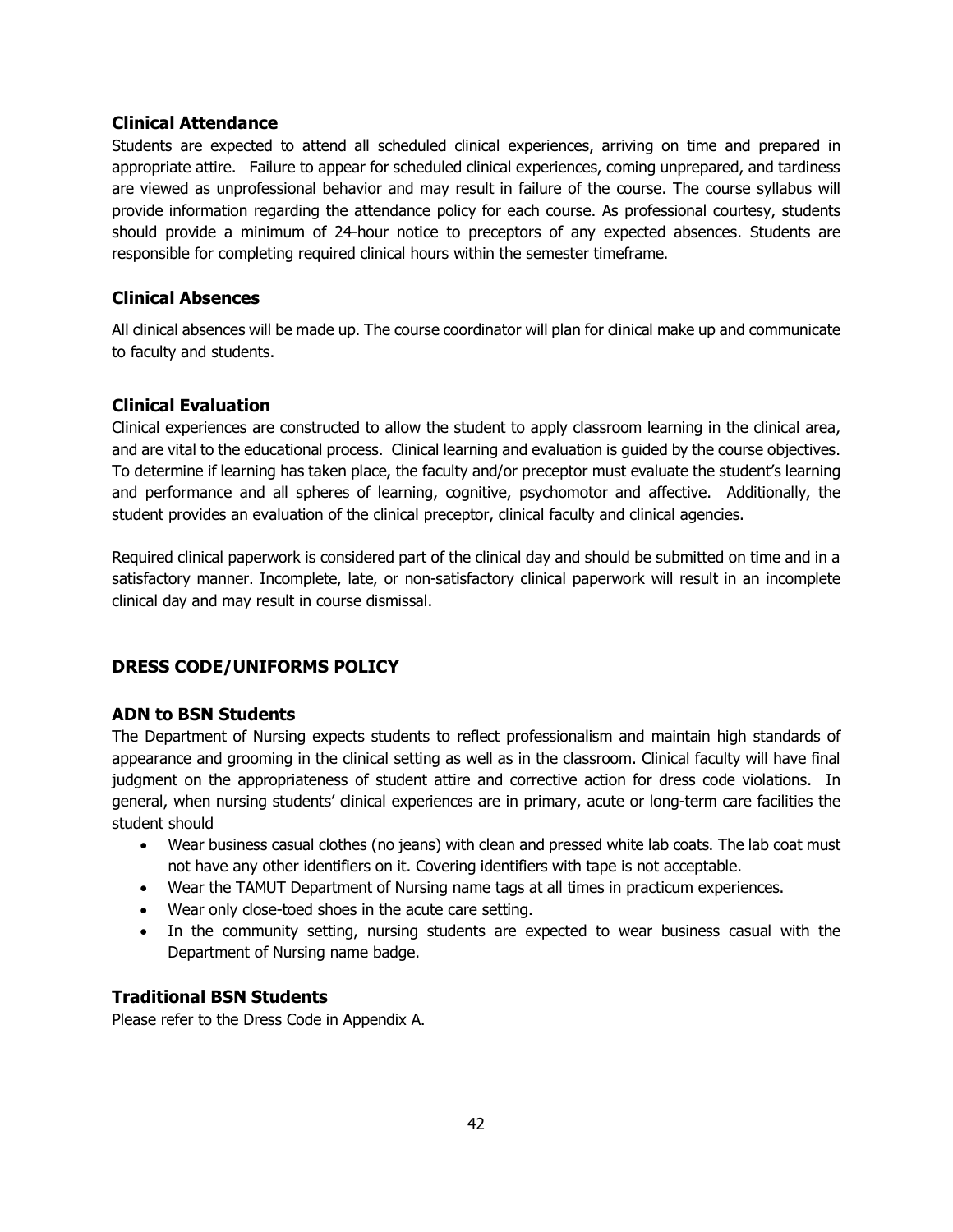### Clinical Attendance

Students are expected to attend all scheduled clinical experiences, arriving on time and prepared in appropriate attire. Failure to appear for scheduled clinical experiences, coming unprepared, and tardiness are viewed as unprofessional behavior and may result in failure of the course. The course syllabus will provide information regarding the attendance policy for each course. As professional courtesy, students should provide a minimum of 24-hour notice to preceptors of any expected absences. Students are responsible for completing required clinical hours within the semester timeframe.

### Clinical Absences

All clinical absences will be made up. The course coordinator will plan for clinical make up and communicate to faculty and students.

### Clinical Evaluation

Clinical experiences are constructed to allow the student to apply classroom learning in the clinical area, and are vital to the educational process. Clinical learning and evaluation is guided by the course objectives. To determine if learning has taken place, the faculty and/or preceptor must evaluate the student's learning and performance and all spheres of learning, cognitive, psychomotor and affective. Additionally, the student provides an evaluation of the clinical preceptor, clinical faculty and clinical agencies.

Required clinical paperwork is considered part of the clinical day and should be submitted on time and in a satisfactory manner. Incomplete, late, or non-satisfactory clinical paperwork will result in an incomplete clinical day and may result in course dismissal.

## DRESS CODE/UNIFORMS POLICY

### ADN to BSN Students

The Department of Nursing expects students to reflect professionalism and maintain high standards of appearance and grooming in the clinical setting as well as in the classroom. Clinical faculty will have final judgment on the appropriateness of student attire and corrective action for dress code violations. In general, when nursing students' clinical experiences are in primary, acute or long-term care facilities the student should

- Wear business casual clothes (no jeans) with clean and pressed white lab coats. The lab coat must not have any other identifiers on it. Covering identifiers with tape is not acceptable.
- Wear the TAMUT Department of Nursing name tags at all times in practicum experiences.
- Wear only close-toed shoes in the acute care setting.
- In the community setting, nursing students are expected to wear business casual with the Department of Nursing name badge.

### Traditional BSN Students

Please refer to the Dress Code in Appendix A.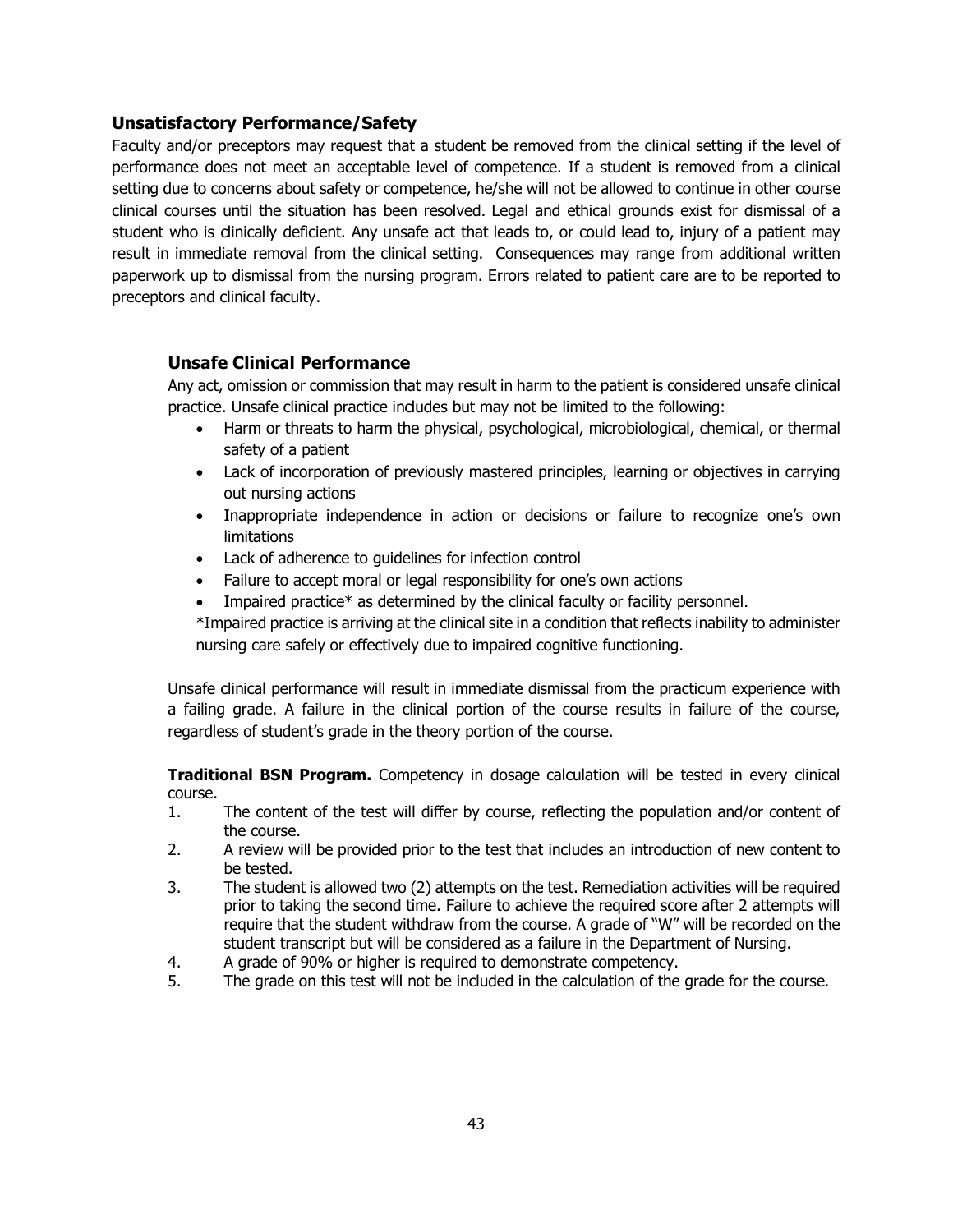### Unsatisfactory Performance/Safety

Faculty and/or preceptors may request that a student be removed from the clinical setting if the level of performance does not meet an acceptable level of competence. If a student is removed from a clinical setting due to concerns about safety or competence, he/she will not be allowed to continue in other course clinical courses until the situation has been resolved. Legal and ethical grounds exist for dismissal of a student who is clinically deficient. Any unsafe act that leads to, or could lead to, injury of a patient may result in immediate removal from the clinical setting. Consequences may range from additional written paperwork up to dismissal from the nursing program. Errors related to patient care are to be reported to preceptors and clinical faculty.

### Unsafe Clinical Performance

Any act, omission or commission that may result in harm to the patient is considered unsafe clinical practice. Unsafe clinical practice includes but may not be limited to the following:

- Harm or threats to harm the physical, psychological, microbiological, chemical, or thermal safety of a patient
- Lack of incorporation of previously mastered principles, learning or objectives in carrying out nursing actions
- Inappropriate independence in action or decisions or failure to recognize one's own limitations
- Lack of adherence to guidelines for infection control
- Failure to accept moral or legal responsibility for one's own actions
- Impaired practice* as determined by the clinical faculty or facility personnel.

*Impaired practice is arriving at the clinical site in a condition that reflects inability to administer nursing care safely or effectively due to impaired cognitive functioning.

Unsafe clinical performance will result in immediate dismissal from the practicum experience with a failing grade. A failure in the clinical portion of the course results in failure of the course, regardless of student's grade in the theory portion of the course.

**Traditional BSN Program.** Competency in dosage calculation will be tested in every clinical course.

1. The content of the test will differ by course, reflecting the population and/or content of the course.
2. A review will be provided prior to the test that includes an introduction of new content to be tested.
3. The student is allowed two (2) attempts on the test. Remediation activities will be required prior to taking the second time. Failure to achieve the required score after 2 attempts will require that the student withdraw from the course. A grade of "W" will be recorded on the student transcript but will be considered as a failure in the Department of Nursing.
4. A grade of 90% or higher is required to demonstrate competency.
5. The grade on this test will not be included in the calculation of the grade for the course.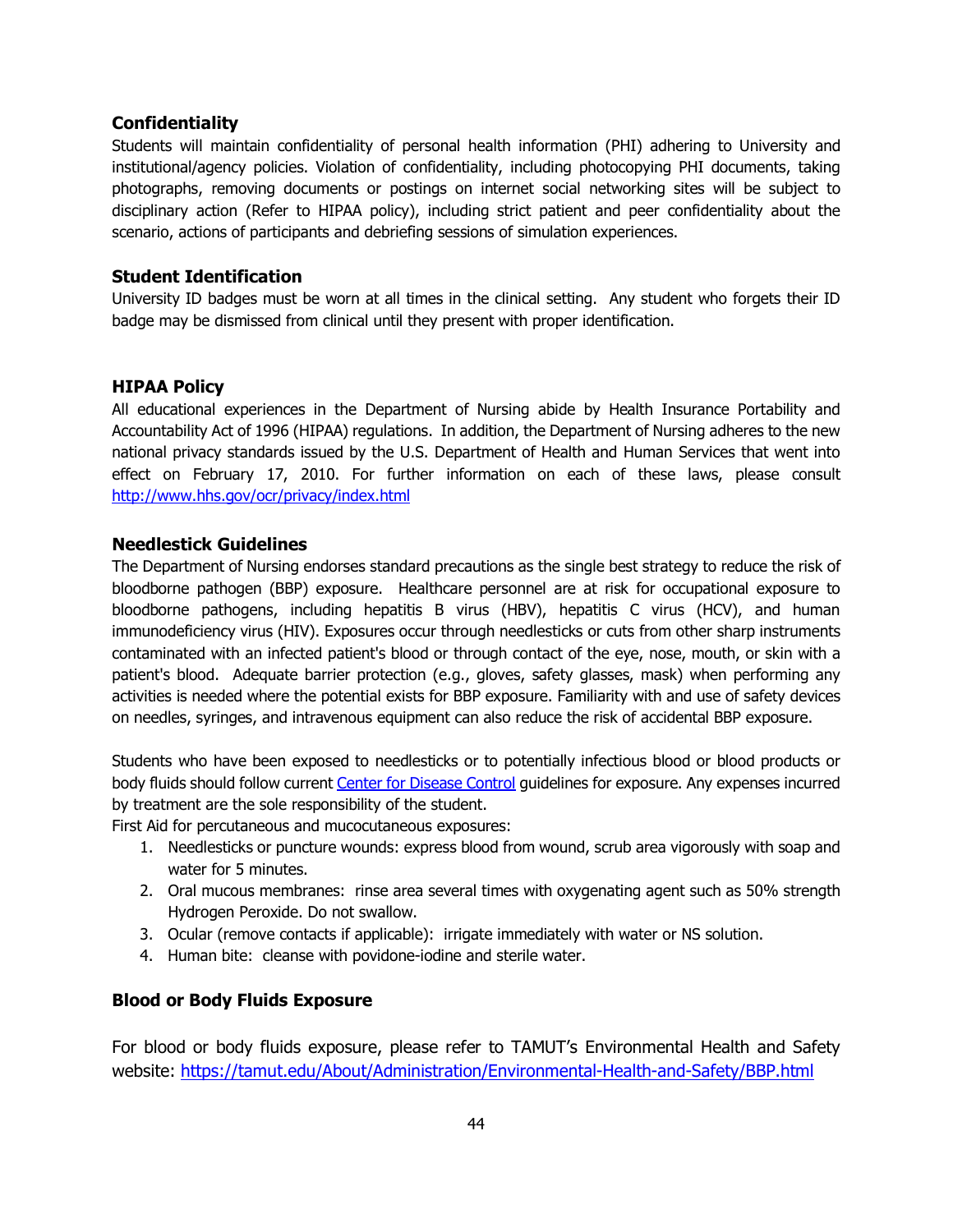### Confidentiality

Students will maintain confidentiality of personal health information (PHI) adhering to University and institutional/agency policies. Violation of confidentiality, including photocopying PHI documents, taking photographs, removing documents or postings on internet social networking sites will be subject to disciplinary action (Refer to HIPAA policy), including strict patient and peer confidentiality about the scenario, actions of participants and debriefing sessions of simulation experiences.

### Student Identification

University ID badges must be worn at all times in the clinical setting. Any student who forgets their ID badge may be dismissed from clinical until they present with proper identification.

### HIPAA Policy

All educational experiences in the Department of Nursing abide by Health Insurance Portability and Accountability Act of 1996 (HIPAA) regulations. In addition, the Department of Nursing adheres to the new national privacy standards issued by the U.S. Department of Health and Human Services that went into effect on February 17, 2010. For further information on each of these laws, please consult [http://www.hhs.gov/ocr/privacy/index.html](http://www.hhs.gov/ocr/privacy/index.html)

### Needlestick Guidelines

The Department of Nursing endorses standard precautions as the single best strategy to reduce the risk of bloodborne pathogen (BBP) exposure. Healthcare personnel are at risk for occupational exposure to bloodborne pathogens, including hepatitis B virus (HBV), hepatitis C virus (HCV), and human immunodeficiency virus (HIV). Exposures occur through needlesticks or cuts from other sharp instruments contaminated with an infected patient's blood or through contact of the eye, nose, mouth, or skin with a patient's blood. Adequate barrier protection (e.g., gloves, safety glasses, mask) when performing any activities is needed where the potential exists for BBP exposure. Familiarity with and use of safety devices on needles, syringes, and intravenous equipment can also reduce the risk of accidental BBP exposure.

Students who have been exposed to needlesticks or to potentially infectious blood or blood products or body fluids should follow current Center for Disease Control guidelines for exposure. Any expenses incurred by treatment are the sole responsibility of the student.

First Aid for percutaneous and mucocutaneous exposures:

1. Needlesticks or puncture wounds: express blood from wound, scrub area vigorously with soap and water for 5 minutes.
2. Oral mucous membranes: rinse area several times with oxygenating agent such as 50% strength Hydrogen Peroxide. Do not swallow.
3. Ocular (remove contacts if applicable): irrigate immediately with water or NS solution.
4. Human bite: cleanse with povidone-iodine and sterile water.

### Blood or Body Fluids Exposure

For blood or body fluids exposure, please refer to TAMUT's Environmental Health and Safety website: [https://tamut.edu/About/Administration/Environmental-Health-and-Safety/BBP.html](https://tamut.edu/About/Administration/Environmental-Health-and-Safety/BBP.html)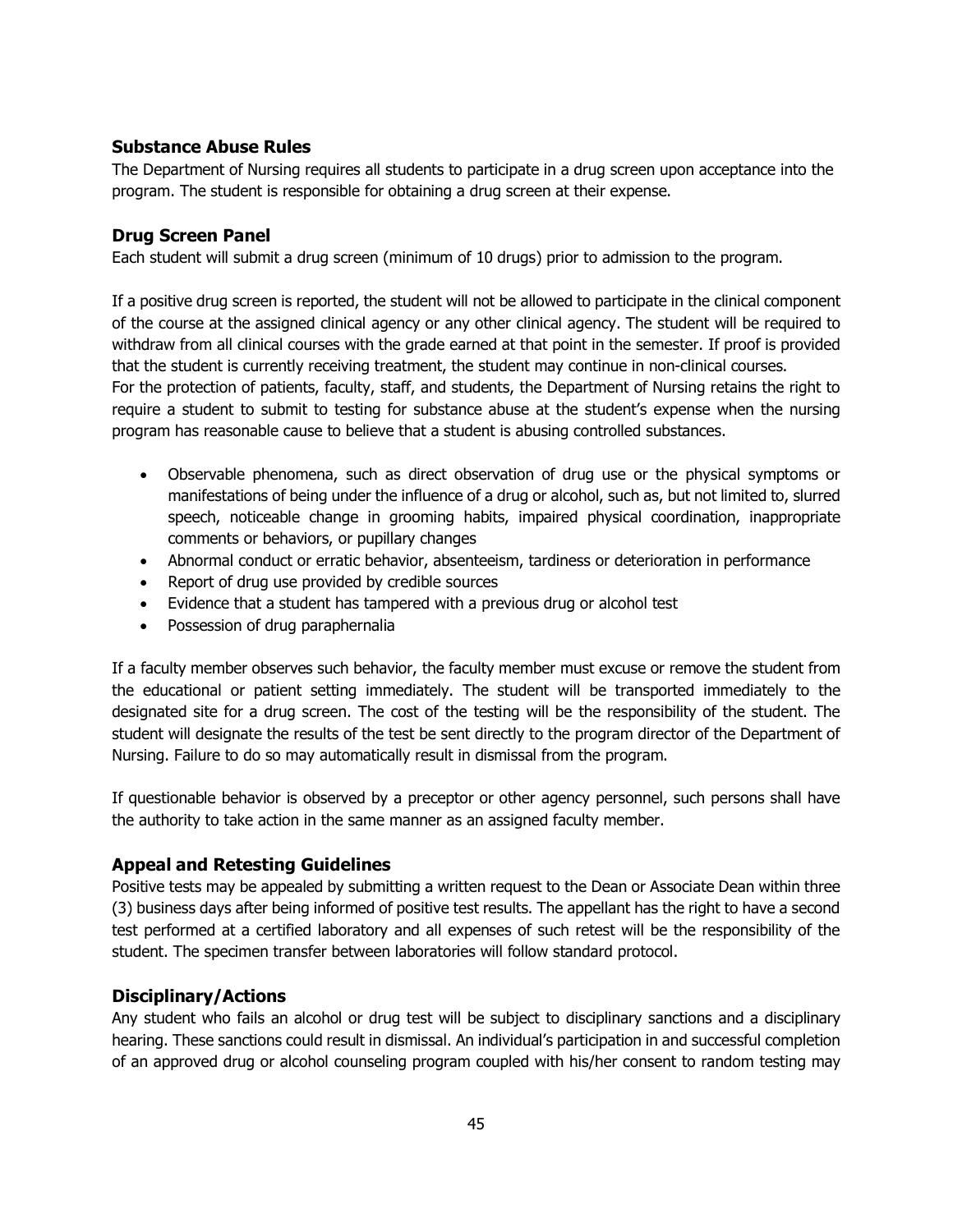## Substance Abuse Rules

The Department of Nursing requires all students to participate in a drug screen upon acceptance into the program. The student is responsible for obtaining a drug screen at their expense.

## Drug Screen Panel

Each student will submit a drug screen (minimum of 10 drugs) prior to admission to the program.

If a positive drug screen is reported, the student will not be allowed to participate in the clinical component of the course at the assigned clinical agency or any other clinical agency. The student will be required to withdraw from all clinical courses with the grade earned at that point in the semester. If proof is provided that the student is currently receiving treatment, the student may continue in non-clinical courses.
For the protection of patients, faculty, staff, and students, the Department of Nursing retains the right to require a student to submit to testing for substance abuse at the student's expense when the nursing program has reasonable cause to believe that a student is abusing controlled substances.

- Observable phenomena, such as direct observation of drug use or the physical symptoms or manifestations of being under the influence of a drug or alcohol, such as, but not limited to, slurred speech, noticeable change in grooming habits, impaired physical coordination, inappropriate comments or behaviors, or pupillary changes
- Abnormal conduct or erratic behavior, absenteeism, tardiness or deterioration in performance
- Report of drug use provided by credible sources
- Evidence that a student has tampered with a previous drug or alcohol test
- Possession of drug paraphernalia

If a faculty member observes such behavior, the faculty member must excuse or remove the student from the educational or patient setting immediately. The student will be transported immediately to the designated site for a drug screen. The cost of the testing will be the responsibility of the student. The student will designate the results of the test be sent directly to the program director of the Department of Nursing. Failure to do so may automatically result in dismissal from the program.

If questionable behavior is observed by a preceptor or other agency personnel, such persons shall have the authority to take action in the same manner as an assigned faculty member.

## Appeal and Retesting Guidelines

Positive tests may be appealed by submitting a written request to the Dean or Associate Dean within three (3) business days after being informed of positive test results. The appellant has the right to have a second test performed at a certified laboratory and all expenses of such retest will be the responsibility of the student. The specimen transfer between laboratories will follow standard protocol.

## Disciplinary/Actions

Any student who fails an alcohol or drug test will be subject to disciplinary sanctions and a disciplinary hearing. These sanctions could result in dismissal. An individual's participation in and successful completion of an approved drug or alcohol counseling program coupled with his/her consent to random testing may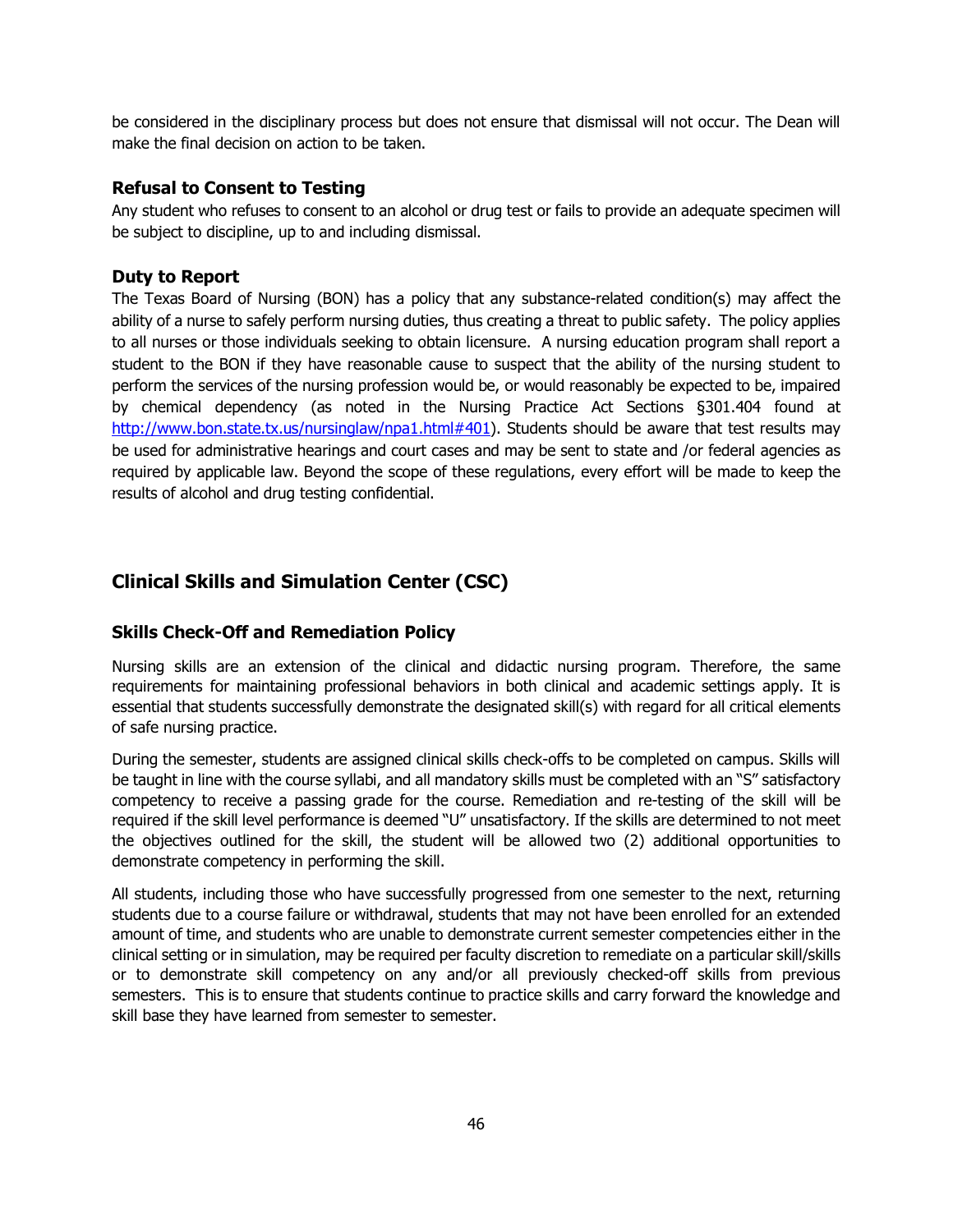be considered in the disciplinary process but does not ensure that dismissal will not occur. The Dean will make the final decision on action to be taken.

### Refusal to Consent to Testing

Any student who refuses to consent to an alcohol or drug test or fails to provide an adequate specimen will be subject to discipline, up to and including dismissal.

### Duty to Report

The Texas Board of Nursing (BON) has a policy that any substance-related condition(s) may affect the ability of a nurse to safely perform nursing duties, thus creating a threat to public safety. The policy applies to all nurses or those individuals seeking to obtain licensure. A nursing education program shall report a student to the BON if they have reasonable cause to suspect that the ability of the nursing student to perform the services of the nursing profession would be, or would reasonably be expected to be, impaired by chemical dependency (as noted in the Nursing Practice Act Sections §301.404 found at [http://www.bon.state.tx.us/nursinglaw/npa1.html#401](http://www.bon.state.tx.us/nursinglaw/npa1.html#401)). Students should be aware that test results may be used for administrative hearings and court cases and may be sent to state and /or federal agencies as required by applicable law. Beyond the scope of these regulations, every effort will be made to keep the results of alcohol and drug testing confidential.

## Clinical Skills and Simulation Center (CSC)

### Skills Check-Off and Remediation Policy

Nursing skills are an extension of the clinical and didactic nursing program. Therefore, the same requirements for maintaining professional behaviors in both clinical and academic settings apply. It is essential that students successfully demonstrate the designated skill(s) with regard for all critical elements of safe nursing practice.

During the semester, students are assigned clinical skills check-offs to be completed on campus. Skills will be taught in line with the course syllabi, and all mandatory skills must be completed with an "S" satisfactory competency to receive a passing grade for the course. Remediation and re-testing of the skill will be required if the skill level performance is deemed "U" unsatisfactory. If the skills are determined to not meet the objectives outlined for the skill, the student will be allowed two (2) additional opportunities to demonstrate competency in performing the skill.

All students, including those who have successfully progressed from one semester to the next, returning students due to a course failure or withdrawal, students that may not have been enrolled for an extended amount of time, and students who are unable to demonstrate current semester competencies either in the clinical setting or in simulation, may be required per faculty discretion to remediate on a particular skill/skills or to demonstrate skill competency on any and/or all previously checked-off skills from previous semesters. This is to ensure that students continue to practice skills and carry forward the knowledge and skill base they have learned from semester to semester.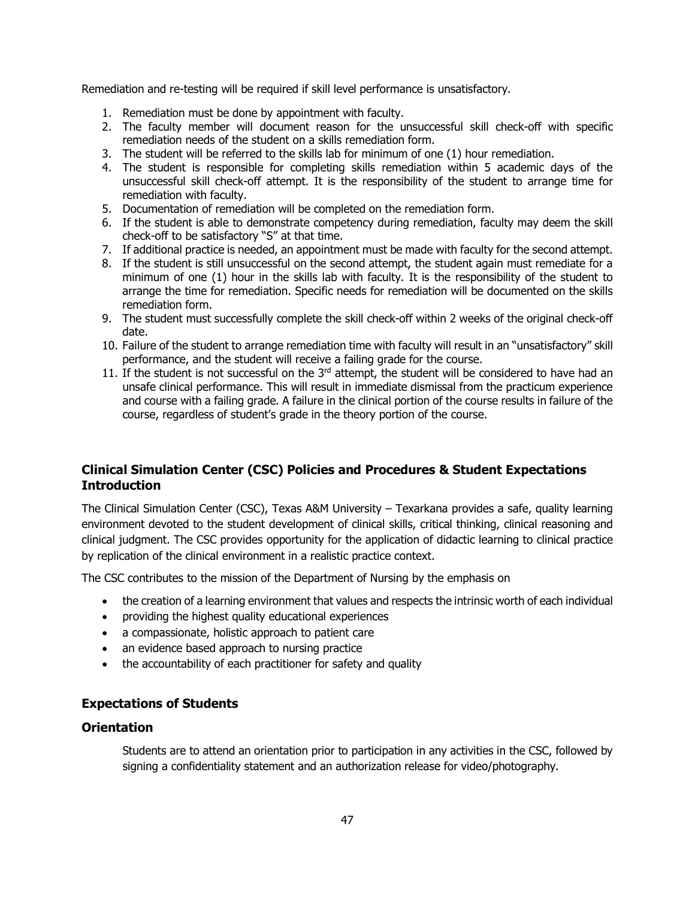Remediation and re-testing will be required if skill level performance is unsatisfactory.

1. Remediation must be done by appointment with faculty.
2. The faculty member will document reason for the unsuccessful skill check-off with specific remediation needs of the student on a skills remediation form.
3. The student will be referred to the skills lab for minimum of one (1) hour remediation.
4. The student is responsible for completing skills remediation within 5 academic days of the unsuccessful skill check-off attempt. It is the responsibility of the student to arrange time for remediation with faculty.
5. Documentation of remediation will be completed on the remediation form.
6. If the student is able to demonstrate competency during remediation, faculty may deem the skill check-off to be satisfactory "S" at that time.
7. If additional practice is needed, an appointment must be made with faculty for the second attempt.
8. If the student is still unsuccessful on the second attempt, the student again must remediate for a minimum of one (1) hour in the skills lab with faculty. It is the responsibility of the student to arrange the time for remediation. Specific needs for remediation will be documented on the skills remediation form.
9. The student must successfully complete the skill check-off within 2 weeks of the original check-off date.
10. Failure of the student to arrange remediation time with faculty will result in an "unsatisfactory" skill performance, and the student will receive a failing grade for the course.
11. If the student is not successful on the 3rd attempt, the student will be considered to have had an unsafe clinical performance. This will result in immediate dismissal from the practicum experience and course with a failing grade. A failure in the clinical portion of the course results in failure of the course, regardless of student's grade in the theory portion of the course.

## Clinical Simulation Center (CSC) Policies and Procedures & Student Expectations Introduction

The Clinical Simulation Center (CSC), Texas A&M University – Texarkana provides a safe, quality learning environment devoted to the student development of clinical skills, critical thinking, clinical reasoning and clinical judgment. The CSC provides opportunity for the application of didactic learning to clinical practice by replication of the clinical environment in a realistic practice context.

The CSC contributes to the mission of the Department of Nursing by the emphasis on

- the creation of a learning environment that values and respects the intrinsic worth of each individual
- providing the highest quality educational experiences
- a compassionate, holistic approach to patient care
- an evidence based approach to nursing practice
- the accountability of each practitioner for safety and quality

## Expectations of Students

## Orientation

Students are to attend an orientation prior to participation in any activities in the CSC, followed by signing a confidentiality statement and an authorization release for video/photography.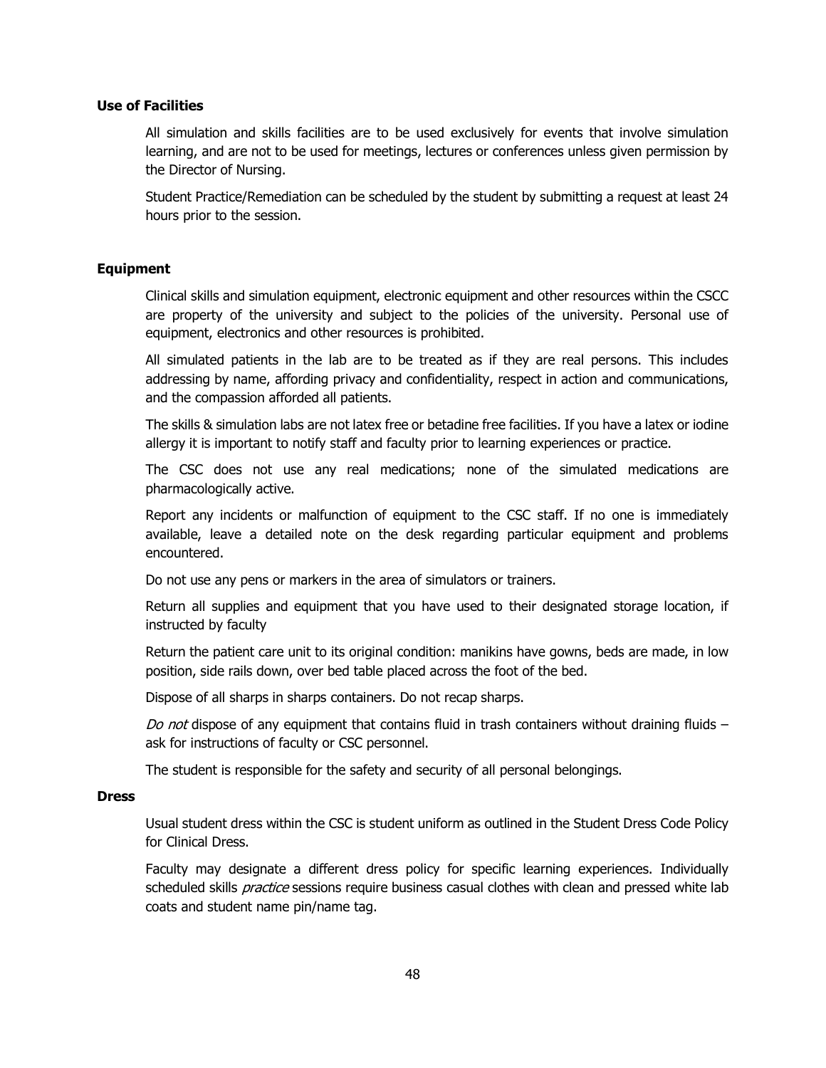**Use of Facilities**

All simulation and skills facilities are to be used exclusively for events that involve simulation learning, and are not to be used for meetings, lectures or conferences unless given permission by the Director of Nursing.

Student Practice/Remediation can be scheduled by the student by submitting a request at least 24 hours prior to the session.

**Equipment**

Clinical skills and simulation equipment, electronic equipment and other resources within the CSCC are property of the university and subject to the policies of the university. Personal use of equipment, electronics and other resources is prohibited.

All simulated patients in the lab are to be treated as if they are real persons. This includes addressing by name, affording privacy and confidentiality, respect in action and communications, and the compassion afforded all patients.

The skills & simulation labs are not latex free or betadine free facilities. If you have a latex or iodine allergy it is important to notify staff and faculty prior to learning experiences or practice.

The CSC does not use any real medications; none of the simulated medications are pharmacologically active.

Report any incidents or malfunction of equipment to the CSC staff. If no one is immediately available, leave a detailed note on the desk regarding particular equipment and problems encountered.

Do not use any pens or markers in the area of simulators or trainers.

Return all supplies and equipment that you have used to their designated storage location, if instructed by faculty

Return the patient care unit to its original condition: manikins have gowns, beds are made, in low position, side rails down, over bed table placed across the foot of the bed.

Dispose of all sharps in sharps containers. Do not recap sharps.

*Do not* dispose of any equipment that contains fluid in trash containers without draining fluids – ask for instructions of faculty or CSC personnel.

The student is responsible for the safety and security of all personal belongings.

**Dress**

Usual student dress within the CSC is student uniform as outlined in the Student Dress Code Policy for Clinical Dress.

Faculty may designate a different dress policy for specific learning experiences. Individually scheduled skills *practice* sessions require business casual clothes with clean and pressed white lab coats and student name pin/name tag.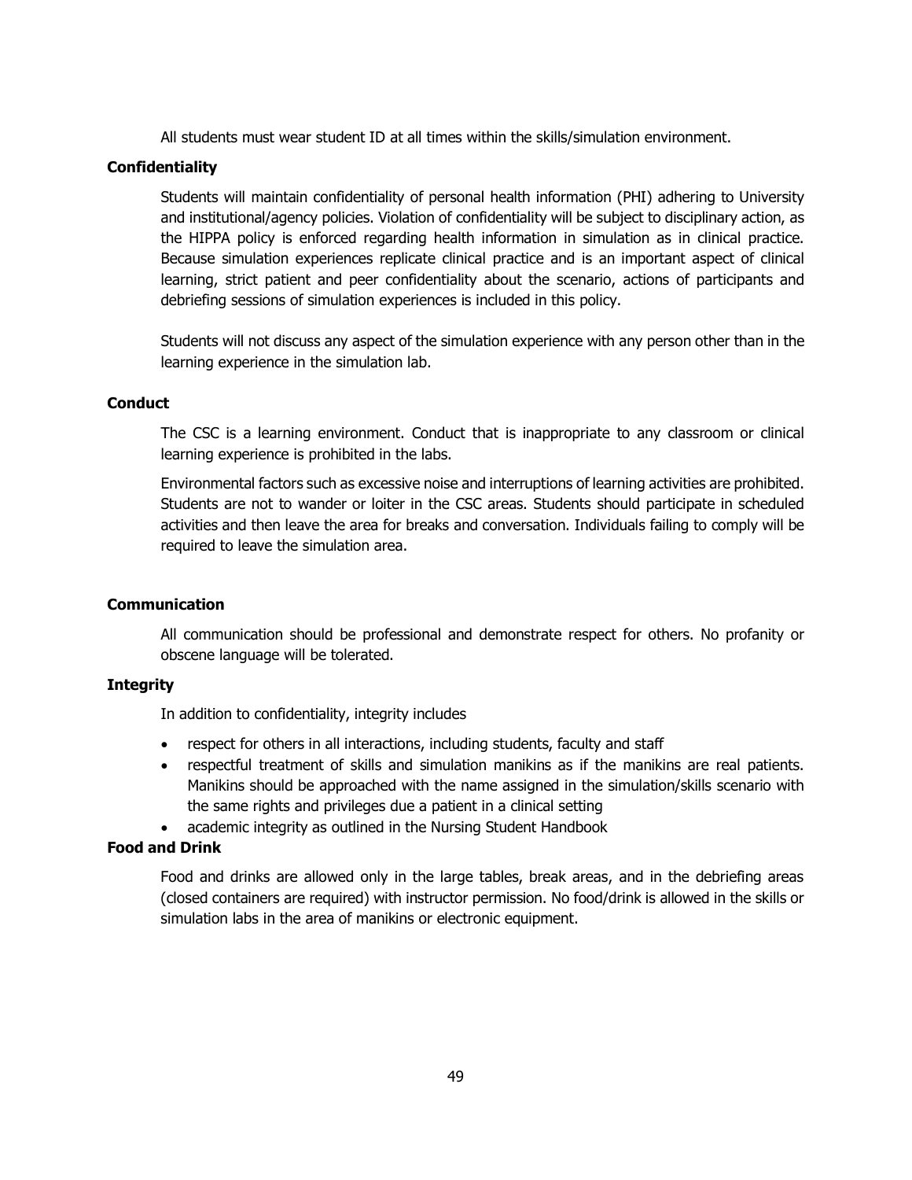All students must wear student ID at all times within the skills/simulation environment.

**Confidentiality**

Students will maintain confidentiality of personal health information (PHI) adhering to University and institutional/agency policies. Violation of confidentiality will be subject to disciplinary action, as the HIPPA policy is enforced regarding health information in simulation as in clinical practice. Because simulation experiences replicate clinical practice and is an important aspect of clinical learning, strict patient and peer confidentiality about the scenario, actions of participants and debriefing sessions of simulation experiences is included in this policy.

Students will not discuss any aspect of the simulation experience with any person other than in the learning experience in the simulation lab.

**Conduct**

The CSC is a learning environment. Conduct that is inappropriate to any classroom or clinical learning experience is prohibited in the labs.

Environmental factors such as excessive noise and interruptions of learning activities are prohibited. Students are not to wander or loiter in the CSC areas. Students should participate in scheduled activities and then leave the area for breaks and conversation. Individuals failing to comply will be required to leave the simulation area.

**Communication**

All communication should be professional and demonstrate respect for others. No profanity or obscene language will be tolerated.

**Integrity**

In addition to confidentiality, integrity includes

- respect for others in all interactions, including students, faculty and staff
- respectful treatment of skills and simulation manikins as if the manikins are real patients. Manikins should be approached with the name assigned in the simulation/skills scenario with the same rights and privileges due a patient in a clinical setting
- academic integrity as outlined in the Nursing Student Handbook

**Food and Drink**

Food and drinks are allowed only in the large tables, break areas, and in the debriefing areas (closed containers are required) with instructor permission. No food/drink is allowed in the skills or simulation labs in the area of manikins or electronic equipment.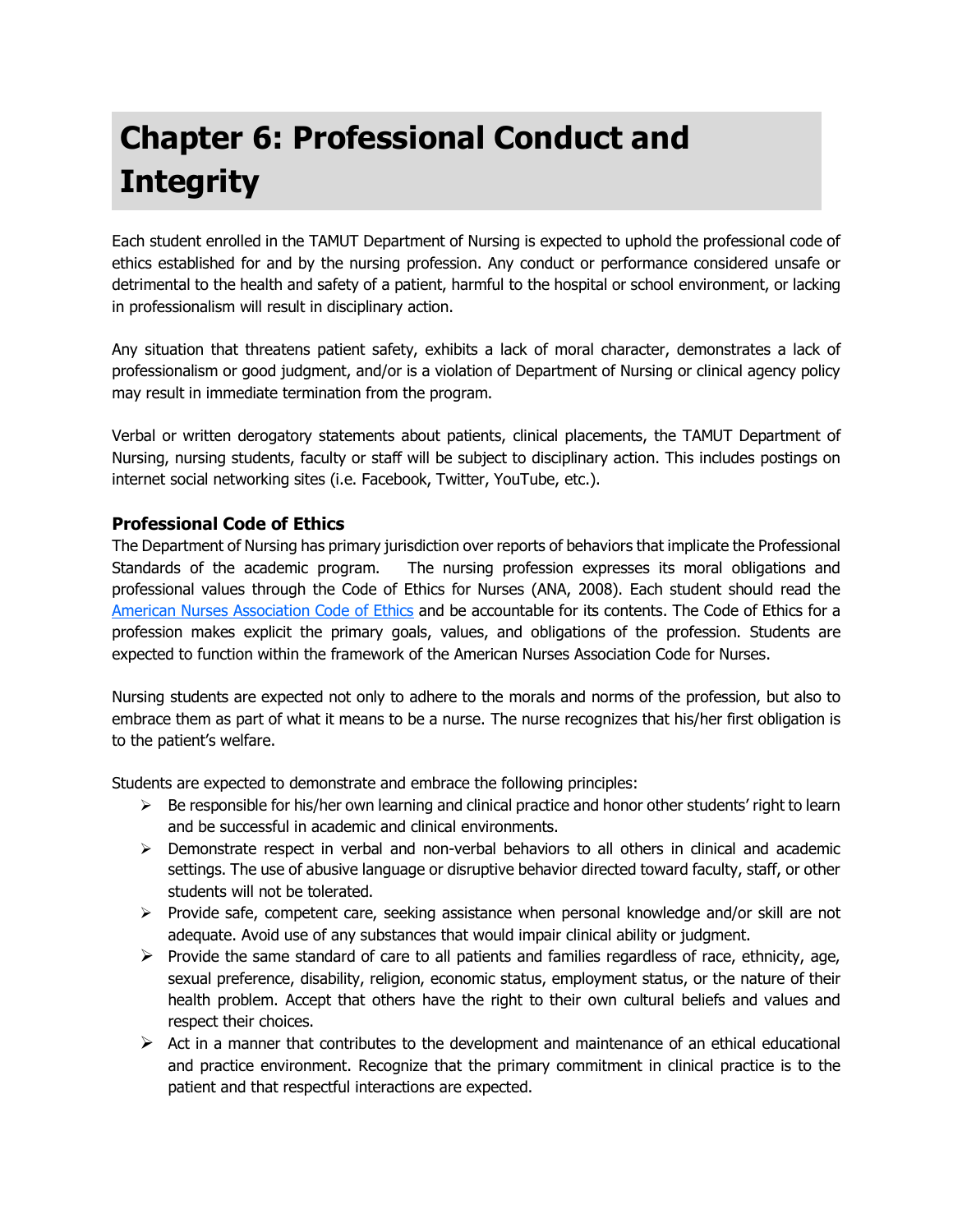# Chapter 6: Professional Conduct and Integrity

Each student enrolled in the TAMUT Department of Nursing is expected to uphold the professional code of ethics established for and by the nursing profession. Any conduct or performance considered unsafe or detrimental to the health and safety of a patient, harmful to the hospital or school environment, or lacking in professionalism will result in disciplinary action.

Any situation that threatens patient safety, exhibits a lack of moral character, demonstrates a lack of professionalism or good judgment, and/or is a violation of Department of Nursing or clinical agency policy may result in immediate termination from the program.

Verbal or written derogatory statements about patients, clinical placements, the TAMUT Department of Nursing, nursing students, faculty or staff will be subject to disciplinary action. This includes postings on internet social networking sites (i.e. Facebook, Twitter, YouTube, etc.).

### Professional Code of Ethics

The Department of Nursing has primary jurisdiction over reports of behaviors that implicate the Professional Standards of the academic program. The nursing profession expresses its moral obligations and professional values through the Code of Ethics for Nurses (ANA, 2008). Each student should read the American Nurses Association Code of Ethics and be accountable for its contents. The Code of Ethics for a profession makes explicit the primary goals, values, and obligations of the profession. Students are expected to function within the framework of the American Nurses Association Code for Nurses.

Nursing students are expected not only to adhere to the morals and norms of the profession, but also to embrace them as part of what it means to be a nurse. The nurse recognizes that his/her first obligation is to the patient's welfare.

Students are expected to demonstrate and embrace the following principles:

- Be responsible for his/her own learning and clinical practice and honor other students' right to learn and be successful in academic and clinical environments.
- Demonstrate respect in verbal and non-verbal behaviors to all others in clinical and academic settings. The use of abusive language or disruptive behavior directed toward faculty, staff, or other students will not be tolerated.
- Provide safe, competent care, seeking assistance when personal knowledge and/or skill are not adequate. Avoid use of any substances that would impair clinical ability or judgment.
- Provide the same standard of care to all patients and families regardless of race, ethnicity, age, sexual preference, disability, religion, economic status, employment status, or the nature of their health problem. Accept that others have the right to their own cultural beliefs and values and respect their choices.
- Act in a manner that contributes to the development and maintenance of an ethical educational and practice environment. Recognize that the primary commitment in clinical practice is to the patient and that respectful interactions are expected.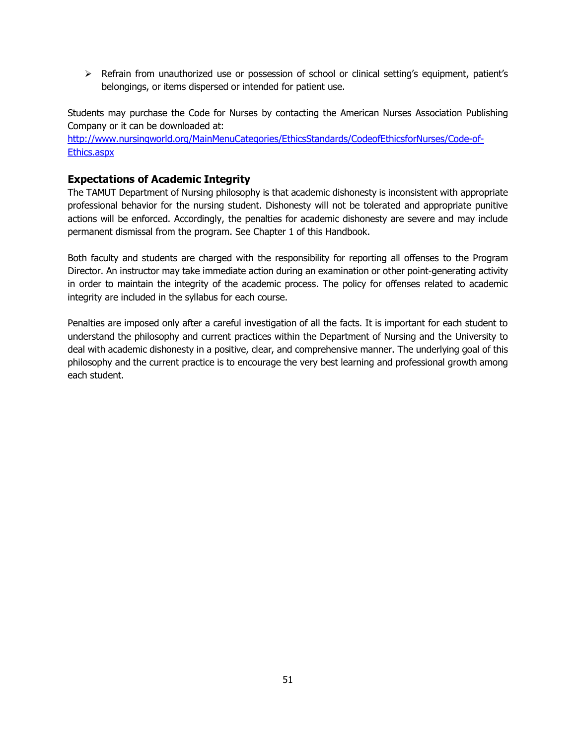- Refrain from unauthorized use or possession of school or clinical setting's equipment, patient's belongings, or items dispersed or intended for patient use.

Students may purchase the Code for Nurses by contacting the American Nurses Association Publishing Company or it can be downloaded at:
[http://www.nursingworld.org/MainMenuCategories/EthicsStandards/CodeofEthicsforNurses/Code-of-Ethics.aspx](http://www.nursingworld.org/MainMenuCategories/EthicsStandards/CodeofEthicsforNurses/Code-of-Ethics.aspx)

### Expectations of Academic Integrity

The TAMUT Department of Nursing philosophy is that academic dishonesty is inconsistent with appropriate professional behavior for the nursing student. Dishonesty will not be tolerated and appropriate punitive actions will be enforced. Accordingly, the penalties for academic dishonesty are severe and may include permanent dismissal from the program. See Chapter 1 of this Handbook.

Both faculty and students are charged with the responsibility for reporting all offenses to the Program Director. An instructor may take immediate action during an examination or other point-generating activity in order to maintain the integrity of the academic process. The policy for offenses related to academic integrity are included in the syllabus for each course.

Penalties are imposed only after a careful investigation of all the facts. It is important for each student to understand the philosophy and current practices within the Department of Nursing and the University to deal with academic dishonesty in a positive, clear, and comprehensive manner. The underlying goal of this philosophy and the current practice is to encourage the very best learning and professional growth among each student.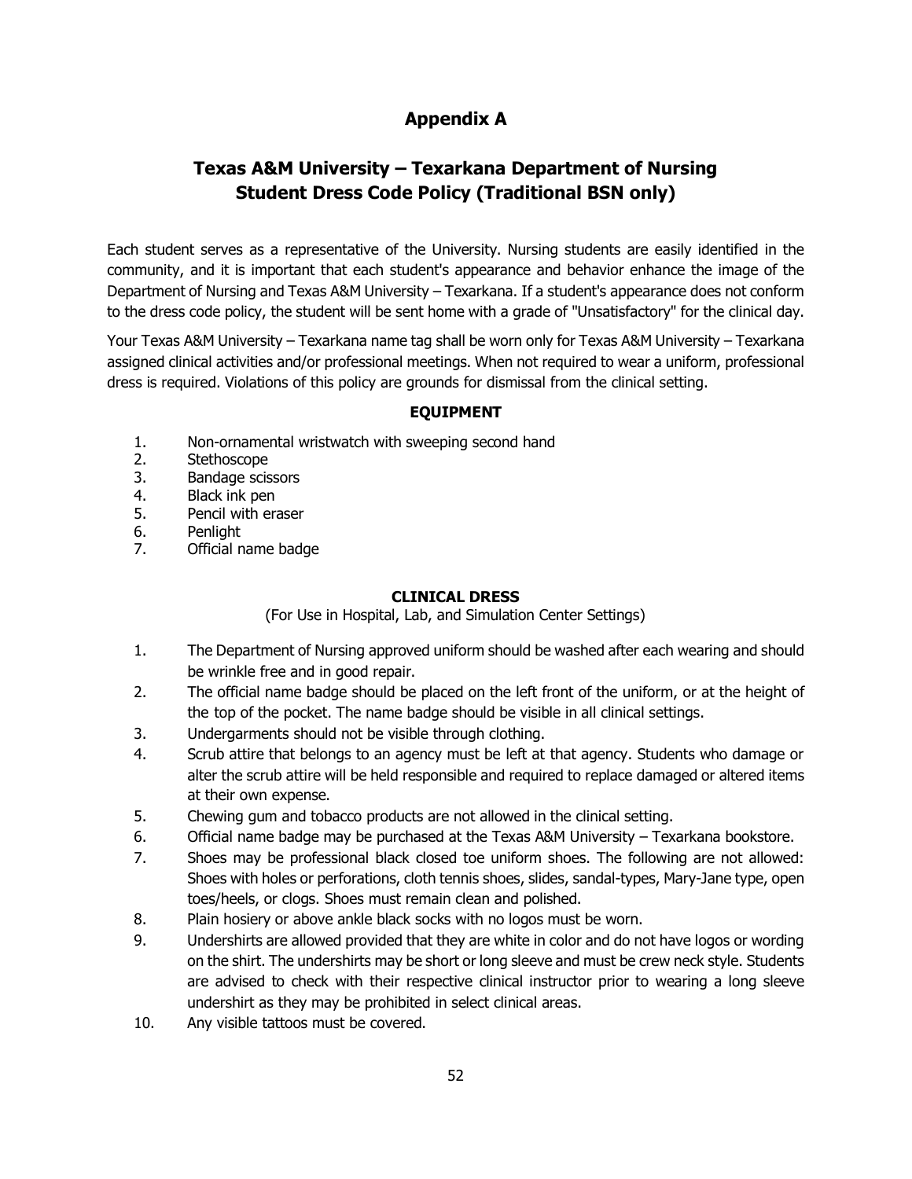# Appendix A

## Texas A&M University – Texarkana Department of Nursing
## Student Dress Code Policy (Traditional BSN only)

Each student serves as a representative of the University. Nursing students are easily identified in the community, and it is important that each student's appearance and behavior enhance the image of the Department of Nursing and Texas A&M University – Texarkana. If a student's appearance does not conform to the dress code policy, the student will be sent home with a grade of "Unsatisfactory" for the clinical day.

Your Texas A&M University – Texarkana name tag shall be worn only for Texas A&M University – Texarkana assigned clinical activities and/or professional meetings. When not required to wear a uniform, professional dress is required. Violations of this policy are grounds for dismissal from the clinical setting.

### EQUIPMENT

1. Non-ornamental wristwatch with sweeping second hand
2. Stethoscope
3. Bandage scissors
4. Black ink pen
5. Pencil with eraser
6. Penlight
7. Official name badge

### CLINICAL DRESS

(For Use in Hospital, Lab, and Simulation Center Settings)

1. The Department of Nursing approved uniform should be washed after each wearing and should be wrinkle free and in good repair.
2. The official name badge should be placed on the left front of the uniform, or at the height of the top of the pocket. The name badge should be visible in all clinical settings.
3. Undergarments should not be visible through clothing.
4. Scrub attire that belongs to an agency must be left at that agency. Students who damage or alter the scrub attire will be held responsible and required to replace damaged or altered items at their own expense.
5. Chewing gum and tobacco products are not allowed in the clinical setting.
6. Official name badge may be purchased at the Texas A&M University – Texarkana bookstore.
7. Shoes may be professional black closed toe uniform shoes. The following are not allowed: Shoes with holes or perforations, cloth tennis shoes, slides, sandal-types, Mary-Jane type, open toes/heels, or clogs. Shoes must remain clean and polished.
8. Plain hosiery or above ankle black socks with no logos must be worn.
9. Undershirts are allowed provided that they are white in color and do not have logos or wording on the shirt. The undershirts may be short or long sleeve and must be crew neck style. Students are advised to check with their respective clinical instructor prior to wearing a long sleeve undershirt as they may be prohibited in select clinical areas.
10. Any visible tattoos must be covered.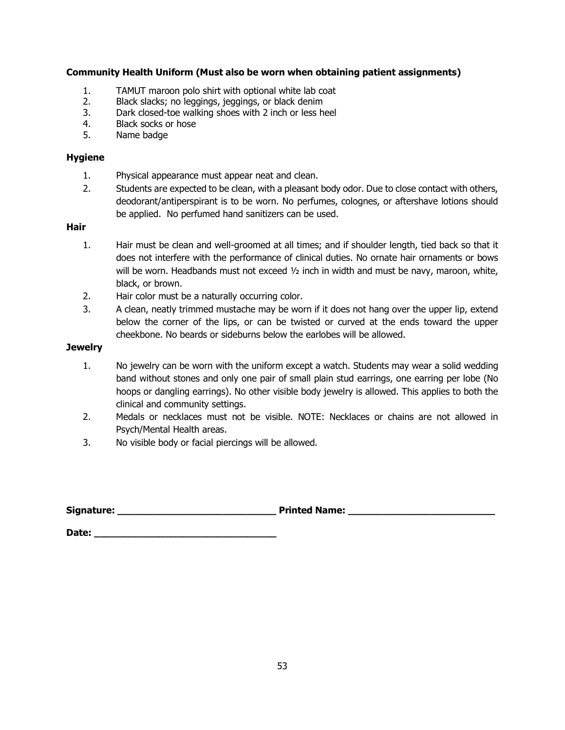**Community Health Uniform (Must also be worn when obtaining patient assignments)**

1. TAMUT maroon polo shirt with optional white lab coat
2. Black slacks; no leggings, jeggings, or black denim
3. Dark closed-toe walking shoes with 2 inch or less heel
4. Black socks or hose
5. Name badge

**Hygiene**

1. Physical appearance must appear neat and clean.
2. Students are expected to be clean, with a pleasant body odor. Due to close contact with others, deodorant/antiperspirant is to be worn. No perfumes, colognes, or aftershave lotions should be applied. No perfumed hand sanitizers can be used.

**Hair**

1. Hair must be clean and well-groomed at all times; and if shoulder length, tied back so that it does not interfere with the performance of clinical duties. No ornate hair ornaments or bows will be worn. Headbands must not exceed ½ inch in width and must be navy, maroon, white, black, or brown.
2. Hair color must be a naturally occurring color.
3. A clean, neatly trimmed mustache may be worn if it does not hang over the upper lip, extend below the corner of the lips, or can be twisted or curved at the ends toward the upper cheekbone. No beards or sideburns below the earlobes will be allowed.

**Jewelry**

1. No jewelry can be worn with the uniform except a watch. Students may wear a solid wedding band without stones and only one pair of small plain stud earrings, one earring per lobe (No hoops or dangling earrings). No other visible body jewelry is allowed. This applies to both the clinical and community settings.
2. Medals or necklaces must not be visible. NOTE: Necklaces or chains are not allowed in Psych/Mental Health areas.
3. No visible body or facial piercings will be allowed.

**Signature: ____________________________ Printed Name: __________________________**

**Date: ________________________________**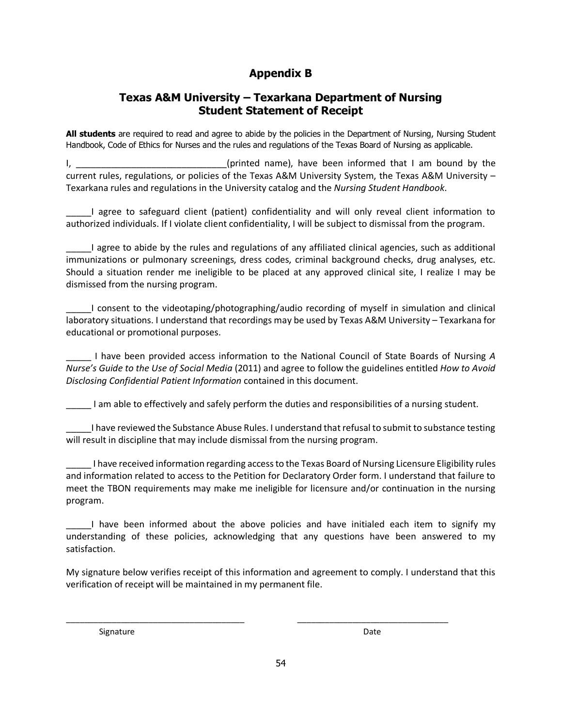# Appendix B

## Texas A&M University – Texarkana Department of Nursing
## Student Statement of Receipt

**All students** are required to read and agree to abide by the policies in the Department of Nursing, Nursing Student Handbook, Code of Ethics for Nurses and the rules and regulations of the Texas Board of Nursing as applicable.

I, ______________________________(printed name), have been informed that I am bound by the current rules, regulations, or policies of the Texas A&M University System, the Texas A&M University – Texarkana rules and regulations in the University catalog and the *Nursing Student Handbook*.

_____I agree to safeguard client (patient) confidentiality and will only reveal client information to authorized individuals. If I violate client confidentiality, I will be subject to dismissal from the program.

_____I agree to abide by the rules and regulations of any affiliated clinical agencies, such as additional immunizations or pulmonary screenings, dress codes, criminal background checks, drug analyses, etc. Should a situation render me ineligible to be placed at any approved clinical site, I realize I may be dismissed from the nursing program.

_____I consent to the videotaping/photographing/audio recording of myself in simulation and clinical laboratory situations. I understand that recordings may be used by Texas A&M University – Texarkana for educational or promotional purposes.

_____ I have been provided access information to the National Council of State Boards of Nursing *A Nurse's Guide to the Use of Social Media* (2011) and agree to follow the guidelines entitled *How to Avoid Disclosing Confidential Patient Information* contained in this document.

_____ I am able to effectively and safely perform the duties and responsibilities of a nursing student.

_____I have reviewed the Substance Abuse Rules. I understand that refusal to submit to substance testing will result in discipline that may include dismissal from the nursing program.

_____ I have received information regarding access to the Texas Board of Nursing Licensure Eligibility rules and information related to access to the Petition for Declaratory Order form. I understand that failure to meet the TBON requirements may make me ineligible for licensure and/or continuation in the nursing program.

_____I have been informed about the above policies and have initialed each item to signify my understanding of these policies, acknowledging that any questions have been answered to my satisfaction.

My signature below verifies receipt of this information and agreement to comply. I understand that this verification of receipt will be maintained in my permanent file.

_____________________________________ _______________________________

Signature Date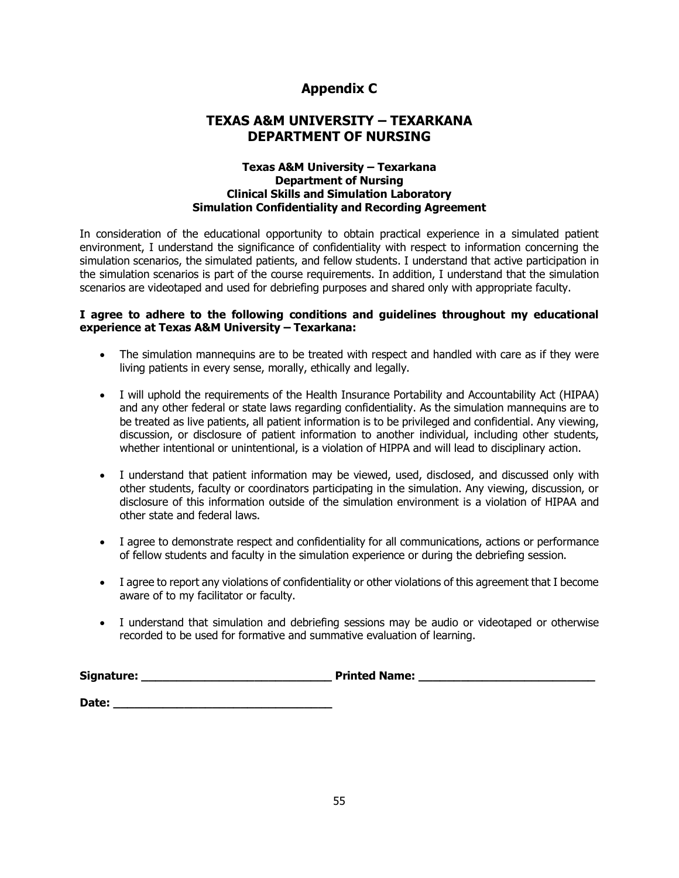# Appendix C

# TEXAS A&M UNIVERSITY – TEXARKANA
# DEPARTMENT OF NURSING

### Texas A&M University – Texarkana
### Department of Nursing
### Clinical Skills and Simulation Laboratory
### Simulation Confidentiality and Recording Agreement

In consideration of the educational opportunity to obtain practical experience in a simulated patient environment, I understand the significance of confidentiality with respect to information concerning the simulation scenarios, the simulated patients, and fellow students. I understand that active participation in the simulation scenarios is part of the course requirements. In addition, I understand that the simulation scenarios are videotaped and used for debriefing purposes and shared only with appropriate faculty.

**I agree to adhere to the following conditions and guidelines throughout my educational experience at Texas A&M University – Texarkana:**

- The simulation mannequins are to be treated with respect and handled with care as if they were living patients in every sense, morally, ethically and legally.
- I will uphold the requirements of the Health Insurance Portability and Accountability Act (HIPAA) and any other federal or state laws regarding confidentiality. As the simulation mannequins are to be treated as live patients, all patient information is to be privileged and confidential. Any viewing, discussion, or disclosure of patient information to another individual, including other students, whether intentional or unintentional, is a violation of HIPPA and will lead to disciplinary action.
- I understand that patient information may be viewed, used, disclosed, and discussed only with other students, faculty or coordinators participating in the simulation. Any viewing, discussion, or disclosure of this information outside of the simulation environment is a violation of HIPAA and other state and federal laws.
- I agree to demonstrate respect and confidentiality for all communications, actions or performance of fellow students and faculty in the simulation experience or during the debriefing session.
- I agree to report any violations of confidentiality or other violations of this agreement that I become aware of to my facilitator or faculty.
- I understand that simulation and debriefing sessions may be audio or videotaped or otherwise recorded to be used for formative and summative evaluation of learning.

**Signature: ____________________________ Printed Name: __________________________**

**Date: ________________________________**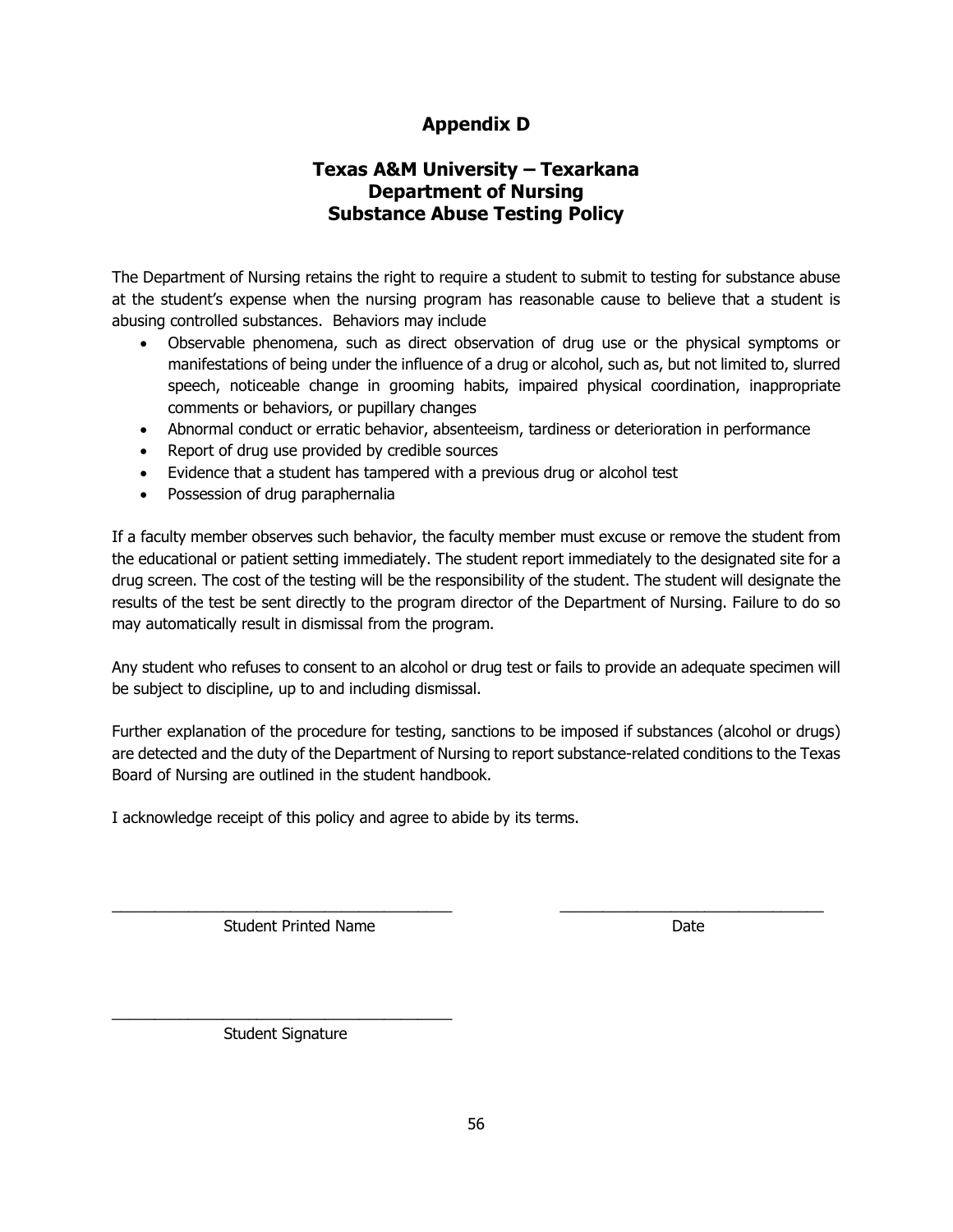# Appendix D

## Texas A&M University – Texarkana
## Department of Nursing
## Substance Abuse Testing Policy

The Department of Nursing retains the right to require a student to submit to testing for substance abuse at the student's expense when the nursing program has reasonable cause to believe that a student is abusing controlled substances. Behaviors may include

- Observable phenomena, such as direct observation of drug use or the physical symptoms or manifestations of being under the influence of a drug or alcohol, such as, but not limited to, slurred speech, noticeable change in grooming habits, impaired physical coordination, inappropriate comments or behaviors, or pupillary changes
- Abnormal conduct or erratic behavior, absenteeism, tardiness or deterioration in performance
- Report of drug use provided by credible sources
- Evidence that a student has tampered with a previous drug or alcohol test
- Possession of drug paraphernalia

If a faculty member observes such behavior, the faculty member must excuse or remove the student from the educational or patient setting immediately. The student report immediately to the designated site for a drug screen. The cost of the testing will be the responsibility of the student. The student will designate the results of the test be sent directly to the program director of the Department of Nursing. Failure to do so may automatically result in dismissal from the program.

Any student who refuses to consent to an alcohol or drug test or fails to provide an adequate specimen will be subject to discipline, up to and including dismissal.

Further explanation of the procedure for testing, sanctions to be imposed if substances (alcohol or drugs) are detected and the duty of the Department of Nursing to report substance-related conditions to the Texas Board of Nursing are outlined in the student handbook.

I acknowledge receipt of this policy and agree to abide by its terms.

\_\_\_\_\_\_\_\_\_\_\_\_\_\_\_\_\_\_\_\_\_\_\_\_\_\_\_\_\_\_\_\_\_\_\_\_\_\_\_ \_\_\_\_\_\_\_\_\_\_\_\_\_\_\_\_\_\_\_\_\_\_\_\_\_\_\_\_\_\_\_

Student Printed Name Date

\_\_\_\_\_\_\_\_\_\_\_\_\_\_\_\_\_\_\_\_\_\_\_\_\_\_\_\_\_\_\_\_\_\_\_\_\_\_\_

Student Signature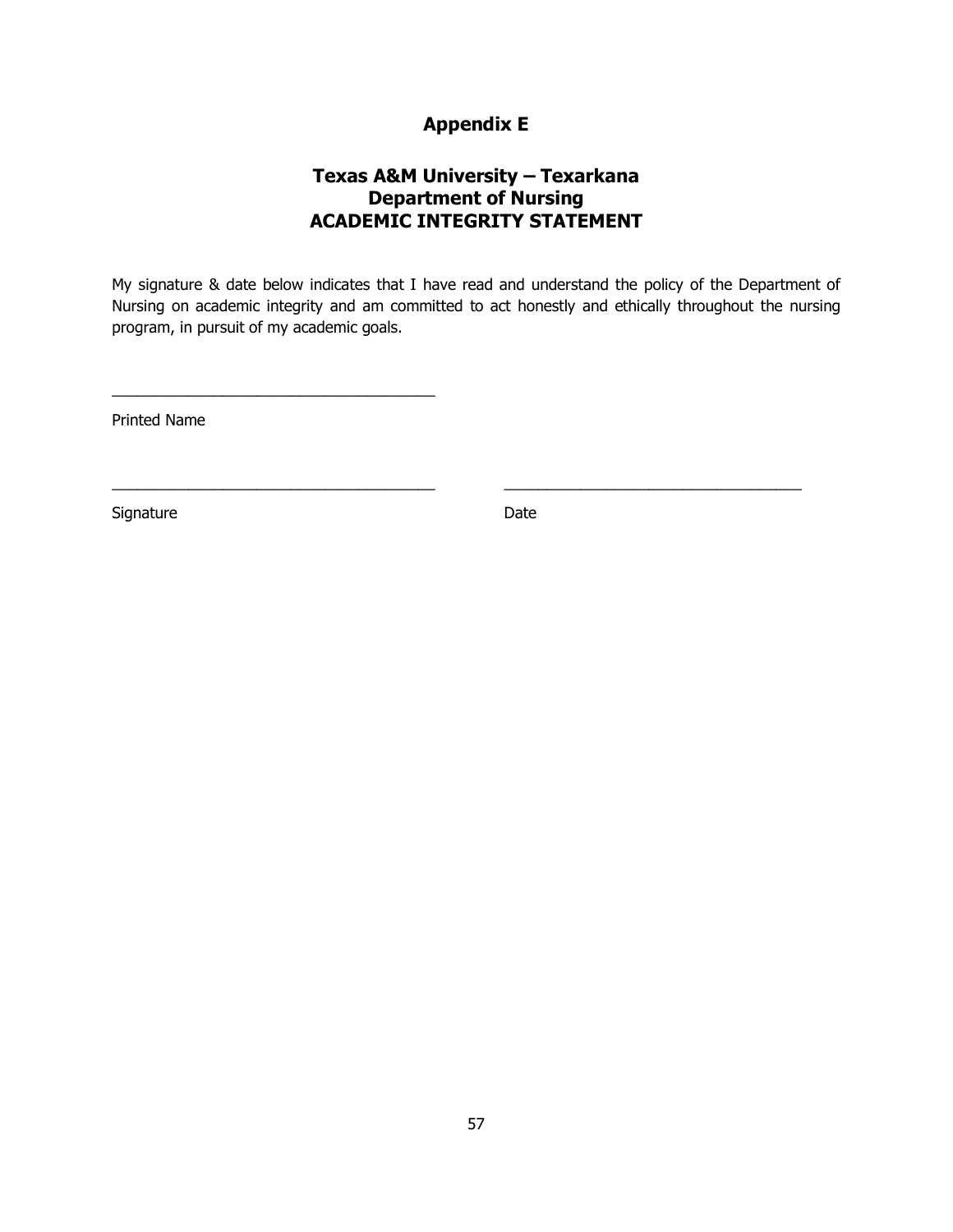# Appendix E

## Texas A&M University – Texarkana
## Department of Nursing
## ACADEMIC INTEGRITY STATEMENT

My signature & date below indicates that I have read and understand the policy of the Department of Nursing on academic integrity and am committed to act honestly and ethically throughout the nursing program, in pursuit of my academic goals.

\_\_\_\_\_\_\_\_\_\_\_\_\_\_\_\_\_\_\_\_\_\_\_\_\_\_\_\_\_\_\_\_\_\_\_\_\_\_

Printed Name

\_\_\_\_\_\_\_\_\_\_\_\_\_\_\_\_\_\_\_\_\_\_\_\_\_\_\_\_\_\_\_\_\_\_\_\_\_\_ \_\_\_\_\_\_\_\_\_\_\_\_\_\_\_\_\_\_\_\_\_\_\_\_\_\_\_\_\_\_\_\_\_\_\_\_

Signature Date